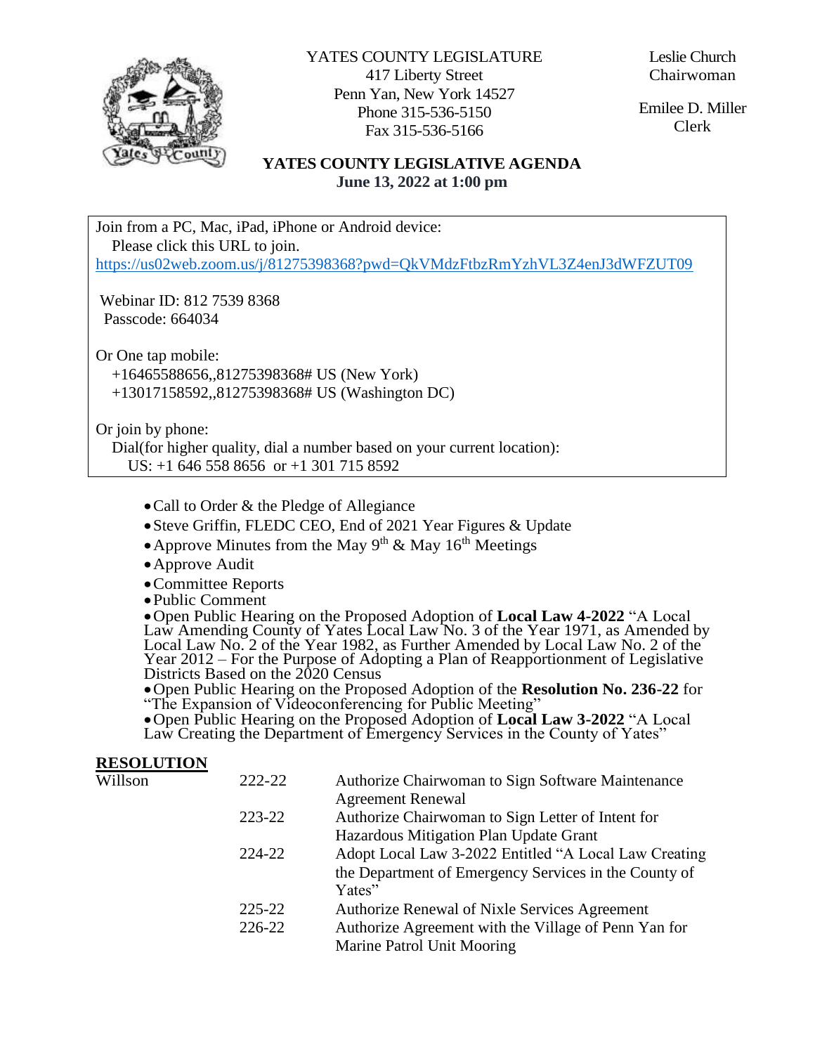YATES COUNTY LEGISLATURE
417 Liberty Street
Penn Yan, New York 14527
Phone 315-536-5150
Fax 315-536-5166

Leslie Church
Chairwoman

Emilee D. Miller
Clerk

# YATES COUNTY LEGISLATIVE AGENDA
**June 13, 2022 at 1:00 pm**

Join from a PC, Mac, iPad, iPhone or Android device:
Please click this URL to join.
https://us02web.zoom.us/j/81275398368?pwd=QkVMdzFtbzRmYzhVL3Z4enJ3dWFZUT09

Webinar ID: 812 7539 8368
Passcode: 664034

Or One tap mobile:
+16465588656,,81275398368# US (New York)
+13017158592,,81275398368# US (Washington DC)

Or join by phone:
Dial(for higher quality, dial a number based on your current location):
US: +1 646 558 8656 or +1 301 715 8592

- Call to Order & the Pledge of Allegiance
- Steve Griffin, FLEDC CEO, End of 2021 Year Figures & Update
- Approve Minutes from the May 9th & May 16th Meetings
- Approve Audit
- Committee Reports
- Public Comment
- Open Public Hearing on the Proposed Adoption of **Local Law 4-2022** "A Local Law Amending County of Yates Local Law No. 3 of the Year 1971, as Amended by Local Law No. 2 of the Year 1982, as Further Amended by Local Law No. 2 of the Year 2012 – For the Purpose of Adopting a Plan of Reapportionment of Legislative Districts Based on the 2020 Census
- Open Public Hearing on the Proposed Adoption of the **Resolution No. 236-22** for "The Expansion of Videoconferencing for Public Meeting"
- Open Public Hearing on the Proposed Adoption of **Local Law 3-2022** "A Local Law Creating the Department of Emergency Services in the County of Yates"

## RESOLUTION

| | | |
|---|---|---|
| Willson | 222-22 | Authorize Chairwoman to Sign Software Maintenance Agreement Renewal |
| | 223-22 | Authorize Chairwoman to Sign Letter of Intent for Hazardous Mitigation Plan Update Grant |
| | 224-22 | Adopt Local Law 3-2022 Entitled "A Local Law Creating the Department of Emergency Services in the County of Yates" |
| | 225-22 | Authorize Renewal of Nixle Services Agreement |
| | 226-22 | Authorize Agreement with the Village of Penn Yan for Marine Patrol Unit Mooring |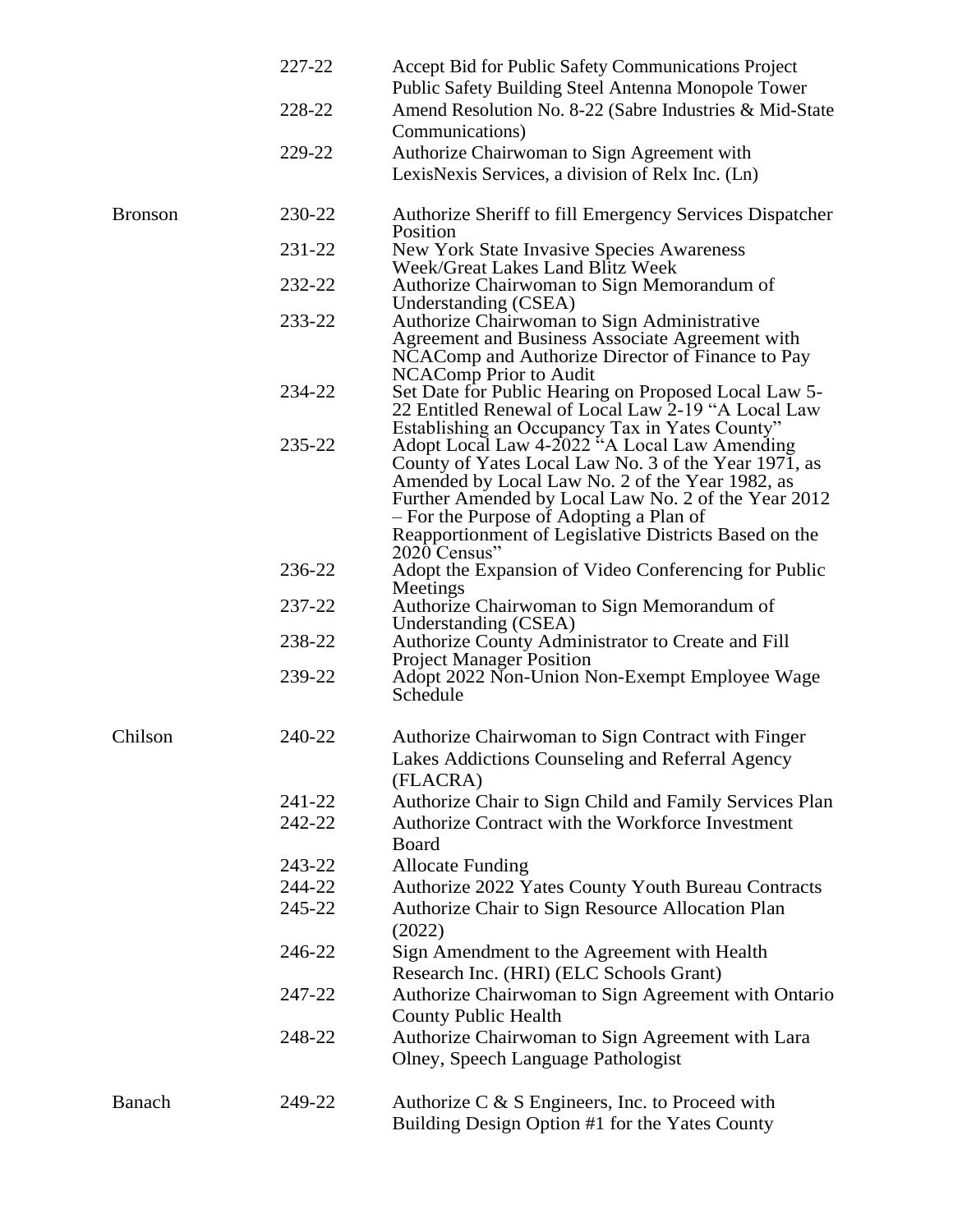| | | |
|---|---|---|
| | 227-22 | Accept Bid for Public Safety Communications Project Public Safety Building Steel Antenna Monopole Tower |
| | 228-22 | Amend Resolution No. 8-22 (Sabre Industries & Mid-State Communications) |
| | 229-22 | Authorize Chairwoman to Sign Agreement with LexisNexis Services, a division of Relx Inc. (Ln) |
| Bronson | 230-22 | Authorize Sheriff to fill Emergency Services Dispatcher Position |
| | 231-22 | New York State Invasive Species Awareness Week/Great Lakes Land Blitz Week |
| | 232-22 | Authorize Chairwoman to Sign Memorandum of Understanding (CSEA) |
| | 233-22 | Authorize Chairwoman to Sign Administrative Agreement and Business Associate Agreement with NCAComp and Authorize Director of Finance to Pay NCAComp Prior to Audit |
| | 234-22 | Set Date for Public Hearing on Proposed Local Law 5-22 Entitled Renewal of Local Law 2-19 "A Local Law Establishing an Occupancy Tax in Yates County" |
| | 235-22 | Adopt Local Law 4-2022 "A Local Law Amending County of Yates Local Law No. 3 of the Year 1971, as Amended by Local Law No. 2 of the Year 1982, as Further Amended by Local Law No. 2 of the Year 2012 – For the Purpose of Adopting a Plan of Reapportionment of Legislative Districts Based on the 2020 Census" |
| | 236-22 | Adopt the Expansion of Video Conferencing for Public Meetings |
| | 237-22 | Authorize Chairwoman to Sign Memorandum of Understanding (CSEA) |
| | 238-22 | Authorize County Administrator to Create and Fill Project Manager Position |
| | 239-22 | Adopt 2022 Non-Union Non-Exempt Employee Wage Schedule |
| Chilson | 240-22 | Authorize Chairwoman to Sign Contract with Finger Lakes Addictions Counseling and Referral Agency (FLACRA) |
| | 241-22 | Authorize Chair to Sign Child and Family Services Plan |
| | 242-22 | Authorize Contract with the Workforce Investment Board |
| | 243-22 | Allocate Funding |
| | 244-22 | Authorize 2022 Yates County Youth Bureau Contracts |
| | 245-22 | Authorize Chair to Sign Resource Allocation Plan (2022) |
| | 246-22 | Sign Amendment to the Agreement with Health Research Inc. (HRI) (ELC Schools Grant) |
| | 247-22 | Authorize Chairwoman to Sign Agreement with Ontario County Public Health |
| | 248-22 | Authorize Chairwoman to Sign Agreement with Lara Olney, Speech Language Pathologist |
| Banach | 249-22 | Authorize C & S Engineers, Inc. to Proceed with Building Design Option #1 for the Yates County |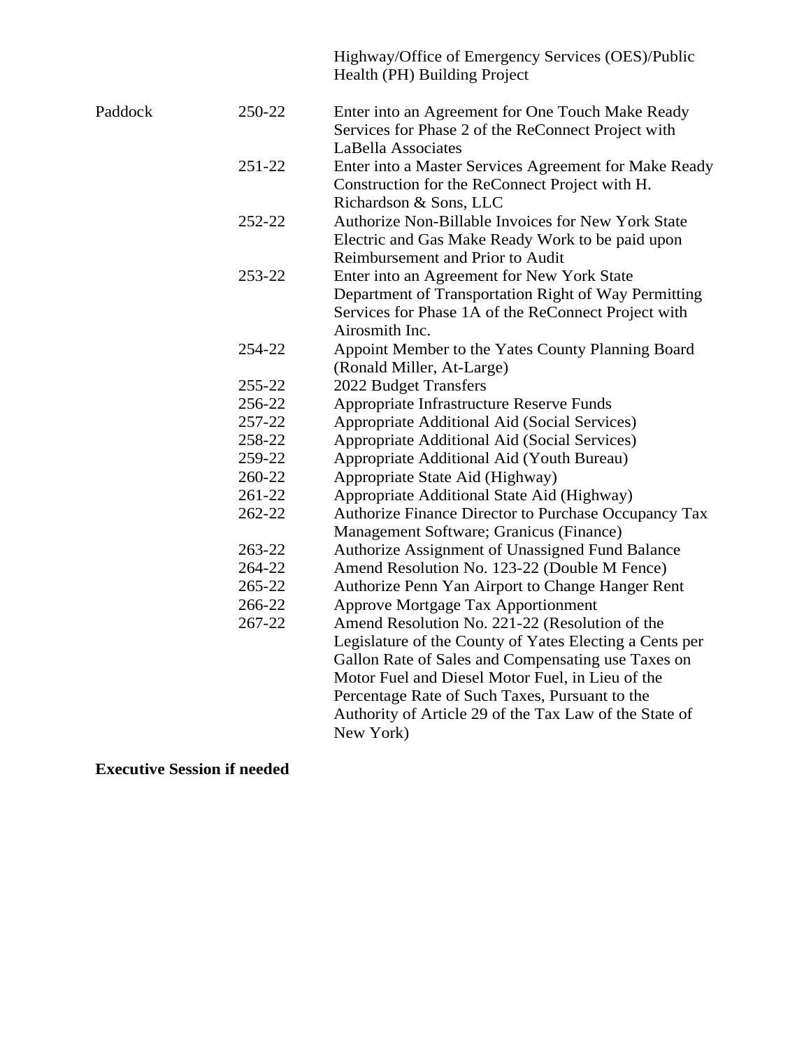| | | |
|---|---|---|
| | | Highway/Office of Emergency Services (OES)/Public Health (PH) Building Project |
| Paddock | 250-22 | Enter into an Agreement for One Touch Make Ready Services for Phase 2 of the ReConnect Project with LaBella Associates |
| | 251-22 | Enter into a Master Services Agreement for Make Ready Construction for the ReConnect Project with H. Richardson & Sons, LLC |
| | 252-22 | Authorize Non-Billable Invoices for New York State Electric and Gas Make Ready Work to be paid upon Reimbursement and Prior to Audit |
| | 253-22 | Enter into an Agreement for New York State Department of Transportation Right of Way Permitting Services for Phase 1A of the ReConnect Project with Airosmith Inc. |
| | 254-22 | Appoint Member to the Yates County Planning Board (Ronald Miller, At-Large) |
| | 255-22 | 2022 Budget Transfers |
| | 256-22 | Appropriate Infrastructure Reserve Funds |
| | 257-22 | Appropriate Additional Aid (Social Services) |
| | 258-22 | Appropriate Additional Aid (Social Services) |
| | 259-22 | Appropriate Additional Aid (Youth Bureau) |
| | 260-22 | Appropriate State Aid (Highway) |
| | 261-22 | Appropriate Additional State Aid (Highway) |
| | 262-22 | Authorize Finance Director to Purchase Occupancy Tax Management Software; Granicus (Finance) |
| | 263-22 | Authorize Assignment of Unassigned Fund Balance |
| | 264-22 | Amend Resolution No. 123-22 (Double M Fence) |
| | 265-22 | Authorize Penn Yan Airport to Change Hanger Rent |
| | 266-22 | Approve Mortgage Tax Apportionment |
| | 267-22 | Amend Resolution No. 221-22 (Resolution of the Legislature of the County of Yates Electing a Cents per Gallon Rate of Sales and Compensating use Taxes on Motor Fuel and Diesel Motor Fuel, in Lieu of the Percentage Rate of Such Taxes, Pursuant to the Authority of Article 29 of the Tax Law of the State of New York) |

**Executive Session if needed**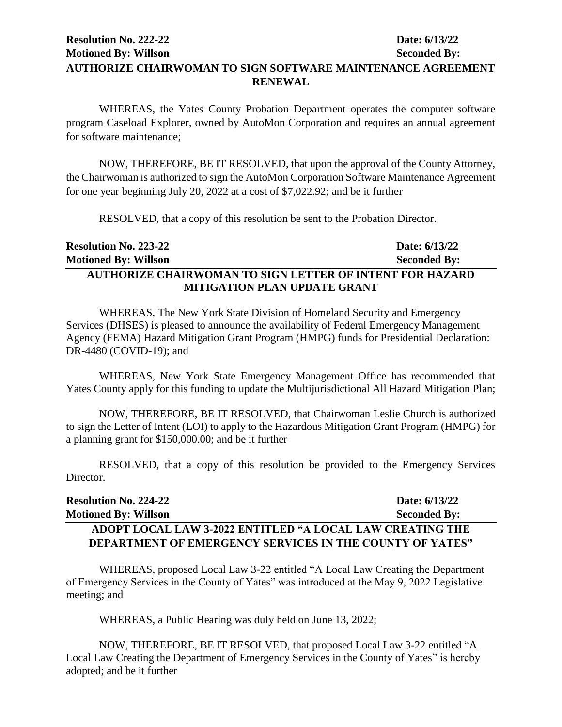**Resolution No. 222-22** **Date: 6/13/22**
**Motioned By: Willson** **Seconded By:**

## AUTHORIZE CHAIRWOMAN TO SIGN SOFTWARE MAINTENANCE AGREEMENT RENEWAL

WHEREAS, the Yates County Probation Department operates the computer software program Caseload Explorer, owned by AutoMon Corporation and requires an annual agreement for software maintenance;

NOW, THEREFORE, BE IT RESOLVED, that upon the approval of the County Attorney, the Chairwoman is authorized to sign the AutoMon Corporation Software Maintenance Agreement for one year beginning July 20, 2022 at a cost of $7,022.92; and be it further

RESOLVED, that a copy of this resolution be sent to the Probation Director.

**Resolution No. 223-22** **Date: 6/13/22**
**Motioned By: Willson** **Seconded By:**

## AUTHORIZE CHAIRWOMAN TO SIGN LETTER OF INTENT FOR HAZARD MITIGATION PLAN UPDATE GRANT

WHEREAS, The New York State Division of Homeland Security and Emergency Services (DHSES) is pleased to announce the availability of Federal Emergency Management Agency (FEMA) Hazard Mitigation Grant Program (HMPG) funds for Presidential Declaration: DR-4480 (COVID-19); and

WHEREAS, New York State Emergency Management Office has recommended that Yates County apply for this funding to update the Multijurisdictional All Hazard Mitigation Plan;

NOW, THEREFORE, BE IT RESOLVED, that Chairwoman Leslie Church is authorized to sign the Letter of Intent (LOI) to apply to the Hazardous Mitigation Grant Program (HMPG) for a planning grant for $150,000.00; and be it further

RESOLVED, that a copy of this resolution be provided to the Emergency Services Director.

**Resolution No. 224-22** **Date: 6/13/22**
**Motioned By: Willson** **Seconded By:**

## ADOPT LOCAL LAW 3-2022 ENTITLED "A LOCAL LAW CREATING THE DEPARTMENT OF EMERGENCY SERVICES IN THE COUNTY OF YATES"

WHEREAS, proposed Local Law 3-22 entitled "A Local Law Creating the Department of Emergency Services in the County of Yates" was introduced at the May 9, 2022 Legislative meeting; and

WHEREAS, a Public Hearing was duly held on June 13, 2022;

NOW, THEREFORE, BE IT RESOLVED, that proposed Local Law 3-22 entitled "A Local Law Creating the Department of Emergency Services in the County of Yates" is hereby adopted; and be it further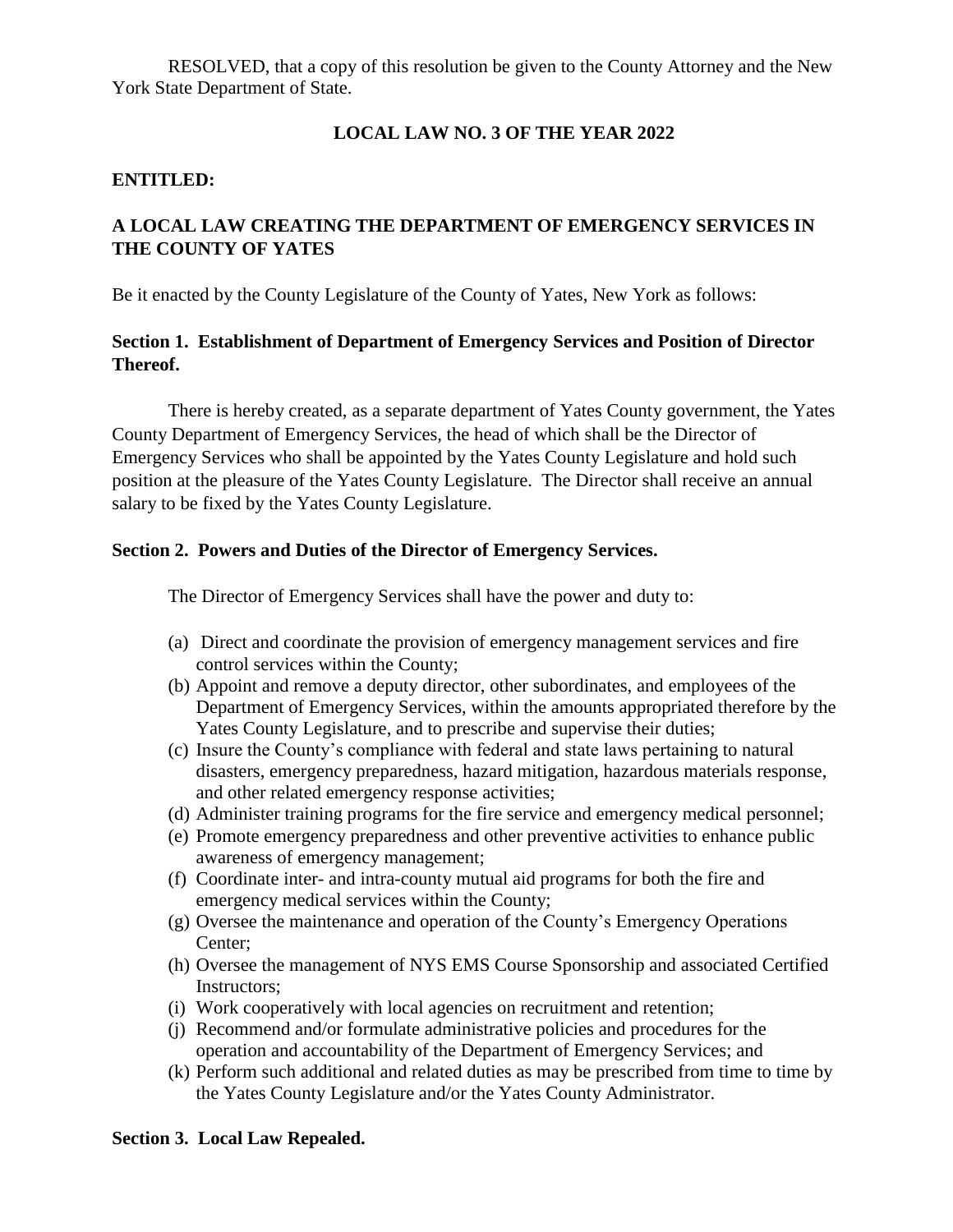RESOLVED, that a copy of this resolution be given to the County Attorney and the New York State Department of State.

## LOCAL LAW NO. 3 OF THE YEAR 2022

**ENTITLED:**

**A LOCAL LAW CREATING THE DEPARTMENT OF EMERGENCY SERVICES IN THE COUNTY OF YATES**

Be it enacted by the County Legislature of the County of Yates, New York as follows:

### Section 1. Establishment of Department of Emergency Services and Position of Director Thereof.

There is hereby created, as a separate department of Yates County government, the Yates County Department of Emergency Services, the head of which shall be the Director of Emergency Services who shall be appointed by the Yates County Legislature and hold such position at the pleasure of the Yates County Legislature. The Director shall receive an annual salary to be fixed by the Yates County Legislature.

### Section 2. Powers and Duties of the Director of Emergency Services.

The Director of Emergency Services shall have the power and duty to:

(a) Direct and coordinate the provision of emergency management services and fire control services within the County;

(b) Appoint and remove a deputy director, other subordinates, and employees of the Department of Emergency Services, within the amounts appropriated therefore by the Yates County Legislature, and to prescribe and supervise their duties;

(c) Insure the County's compliance with federal and state laws pertaining to natural disasters, emergency preparedness, hazard mitigation, hazardous materials response, and other related emergency response activities;

(d) Administer training programs for the fire service and emergency medical personnel;

(e) Promote emergency preparedness and other preventive activities to enhance public awareness of emergency management;

(f) Coordinate inter- and intra-county mutual aid programs for both the fire and emergency medical services within the County;

(g) Oversee the maintenance and operation of the County's Emergency Operations Center;

(h) Oversee the management of NYS EMS Course Sponsorship and associated Certified Instructors;

(i) Work cooperatively with local agencies on recruitment and retention;

(j) Recommend and/or formulate administrative policies and procedures for the operation and accountability of the Department of Emergency Services; and

(k) Perform such additional and related duties as may be prescribed from time to time by the Yates County Legislature and/or the Yates County Administrator.

### Section 3. Local Law Repealed.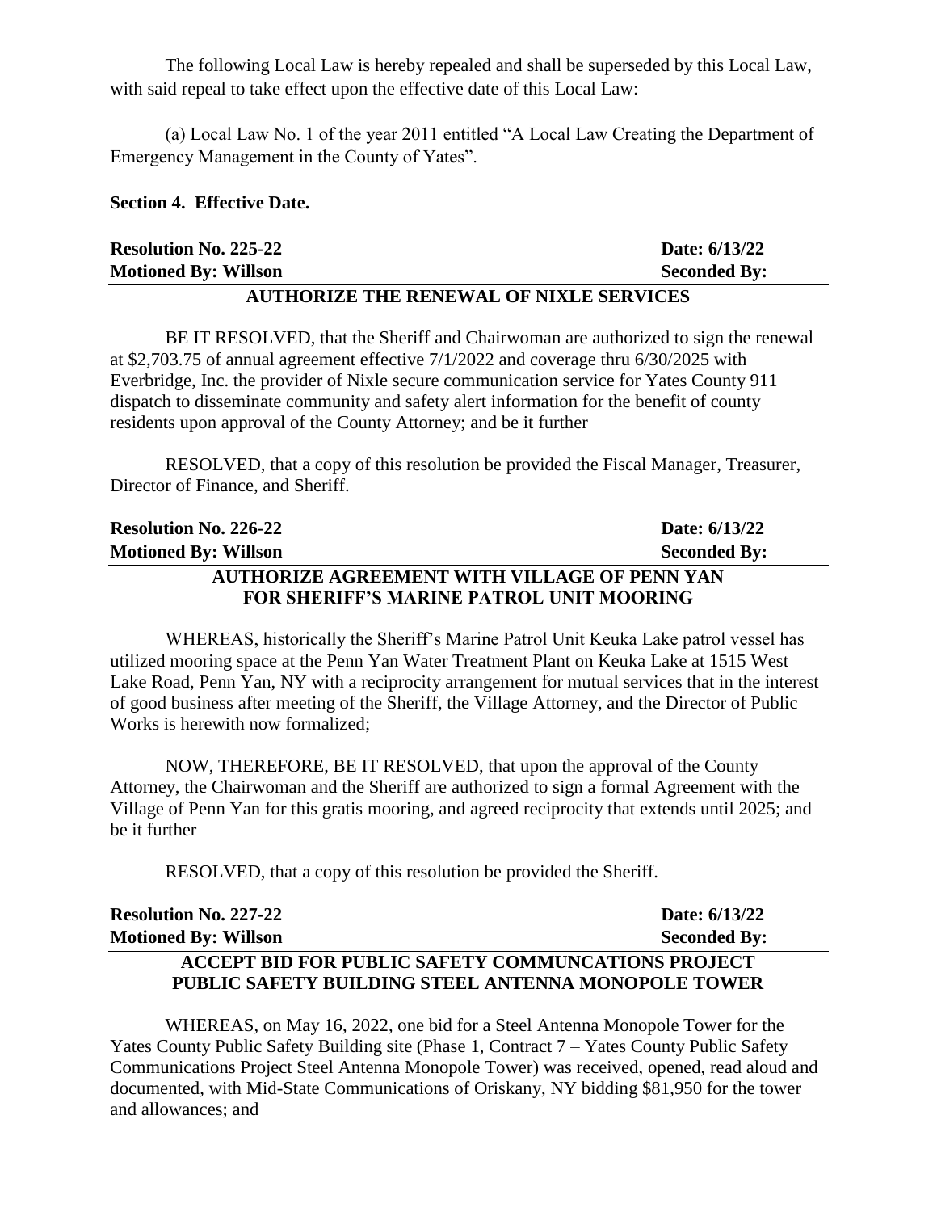The following Local Law is hereby repealed and shall be superseded by this Local Law, with said repeal to take effect upon the effective date of this Local Law:

(a) Local Law No. 1 of the year 2011 entitled "A Local Law Creating the Department of Emergency Management in the County of Yates".

**Section 4. Effective Date.**

**Resolution No. 225-22** **Date: 6/13/22**
**Motioned By: Willson** **Seconded By:**

**AUTHORIZE THE RENEWAL OF NIXLE SERVICES**

BE IT RESOLVED, that the Sheriff and Chairwoman are authorized to sign the renewal at $2,703.75 of annual agreement effective 7/1/2022 and coverage thru 6/30/2025 with Everbridge, Inc. the provider of Nixle secure communication service for Yates County 911 dispatch to disseminate community and safety alert information for the benefit of county residents upon approval of the County Attorney; and be it further

RESOLVED, that a copy of this resolution be provided the Fiscal Manager, Treasurer, Director of Finance, and Sheriff.

**Resolution No. 226-22** **Date: 6/13/22**
**Motioned By: Willson** **Seconded By:**

**AUTHORIZE AGREEMENT WITH VILLAGE OF PENN YAN FOR SHERIFF'S MARINE PATROL UNIT MOORING**

WHEREAS, historically the Sheriff's Marine Patrol Unit Keuka Lake patrol vessel has utilized mooring space at the Penn Yan Water Treatment Plant on Keuka Lake at 1515 West Lake Road, Penn Yan, NY with a reciprocity arrangement for mutual services that in the interest of good business after meeting of the Sheriff, the Village Attorney, and the Director of Public Works is herewith now formalized;

NOW, THEREFORE, BE IT RESOLVED, that upon the approval of the County Attorney, the Chairwoman and the Sheriff are authorized to sign a formal Agreement with the Village of Penn Yan for this gratis mooring, and agreed reciprocity that extends until 2025; and be it further

RESOLVED, that a copy of this resolution be provided the Sheriff.

**Resolution No. 227-22** **Date: 6/13/22**
**Motioned By: Willson** **Seconded By:**

**ACCEPT BID FOR PUBLIC SAFETY COMMUNCATIONS PROJECT PUBLIC SAFETY BUILDING STEEL ANTENNA MONOPOLE TOWER**

WHEREAS, on May 16, 2022, one bid for a Steel Antenna Monopole Tower for the Yates County Public Safety Building site (Phase 1, Contract 7 – Yates County Public Safety Communications Project Steel Antenna Monopole Tower) was received, opened, read aloud and documented, with Mid-State Communications of Oriskany, NY bidding $81,950 for the tower and allowances; and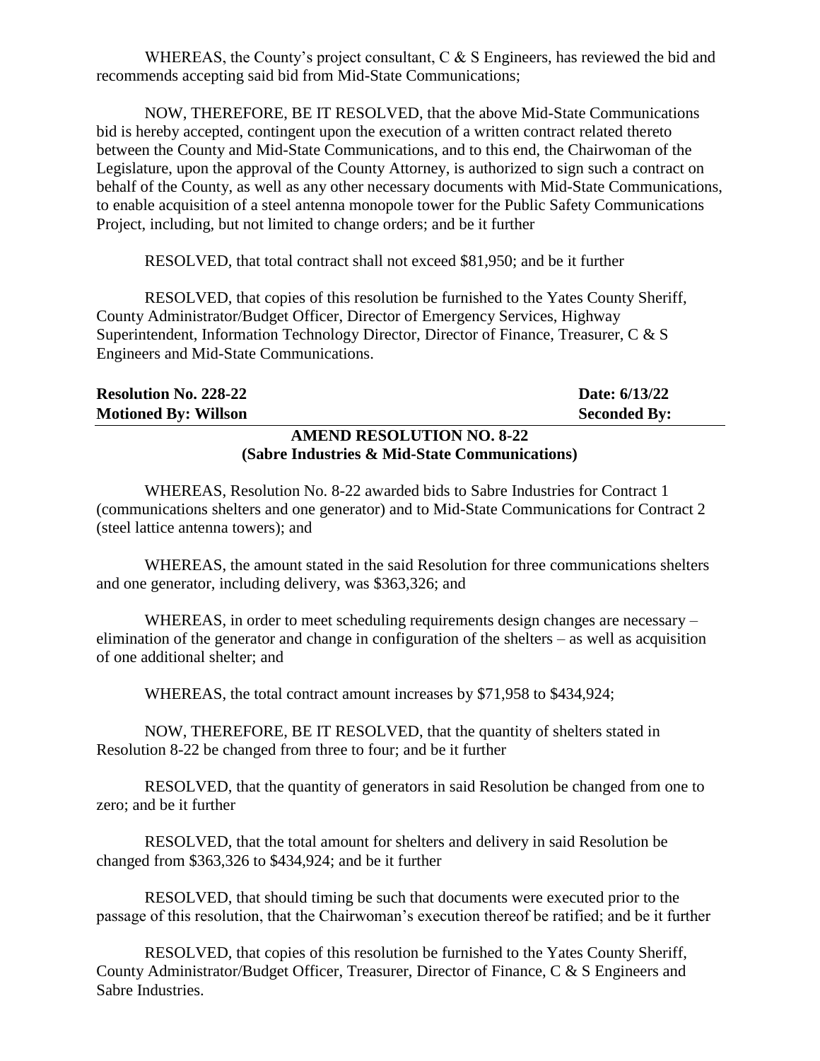WHEREAS, the County's project consultant, C & S Engineers, has reviewed the bid and recommends accepting said bid from Mid-State Communications;

NOW, THEREFORE, BE IT RESOLVED, that the above Mid-State Communications bid is hereby accepted, contingent upon the execution of a written contract related thereto between the County and Mid-State Communications, and to this end, the Chairwoman of the Legislature, upon the approval of the County Attorney, is authorized to sign such a contract on behalf of the County, as well as any other necessary documents with Mid-State Communications, to enable acquisition of a steel antenna monopole tower for the Public Safety Communications Project, including, but not limited to change orders; and be it further

RESOLVED, that total contract shall not exceed $81,950; and be it further

RESOLVED, that copies of this resolution be furnished to the Yates County Sheriff, County Administrator/Budget Officer, Director of Emergency Services, Highway Superintendent, Information Technology Director, Director of Finance, Treasurer, C & S Engineers and Mid-State Communications.

| **Resolution No. 228-22** | **Date: 6/13/22** |
|---|---|
| **Motioned By: Willson** | **Seconded By:** |

**AMEND RESOLUTION NO. 8-22**
**(Sabre Industries & Mid-State Communications)**

WHEREAS, Resolution No. 8-22 awarded bids to Sabre Industries for Contract 1 (communications shelters and one generator) and to Mid-State Communications for Contract 2 (steel lattice antenna towers); and

WHEREAS, the amount stated in the said Resolution for three communications shelters and one generator, including delivery, was $363,326; and

WHEREAS, in order to meet scheduling requirements design changes are necessary – elimination of the generator and change in configuration of the shelters – as well as acquisition of one additional shelter; and

WHEREAS, the total contract amount increases by $71,958 to $434,924;

NOW, THEREFORE, BE IT RESOLVED, that the quantity of shelters stated in Resolution 8-22 be changed from three to four; and be it further

RESOLVED, that the quantity of generators in said Resolution be changed from one to zero; and be it further

RESOLVED, that the total amount for shelters and delivery in said Resolution be changed from $363,326 to $434,924; and be it further

RESOLVED, that should timing be such that documents were executed prior to the passage of this resolution, that the Chairwoman's execution thereof be ratified; and be it further

RESOLVED, that copies of this resolution be furnished to the Yates County Sheriff, County Administrator/Budget Officer, Treasurer, Director of Finance, C & S Engineers and Sabre Industries.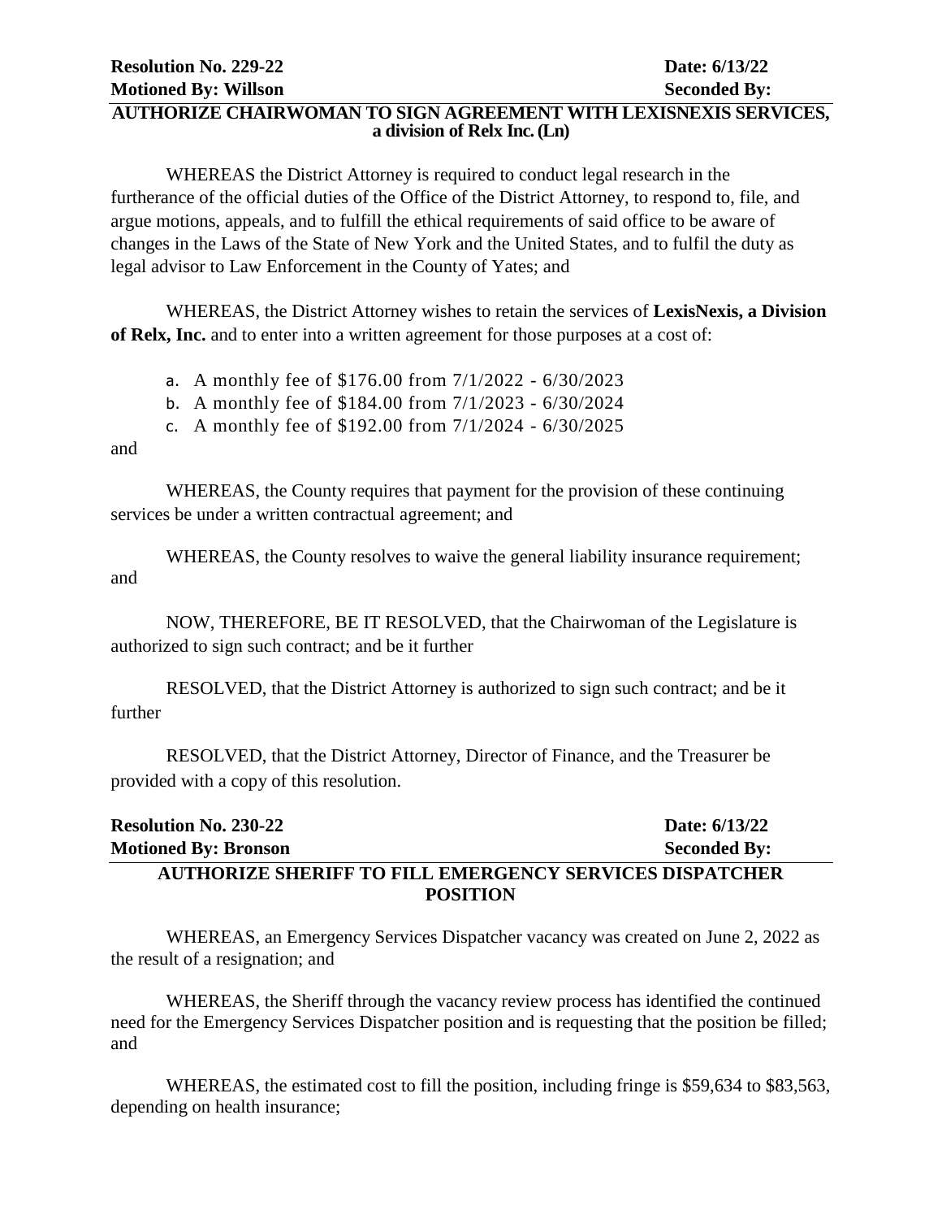**Resolution No. 229-22** **Date: 6/13/22**
**Motioned By: Willson** **Seconded By:**

## AUTHORIZE CHAIRWOMAN TO SIGN AGREEMENT WITH LEXISNEXIS SERVICES, a division of Relx Inc. (Ln)

WHEREAS the District Attorney is required to conduct legal research in the furtherance of the official duties of the Office of the District Attorney, to respond to, file, and argue motions, appeals, and to fulfill the ethical requirements of said office to be aware of changes in the Laws of the State of New York and the United States, and to fulfil the duty as legal advisor to Law Enforcement in the County of Yates; and

WHEREAS, the District Attorney wishes to retain the services of **LexisNexis, a Division of Relx, Inc.** and to enter into a written agreement for those purposes at a cost of:

a. A monthly fee of $176.00 from 7/1/2022 - 6/30/2023
b. A monthly fee of $184.00 from 7/1/2023 - 6/30/2024
c. A monthly fee of $192.00 from 7/1/2024 - 6/30/2025

and

WHEREAS, the County requires that payment for the provision of these continuing services be under a written contractual agreement; and

WHEREAS, the County resolves to waive the general liability insurance requirement; and

NOW, THEREFORE, BE IT RESOLVED, that the Chairwoman of the Legislature is authorized to sign such contract; and be it further

RESOLVED, that the District Attorney is authorized to sign such contract; and be it further

RESOLVED, that the District Attorney, Director of Finance, and the Treasurer be provided with a copy of this resolution.

**Resolution No. 230-22** **Date: 6/13/22**
**Motioned By: Bronson** **Seconded By:**

## AUTHORIZE SHERIFF TO FILL EMERGENCY SERVICES DISPATCHER POSITION

WHEREAS, an Emergency Services Dispatcher vacancy was created on June 2, 2022 as the result of a resignation; and

WHEREAS, the Sheriff through the vacancy review process has identified the continued need for the Emergency Services Dispatcher position and is requesting that the position be filled; and

WHEREAS, the estimated cost to fill the position, including fringe is $59,634 to $83,563, depending on health insurance;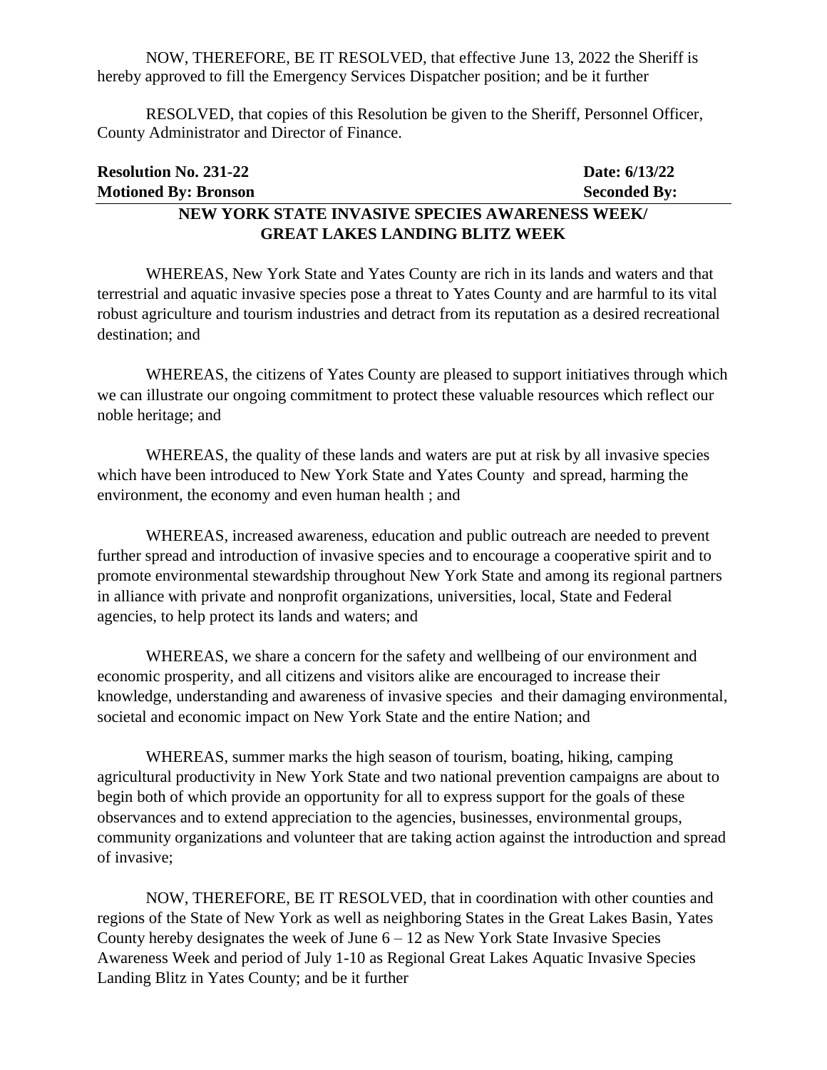NOW, THEREFORE, BE IT RESOLVED, that effective June 13, 2022 the Sheriff is hereby approved to fill the Emergency Services Dispatcher position; and be it further

RESOLVED, that copies of this Resolution be given to the Sheriff, Personnel Officer, County Administrator and Director of Finance.

**Resolution No. 231-22** **Date: 6/13/22**
**Motioned By: Bronson** **Seconded By:**

**NEW YORK STATE INVASIVE SPECIES AWARENESS WEEK/ GREAT LAKES LANDING BLITZ WEEK**

WHEREAS, New York State and Yates County are rich in its lands and waters and that terrestrial and aquatic invasive species pose a threat to Yates County and are harmful to its vital robust agriculture and tourism industries and detract from its reputation as a desired recreational destination; and

WHEREAS, the citizens of Yates County are pleased to support initiatives through which we can illustrate our ongoing commitment to protect these valuable resources which reflect our noble heritage; and

WHEREAS, the quality of these lands and waters are put at risk by all invasive species which have been introduced to New York State and Yates County and spread, harming the environment, the economy and even human health ; and

WHEREAS, increased awareness, education and public outreach are needed to prevent further spread and introduction of invasive species and to encourage a cooperative spirit and to promote environmental stewardship throughout New York State and among its regional partners in alliance with private and nonprofit organizations, universities, local, State and Federal agencies, to help protect its lands and waters; and

WHEREAS, we share a concern for the safety and wellbeing of our environment and economic prosperity, and all citizens and visitors alike are encouraged to increase their knowledge, understanding and awareness of invasive species and their damaging environmental, societal and economic impact on New York State and the entire Nation; and

WHEREAS, summer marks the high season of tourism, boating, hiking, camping agricultural productivity in New York State and two national prevention campaigns are about to begin both of which provide an opportunity for all to express support for the goals of these observances and to extend appreciation to the agencies, businesses, environmental groups, community organizations and volunteer that are taking action against the introduction and spread of invasive;

NOW, THEREFORE, BE IT RESOLVED, that in coordination with other counties and regions of the State of New York as well as neighboring States in the Great Lakes Basin, Yates County hereby designates the week of June 6 – 12 as New York State Invasive Species Awareness Week and period of July 1-10 as Regional Great Lakes Aquatic Invasive Species Landing Blitz in Yates County; and be it further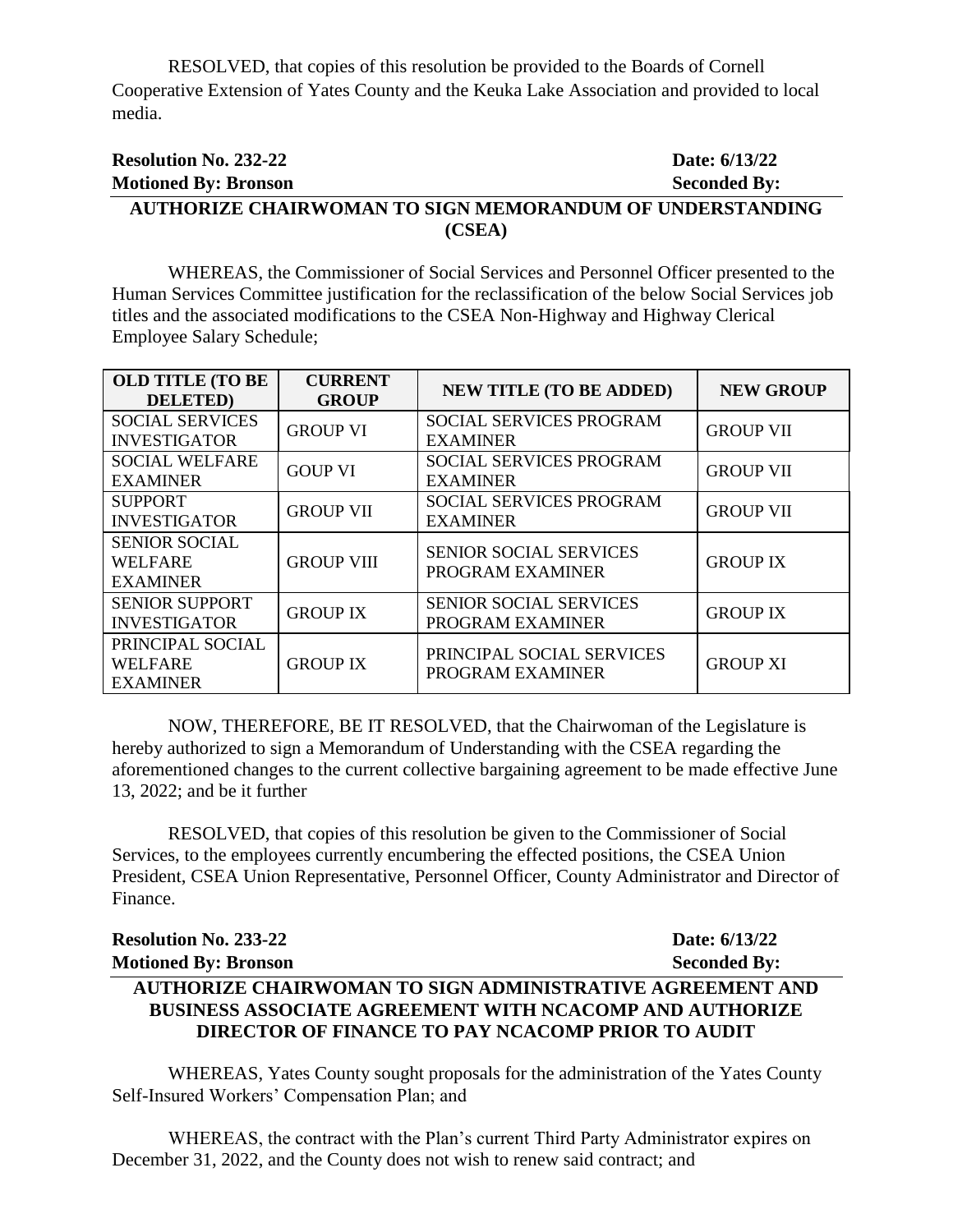RESOLVED, that copies of this resolution be provided to the Boards of Cornell Cooperative Extension of Yates County and the Keuka Lake Association and provided to local media.

**Resolution No. 232-22** **Date: 6/13/22**
**Motioned By: Bronson** **Seconded By:**

**AUTHORIZE CHAIRWOMAN TO SIGN MEMORANDUM OF UNDERSTANDING (CSEA)**

WHEREAS, the Commissioner of Social Services and Personnel Officer presented to the Human Services Committee justification for the reclassification of the below Social Services job titles and the associated modifications to the CSEA Non-Highway and Highway Clerical Employee Salary Schedule;

| OLD TITLE (TO BE DELETED) | CURRENT GROUP | NEW TITLE (TO BE ADDED) | NEW GROUP |
|---|---|---|---|
| SOCIAL SERVICES INVESTIGATOR | GROUP VI | SOCIAL SERVICES PROGRAM EXAMINER | GROUP VII |
| SOCIAL WELFARE EXAMINER | GOUP VI | SOCIAL SERVICES PROGRAM EXAMINER | GROUP VII |
| SUPPORT INVESTIGATOR | GROUP VII | SOCIAL SERVICES PROGRAM EXAMINER | GROUP VII |
| SENIOR SOCIAL WELFARE EXAMINER | GROUP VIII | SENIOR SOCIAL SERVICES PROGRAM EXAMINER | GROUP IX |
| SENIOR SUPPORT INVESTIGATOR | GROUP IX | SENIOR SOCIAL SERVICES PROGRAM EXAMINER | GROUP IX |
| PRINCIPAL SOCIAL WELFARE EXAMINER | GROUP IX | PRINCIPAL SOCIAL SERVICES PROGRAM EXAMINER | GROUP XI |

NOW, THEREFORE, BE IT RESOLVED, that the Chairwoman of the Legislature is hereby authorized to sign a Memorandum of Understanding with the CSEA regarding the aforementioned changes to the current collective bargaining agreement to be made effective June 13, 2022; and be it further

RESOLVED, that copies of this resolution be given to the Commissioner of Social Services, to the employees currently encumbering the effected positions, the CSEA Union President, CSEA Union Representative, Personnel Officer, County Administrator and Director of Finance.

**Resolution No. 233-22** **Date: 6/13/22**
**Motioned By: Bronson** **Seconded By:**

**AUTHORIZE CHAIRWOMAN TO SIGN ADMINISTRATIVE AGREEMENT AND BUSINESS ASSOCIATE AGREEMENT WITH NCACOMP AND AUTHORIZE DIRECTOR OF FINANCE TO PAY NCACOMP PRIOR TO AUDIT**

WHEREAS, Yates County sought proposals for the administration of the Yates County Self-Insured Workers' Compensation Plan; and

WHEREAS, the contract with the Plan's current Third Party Administrator expires on December 31, 2022, and the County does not wish to renew said contract; and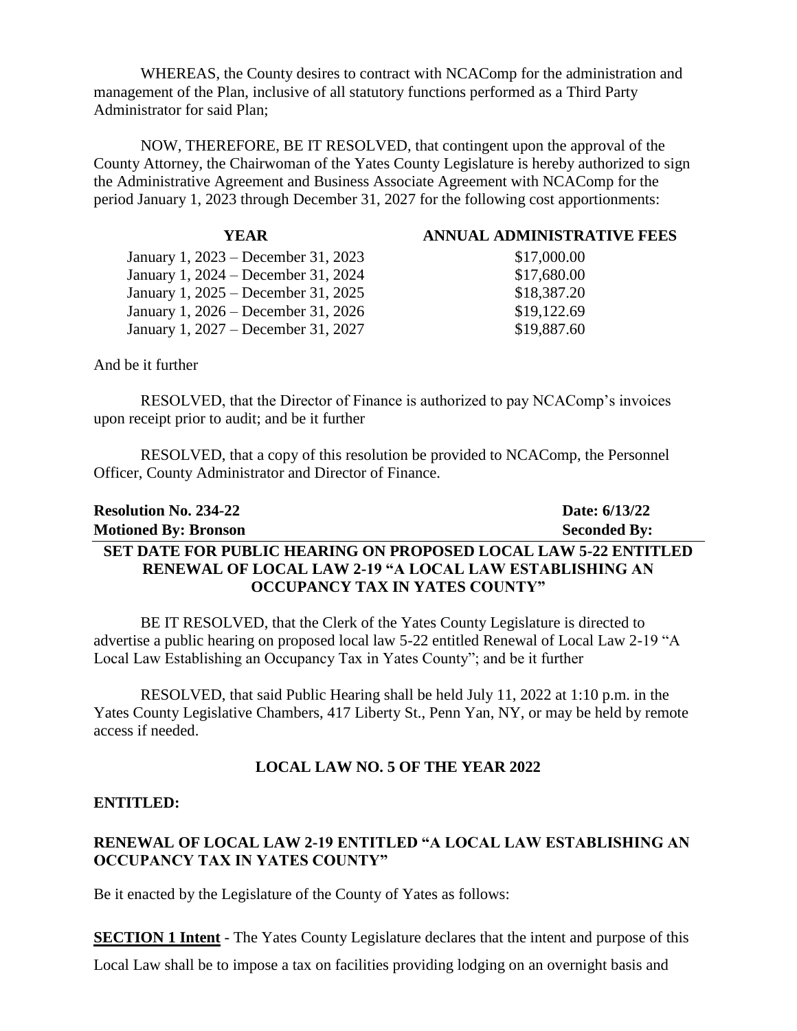WHEREAS, the County desires to contract with NCAComp for the administration and management of the Plan, inclusive of all statutory functions performed as a Third Party Administrator for said Plan;

NOW, THEREFORE, BE IT RESOLVED, that contingent upon the approval of the County Attorney, the Chairwoman of the Yates County Legislature is hereby authorized to sign the Administrative Agreement and Business Associate Agreement with NCAComp for the period January 1, 2023 through December 31, 2027 for the following cost apportionments:

| YEAR | ANNUAL ADMINISTRATIVE FEES |
|---|---|
| January 1, 2023 – December 31, 2023 | $17,000.00 |
| January 1, 2024 – December 31, 2024 | $17,680.00 |
| January 1, 2025 – December 31, 2025 | $18,387.20 |
| January 1, 2026 – December 31, 2026 | $19,122.69 |
| January 1, 2027 – December 31, 2027 | $19,887.60 |

And be it further

RESOLVED, that the Director of Finance is authorized to pay NCAComp's invoices upon receipt prior to audit; and be it further

RESOLVED, that a copy of this resolution be provided to NCAComp, the Personnel Officer, County Administrator and Director of Finance.

**Resolution No. 234-22** **Date: 6/13/22**
**Motioned By: Bronson** **Seconded By:**

**SET DATE FOR PUBLIC HEARING ON PROPOSED LOCAL LAW 5-22 ENTITLED RENEWAL OF LOCAL LAW 2-19 "A LOCAL LAW ESTABLISHING AN OCCUPANCY TAX IN YATES COUNTY"**

BE IT RESOLVED, that the Clerk of the Yates County Legislature is directed to advertise a public hearing on proposed local law 5-22 entitled Renewal of Local Law 2-19 "A Local Law Establishing an Occupancy Tax in Yates County"; and be it further

RESOLVED, that said Public Hearing shall be held July 11, 2022 at 1:10 p.m. in the Yates County Legislative Chambers, 417 Liberty St., Penn Yan, NY, or may be held by remote access if needed.

**LOCAL LAW NO. 5 OF THE YEAR 2022**

**ENTITLED:**

**RENEWAL OF LOCAL LAW 2-19 ENTITLED "A LOCAL LAW ESTABLISHING AN OCCUPANCY TAX IN YATES COUNTY"**

Be it enacted by the Legislature of the County of Yates as follows:

**SECTION 1 Intent** - The Yates County Legislature declares that the intent and purpose of this Local Law shall be to impose a tax on facilities providing lodging on an overnight basis and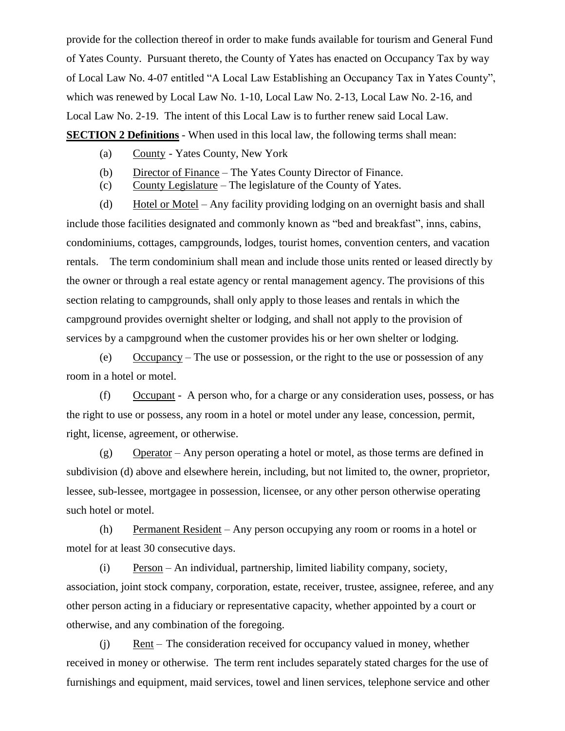provide for the collection thereof in order to make funds available for tourism and General Fund of Yates County. Pursuant thereto, the County of Yates has enacted on Occupancy Tax by way of Local Law No. 4-07 entitled "A Local Law Establishing an Occupancy Tax in Yates County", which was renewed by Local Law No. 1-10, Local Law No. 2-13, Local Law No. 2-16, and Local Law No. 2-19. The intent of this Local Law is to further renew said Local Law.

**SECTION 2 Definitions** - When used in this local law, the following terms shall mean:

(a) County - Yates County, New York

(b) Director of Finance – The Yates County Director of Finance.

(c) County Legislature – The legislature of the County of Yates.

(d) Hotel or Motel – Any facility providing lodging on an overnight basis and shall include those facilities designated and commonly known as "bed and breakfast", inns, cabins, condominiums, cottages, campgrounds, lodges, tourist homes, convention centers, and vacation rentals. The term condominium shall mean and include those units rented or leased directly by the owner or through a real estate agency or rental management agency. The provisions of this section relating to campgrounds, shall only apply to those leases and rentals in which the campground provides overnight shelter or lodging, and shall not apply to the provision of services by a campground when the customer provides his or her own shelter or lodging.

(e) Occupancy – The use or possession, or the right to the use or possession of any room in a hotel or motel.

(f) Occupant - A person who, for a charge or any consideration uses, possess, or has the right to use or possess, any room in a hotel or motel under any lease, concession, permit, right, license, agreement, or otherwise.

(g) Operator – Any person operating a hotel or motel, as those terms are defined in subdivision (d) above and elsewhere herein, including, but not limited to, the owner, proprietor, lessee, sub-lessee, mortgagee in possession, licensee, or any other person otherwise operating such hotel or motel.

(h) Permanent Resident – Any person occupying any room or rooms in a hotel or motel for at least 30 consecutive days.

(i) Person – An individual, partnership, limited liability company, society, association, joint stock company, corporation, estate, receiver, trustee, assignee, referee, and any other person acting in a fiduciary or representative capacity, whether appointed by a court or otherwise, and any combination of the foregoing.

(j) Rent – The consideration received for occupancy valued in money, whether received in money or otherwise. The term rent includes separately stated charges for the use of furnishings and equipment, maid services, towel and linen services, telephone service and other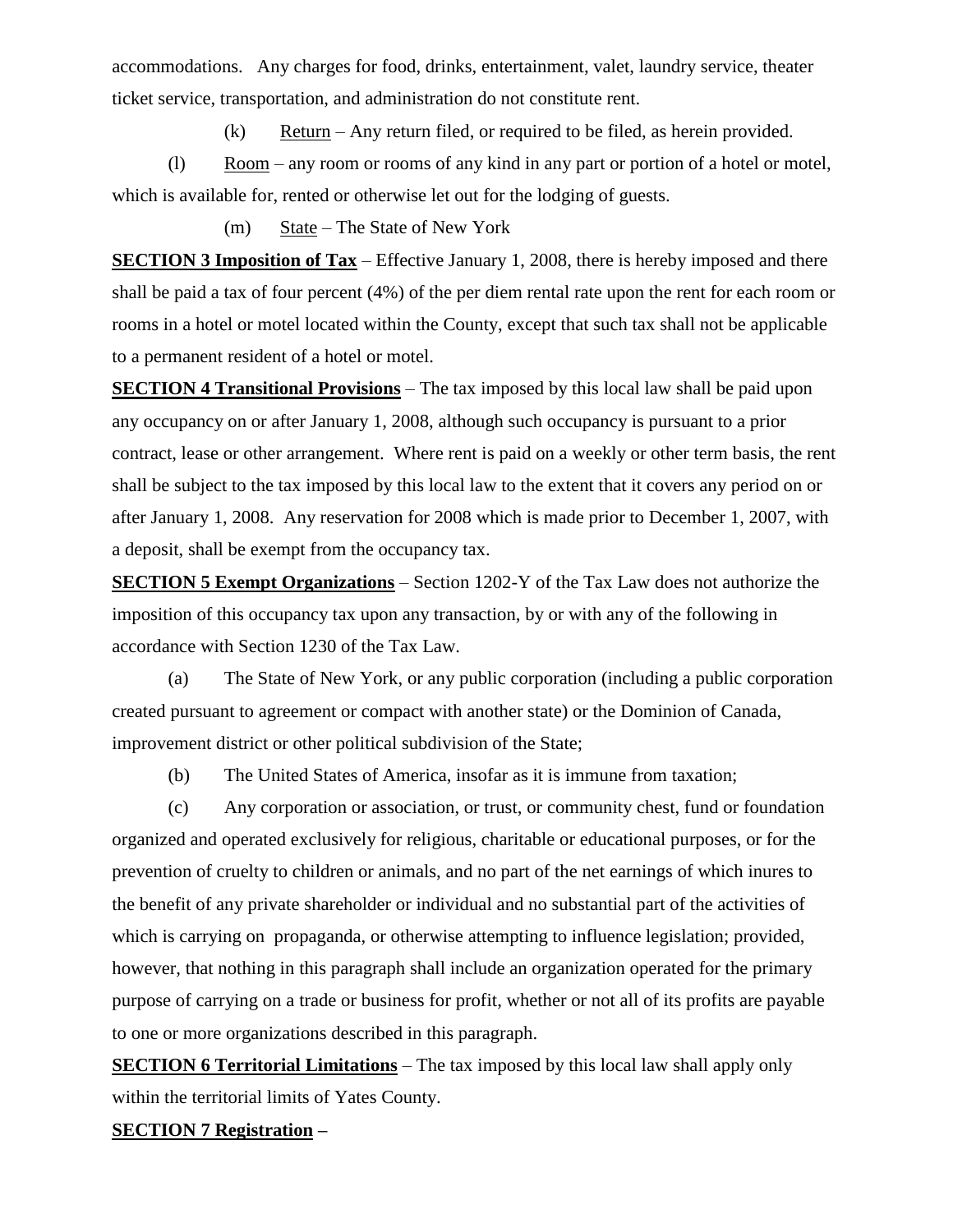accommodations. Any charges for food, drinks, entertainment, valet, laundry service, theater ticket service, transportation, and administration do not constitute rent.

(k) Return – Any return filed, or required to be filed, as herein provided.

(l) Room – any room or rooms of any kind in any part or portion of a hotel or motel, which is available for, rented or otherwise let out for the lodging of guests.

(m) State – The State of New York

**SECTION 3 Imposition of Tax** – Effective January 1, 2008, there is hereby imposed and there shall be paid a tax of four percent (4%) of the per diem rental rate upon the rent for each room or rooms in a hotel or motel located within the County, except that such tax shall not be applicable to a permanent resident of a hotel or motel.

**SECTION 4 Transitional Provisions** – The tax imposed by this local law shall be paid upon any occupancy on or after January 1, 2008, although such occupancy is pursuant to a prior contract, lease or other arrangement. Where rent is paid on a weekly or other term basis, the rent shall be subject to the tax imposed by this local law to the extent that it covers any period on or after January 1, 2008. Any reservation for 2008 which is made prior to December 1, 2007, with a deposit, shall be exempt from the occupancy tax.

**SECTION 5 Exempt Organizations** – Section 1202-Y of the Tax Law does not authorize the imposition of this occupancy tax upon any transaction, by or with any of the following in accordance with Section 1230 of the Tax Law.

(a) The State of New York, or any public corporation (including a public corporation created pursuant to agreement or compact with another state) or the Dominion of Canada, improvement district or other political subdivision of the State;

(b) The United States of America, insofar as it is immune from taxation;

(c) Any corporation or association, or trust, or community chest, fund or foundation organized and operated exclusively for religious, charitable or educational purposes, or for the prevention of cruelty to children or animals, and no part of the net earnings of which inures to the benefit of any private shareholder or individual and no substantial part of the activities of which is carrying on propaganda, or otherwise attempting to influence legislation; provided, however, that nothing in this paragraph shall include an organization operated for the primary purpose of carrying on a trade or business for profit, whether or not all of its profits are payable to one or more organizations described in this paragraph.

**SECTION 6 Territorial Limitations** – The tax imposed by this local law shall apply only within the territorial limits of Yates County.

**SECTION 7 Registration –**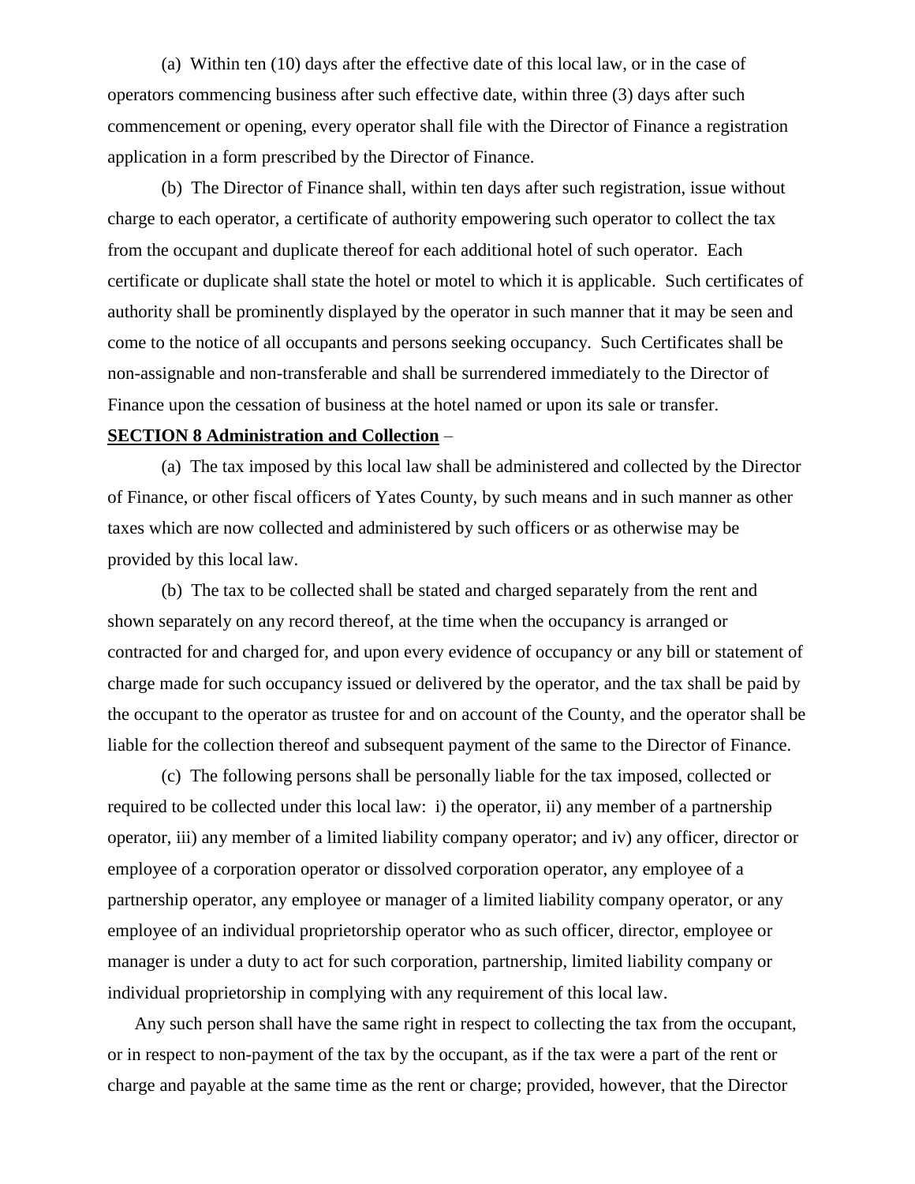(a) Within ten (10) days after the effective date of this local law, or in the case of operators commencing business after such effective date, within three (3) days after such commencement or opening, every operator shall file with the Director of Finance a registration application in a form prescribed by the Director of Finance.

(b) The Director of Finance shall, within ten days after such registration, issue without charge to each operator, a certificate of authority empowering such operator to collect the tax from the occupant and duplicate thereof for each additional hotel of such operator. Each certificate or duplicate shall state the hotel or motel to which it is applicable. Such certificates of authority shall be prominently displayed by the operator in such manner that it may be seen and come to the notice of all occupants and persons seeking occupancy. Such Certificates shall be non-assignable and non-transferable and shall be surrendered immediately to the Director of Finance upon the cessation of business at the hotel named or upon its sale or transfer.

**SECTION 8 Administration and Collection** –

(a) The tax imposed by this local law shall be administered and collected by the Director of Finance, or other fiscal officers of Yates County, by such means and in such manner as other taxes which are now collected and administered by such officers or as otherwise may be provided by this local law.

(b) The tax to be collected shall be stated and charged separately from the rent and shown separately on any record thereof, at the time when the occupancy is arranged or contracted for and charged for, and upon every evidence of occupancy or any bill or statement of charge made for such occupancy issued or delivered by the operator, and the tax shall be paid by the occupant to the operator as trustee for and on account of the County, and the operator shall be liable for the collection thereof and subsequent payment of the same to the Director of Finance.

(c) The following persons shall be personally liable for the tax imposed, collected or required to be collected under this local law: i) the operator, ii) any member of a partnership operator, iii) any member of a limited liability company operator; and iv) any officer, director or employee of a corporation operator or dissolved corporation operator, any employee of a partnership operator, any employee or manager of a limited liability company operator, or any employee of an individual proprietorship operator who as such officer, director, employee or manager is under a duty to act for such corporation, partnership, limited liability company or individual proprietorship in complying with any requirement of this local law.

Any such person shall have the same right in respect to collecting the tax from the occupant, or in respect to non-payment of the tax by the occupant, as if the tax were a part of the rent or charge and payable at the same time as the rent or charge; provided, however, that the Director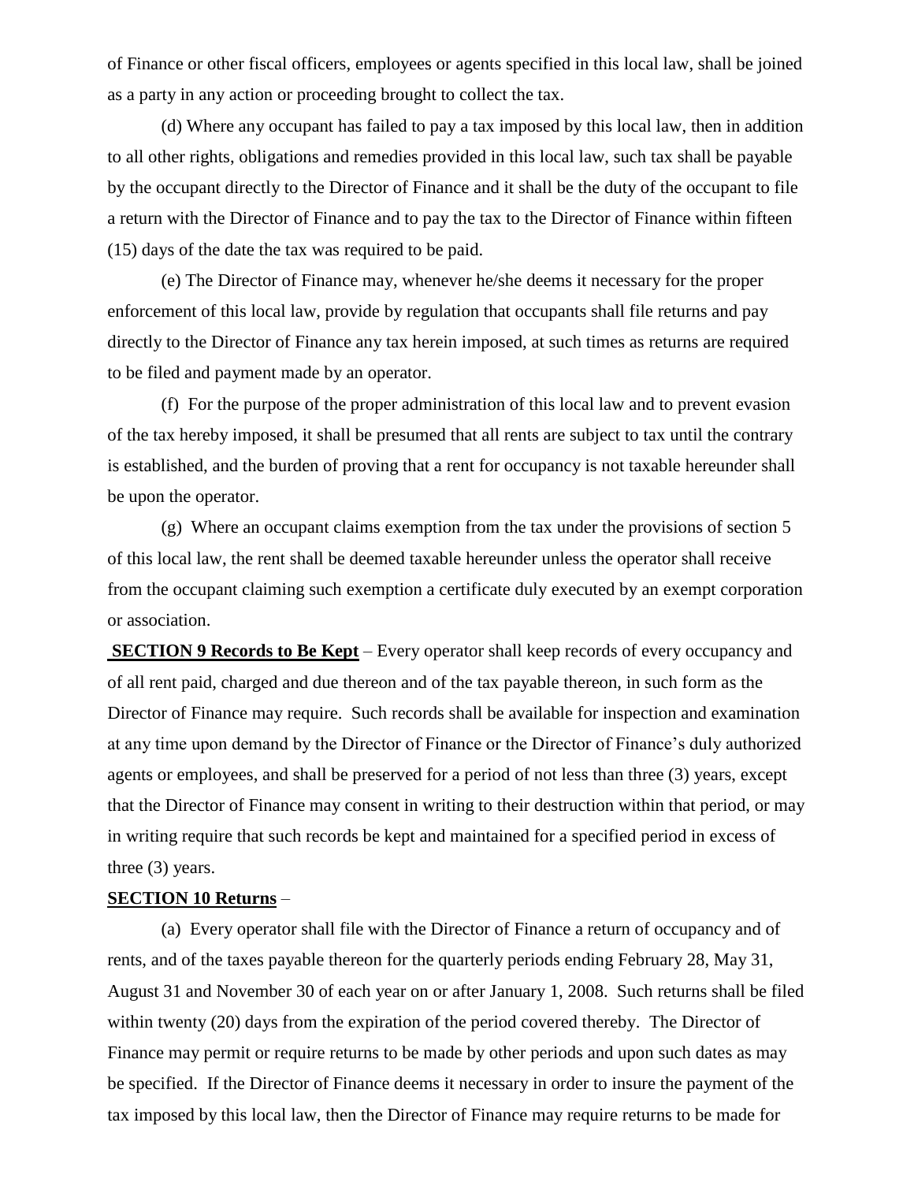of Finance or other fiscal officers, employees or agents specified in this local law, shall be joined as a party in any action or proceeding brought to collect the tax.

(d) Where any occupant has failed to pay a tax imposed by this local law, then in addition to all other rights, obligations and remedies provided in this local law, such tax shall be payable by the occupant directly to the Director of Finance and it shall be the duty of the occupant to file a return with the Director of Finance and to pay the tax to the Director of Finance within fifteen (15) days of the date the tax was required to be paid.

(e) The Director of Finance may, whenever he/she deems it necessary for the proper enforcement of this local law, provide by regulation that occupants shall file returns and pay directly to the Director of Finance any tax herein imposed, at such times as returns are required to be filed and payment made by an operator.

(f) For the purpose of the proper administration of this local law and to prevent evasion of the tax hereby imposed, it shall be presumed that all rents are subject to tax until the contrary is established, and the burden of proving that a rent for occupancy is not taxable hereunder shall be upon the operator.

(g) Where an occupant claims exemption from the tax under the provisions of section 5 of this local law, the rent shall be deemed taxable hereunder unless the operator shall receive from the occupant claiming such exemption a certificate duly executed by an exempt corporation or association.

**SECTION 9 Records to Be Kept** – Every operator shall keep records of every occupancy and of all rent paid, charged and due thereon and of the tax payable thereon, in such form as the Director of Finance may require. Such records shall be available for inspection and examination at any time upon demand by the Director of Finance or the Director of Finance's duly authorized agents or employees, and shall be preserved for a period of not less than three (3) years, except that the Director of Finance may consent in writing to their destruction within that period, or may in writing require that such records be kept and maintained for a specified period in excess of three (3) years.

**SECTION 10 Returns** –

(a) Every operator shall file with the Director of Finance a return of occupancy and of rents, and of the taxes payable thereon for the quarterly periods ending February 28, May 31, August 31 and November 30 of each year on or after January 1, 2008. Such returns shall be filed within twenty (20) days from the expiration of the period covered thereby. The Director of Finance may permit or require returns to be made by other periods and upon such dates as may be specified. If the Director of Finance deems it necessary in order to insure the payment of the tax imposed by this local law, then the Director of Finance may require returns to be made for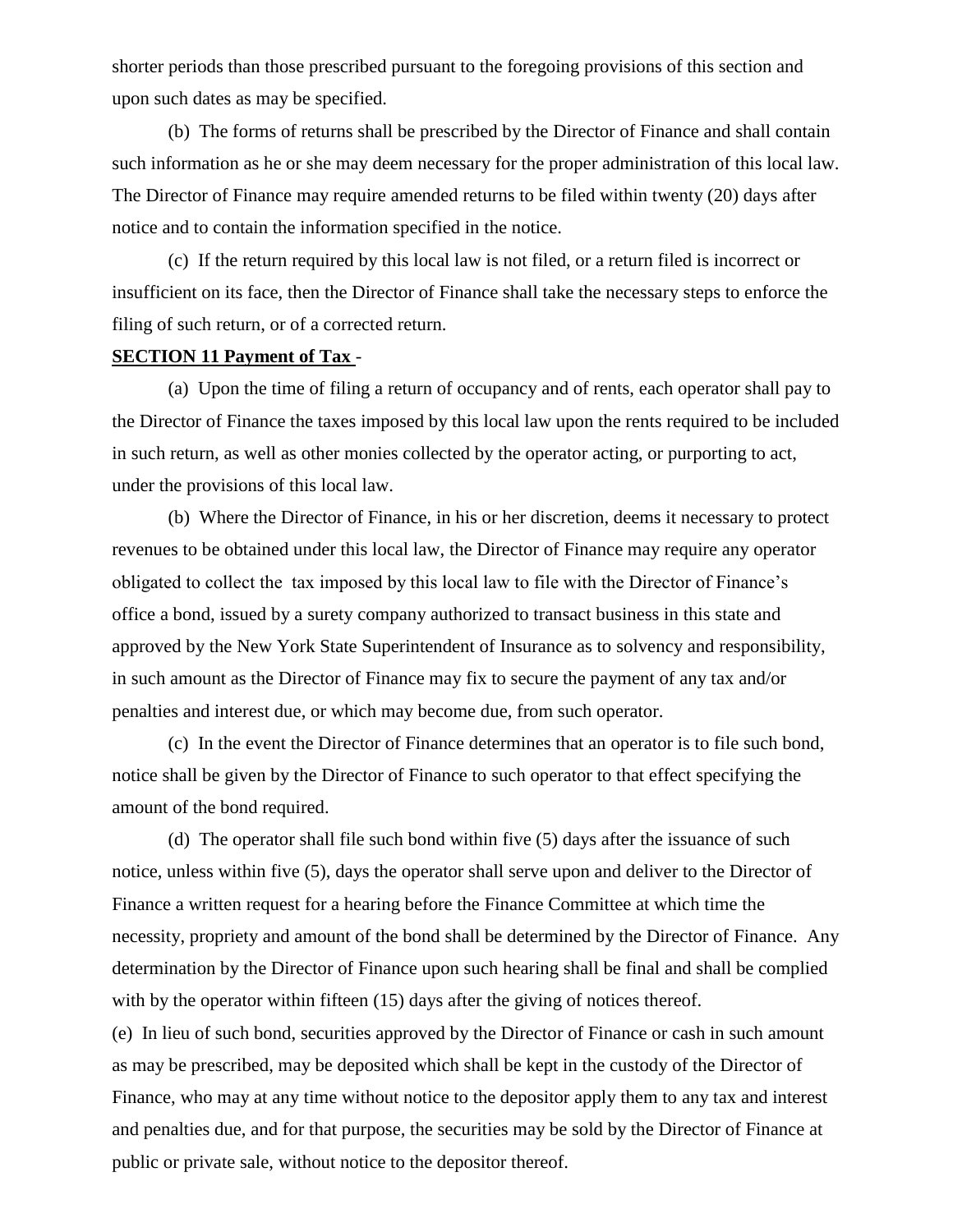shorter periods than those prescribed pursuant to the foregoing provisions of this section and upon such dates as may be specified.

(b) The forms of returns shall be prescribed by the Director of Finance and shall contain such information as he or she may deem necessary for the proper administration of this local law. The Director of Finance may require amended returns to be filed within twenty (20) days after notice and to contain the information specified in the notice.

(c) If the return required by this local law is not filed, or a return filed is incorrect or insufficient on its face, then the Director of Finance shall take the necessary steps to enforce the filing of such return, or of a corrected return.

**SECTION 11 Payment of Tax** -

(a) Upon the time of filing a return of occupancy and of rents, each operator shall pay to the Director of Finance the taxes imposed by this local law upon the rents required to be included in such return, as well as other monies collected by the operator acting, or purporting to act, under the provisions of this local law.

(b) Where the Director of Finance, in his or her discretion, deems it necessary to protect revenues to be obtained under this local law, the Director of Finance may require any operator obligated to collect the tax imposed by this local law to file with the Director of Finance's office a bond, issued by a surety company authorized to transact business in this state and approved by the New York State Superintendent of Insurance as to solvency and responsibility, in such amount as the Director of Finance may fix to secure the payment of any tax and/or penalties and interest due, or which may become due, from such operator.

(c) In the event the Director of Finance determines that an operator is to file such bond, notice shall be given by the Director of Finance to such operator to that effect specifying the amount of the bond required.

(d) The operator shall file such bond within five (5) days after the issuance of such notice, unless within five (5), days the operator shall serve upon and deliver to the Director of Finance a written request for a hearing before the Finance Committee at which time the necessity, propriety and amount of the bond shall be determined by the Director of Finance. Any determination by the Director of Finance upon such hearing shall be final and shall be complied with by the operator within fifteen (15) days after the giving of notices thereof.

(e) In lieu of such bond, securities approved by the Director of Finance or cash in such amount as may be prescribed, may be deposited which shall be kept in the custody of the Director of Finance, who may at any time without notice to the depositor apply them to any tax and interest and penalties due, and for that purpose, the securities may be sold by the Director of Finance at public or private sale, without notice to the depositor thereof.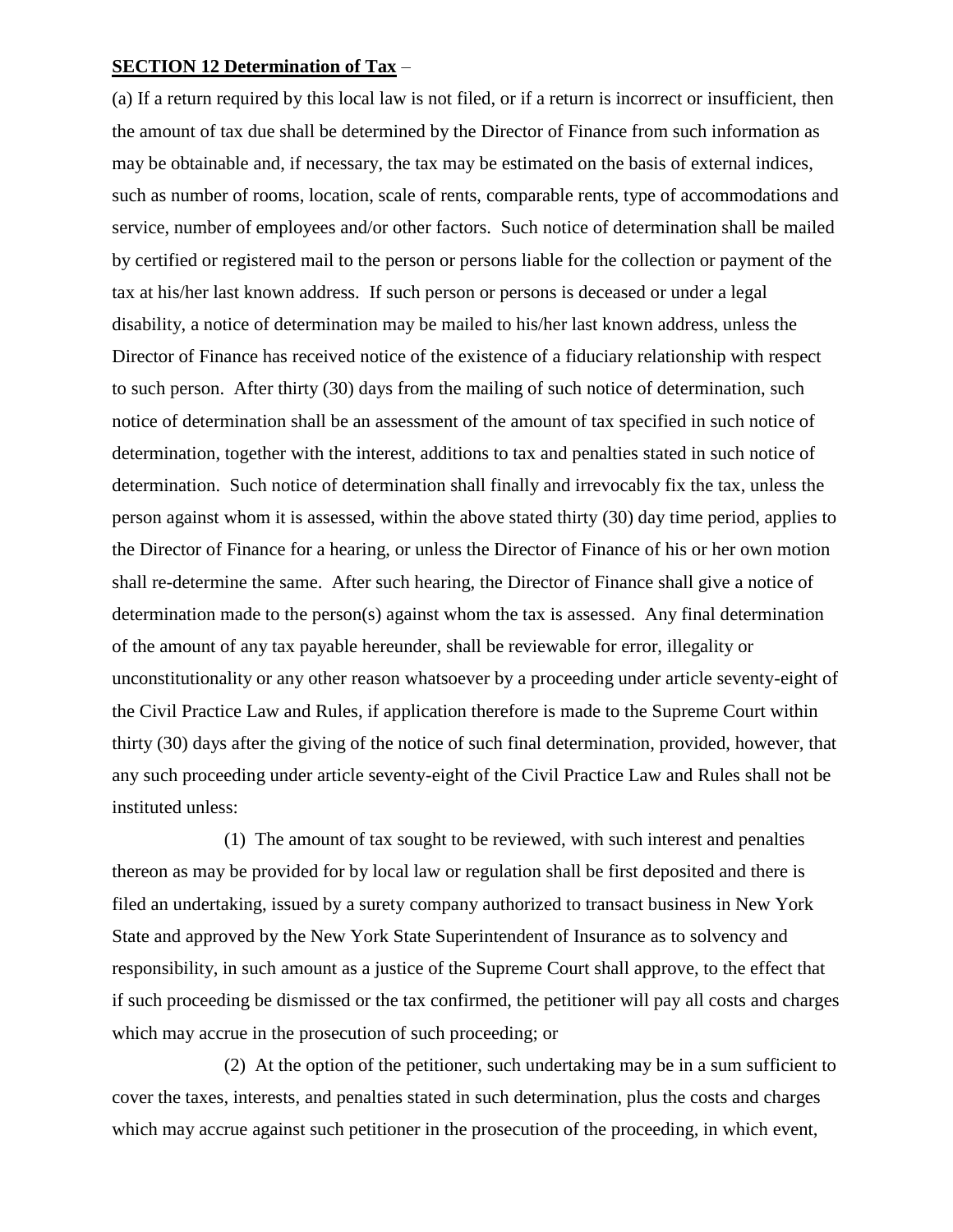**SECTION 12 Determination of Tax** –

(a) If a return required by this local law is not filed, or if a return is incorrect or insufficient, then the amount of tax due shall be determined by the Director of Finance from such information as may be obtainable and, if necessary, the tax may be estimated on the basis of external indices, such as number of rooms, location, scale of rents, comparable rents, type of accommodations and service, number of employees and/or other factors. Such notice of determination shall be mailed by certified or registered mail to the person or persons liable for the collection or payment of the tax at his/her last known address. If such person or persons is deceased or under a legal disability, a notice of determination may be mailed to his/her last known address, unless the Director of Finance has received notice of the existence of a fiduciary relationship with respect to such person. After thirty (30) days from the mailing of such notice of determination, such notice of determination shall be an assessment of the amount of tax specified in such notice of determination, together with the interest, additions to tax and penalties stated in such notice of determination. Such notice of determination shall finally and irrevocably fix the tax, unless the person against whom it is assessed, within the above stated thirty (30) day time period, applies to the Director of Finance for a hearing, or unless the Director of Finance of his or her own motion shall re-determine the same. After such hearing, the Director of Finance shall give a notice of determination made to the person(s) against whom the tax is assessed. Any final determination of the amount of any tax payable hereunder, shall be reviewable for error, illegality or unconstitutionality or any other reason whatsoever by a proceeding under article seventy-eight of the Civil Practice Law and Rules, if application therefore is made to the Supreme Court within thirty (30) days after the giving of the notice of such final determination, provided, however, that any such proceeding under article seventy-eight of the Civil Practice Law and Rules shall not be instituted unless:

(1) The amount of tax sought to be reviewed, with such interest and penalties thereon as may be provided for by local law or regulation shall be first deposited and there is filed an undertaking, issued by a surety company authorized to transact business in New York State and approved by the New York State Superintendent of Insurance as to solvency and responsibility, in such amount as a justice of the Supreme Court shall approve, to the effect that if such proceeding be dismissed or the tax confirmed, the petitioner will pay all costs and charges which may accrue in the prosecution of such proceeding; or

(2) At the option of the petitioner, such undertaking may be in a sum sufficient to cover the taxes, interests, and penalties stated in such determination, plus the costs and charges which may accrue against such petitioner in the prosecution of the proceeding, in which event,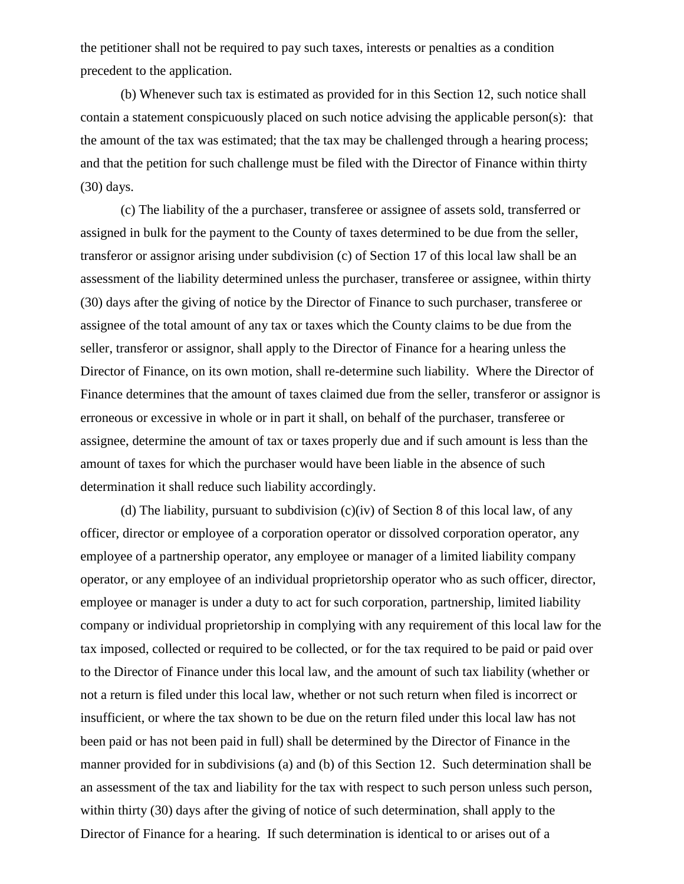the petitioner shall not be required to pay such taxes, interests or penalties as a condition precedent to the application.

(b) Whenever such tax is estimated as provided for in this Section 12, such notice shall contain a statement conspicuously placed on such notice advising the applicable person(s): that the amount of the tax was estimated; that the tax may be challenged through a hearing process; and that the petition for such challenge must be filed with the Director of Finance within thirty (30) days.

(c) The liability of the a purchaser, transferee or assignee of assets sold, transferred or assigned in bulk for the payment to the County of taxes determined to be due from the seller, transferor or assignor arising under subdivision (c) of Section 17 of this local law shall be an assessment of the liability determined unless the purchaser, transferee or assignee, within thirty (30) days after the giving of notice by the Director of Finance to such purchaser, transferee or assignee of the total amount of any tax or taxes which the County claims to be due from the seller, transferor or assignor, shall apply to the Director of Finance for a hearing unless the Director of Finance, on its own motion, shall re-determine such liability. Where the Director of Finance determines that the amount of taxes claimed due from the seller, transferor or assignor is erroneous or excessive in whole or in part it shall, on behalf of the purchaser, transferee or assignee, determine the amount of tax or taxes properly due and if such amount is less than the amount of taxes for which the purchaser would have been liable in the absence of such determination it shall reduce such liability accordingly.

(d) The liability, pursuant to subdivision (c)(iv) of Section 8 of this local law, of any officer, director or employee of a corporation operator or dissolved corporation operator, any employee of a partnership operator, any employee or manager of a limited liability company operator, or any employee of an individual proprietorship operator who as such officer, director, employee or manager is under a duty to act for such corporation, partnership, limited liability company or individual proprietorship in complying with any requirement of this local law for the tax imposed, collected or required to be collected, or for the tax required to be paid or paid over to the Director of Finance under this local law, and the amount of such tax liability (whether or not a return is filed under this local law, whether or not such return when filed is incorrect or insufficient, or where the tax shown to be due on the return filed under this local law has not been paid or has not been paid in full) shall be determined by the Director of Finance in the manner provided for in subdivisions (a) and (b) of this Section 12. Such determination shall be an assessment of the tax and liability for the tax with respect to such person unless such person, within thirty (30) days after the giving of notice of such determination, shall apply to the Director of Finance for a hearing. If such determination is identical to or arises out of a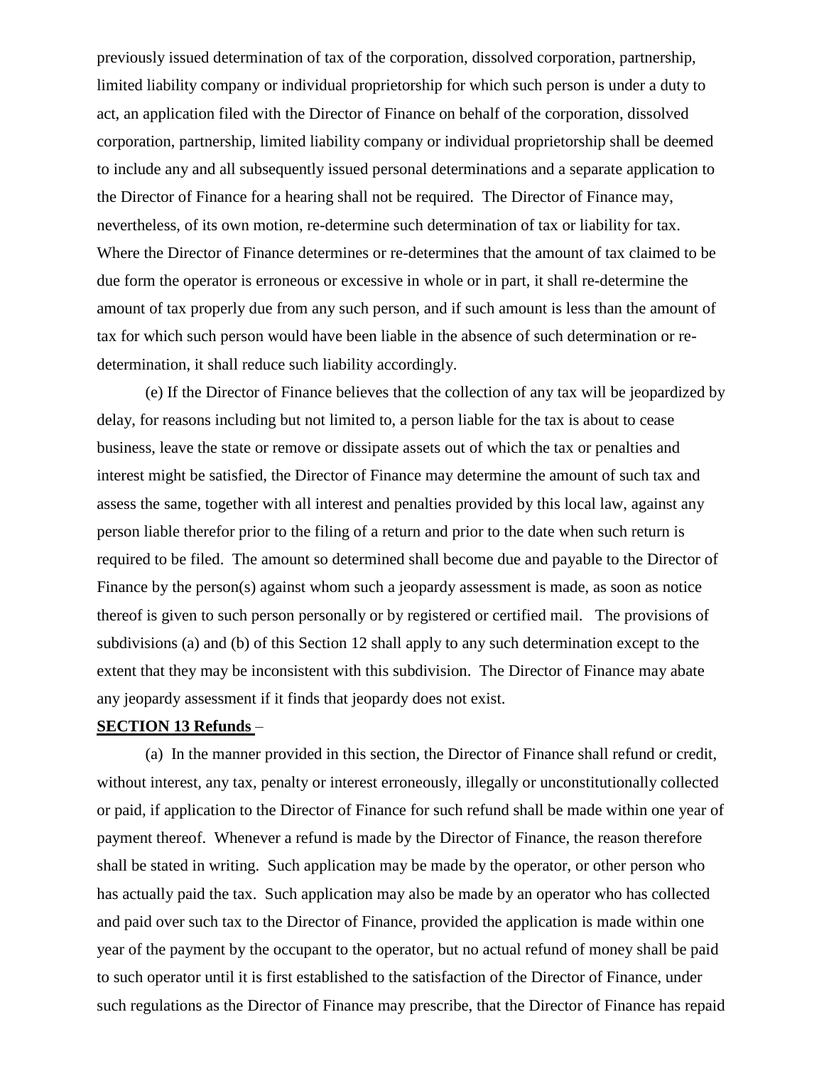previously issued determination of tax of the corporation, dissolved corporation, partnership, limited liability company or individual proprietorship for which such person is under a duty to act, an application filed with the Director of Finance on behalf of the corporation, dissolved corporation, partnership, limited liability company or individual proprietorship shall be deemed to include any and all subsequently issued personal determinations and a separate application to the Director of Finance for a hearing shall not be required. The Director of Finance may, nevertheless, of its own motion, re-determine such determination of tax or liability for tax. Where the Director of Finance determines or re-determines that the amount of tax claimed to be due form the operator is erroneous or excessive in whole or in part, it shall re-determine the amount of tax properly due from any such person, and if such amount is less than the amount of tax for which such person would have been liable in the absence of such determination or re-determination, it shall reduce such liability accordingly.

(e) If the Director of Finance believes that the collection of any tax will be jeopardized by delay, for reasons including but not limited to, a person liable for the tax is about to cease business, leave the state or remove or dissipate assets out of which the tax or penalties and interest might be satisfied, the Director of Finance may determine the amount of such tax and assess the same, together with all interest and penalties provided by this local law, against any person liable therefor prior to the filing of a return and prior to the date when such return is required to be filed. The amount so determined shall become due and payable to the Director of Finance by the person(s) against whom such a jeopardy assessment is made, as soon as notice thereof is given to such person personally or by registered or certified mail. The provisions of subdivisions (a) and (b) of this Section 12 shall apply to any such determination except to the extent that they may be inconsistent with this subdivision. The Director of Finance may abate any jeopardy assessment if it finds that jeopardy does not exist.

**SECTION 13 Refunds** –

(a) In the manner provided in this section, the Director of Finance shall refund or credit, without interest, any tax, penalty or interest erroneously, illegally or unconstitutionally collected or paid, if application to the Director of Finance for such refund shall be made within one year of payment thereof. Whenever a refund is made by the Director of Finance, the reason therefore shall be stated in writing. Such application may be made by the operator, or other person who has actually paid the tax. Such application may also be made by an operator who has collected and paid over such tax to the Director of Finance, provided the application is made within one year of the payment by the occupant to the operator, but no actual refund of money shall be paid to such operator until it is first established to the satisfaction of the Director of Finance, under such regulations as the Director of Finance may prescribe, that the Director of Finance has repaid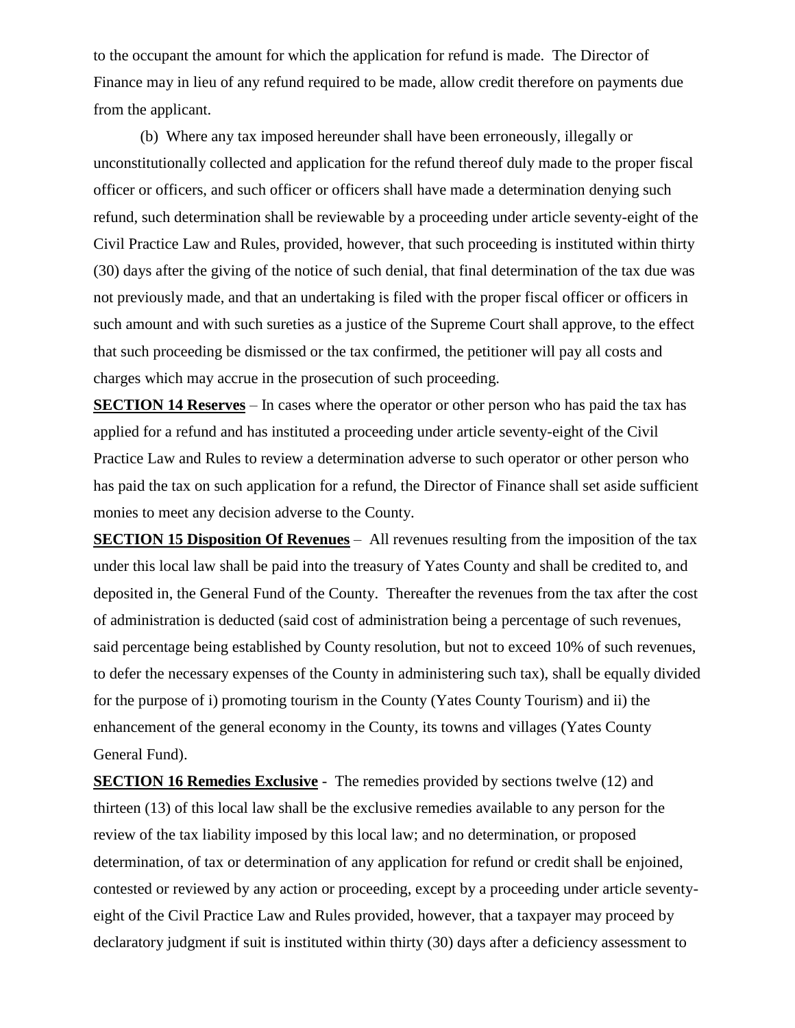to the occupant the amount for which the application for refund is made. The Director of Finance may in lieu of any refund required to be made, allow credit therefore on payments due from the applicant.

(b) Where any tax imposed hereunder shall have been erroneously, illegally or unconstitutionally collected and application for the refund thereof duly made to the proper fiscal officer or officers, and such officer or officers shall have made a determination denying such refund, such determination shall be reviewable by a proceeding under article seventy-eight of the Civil Practice Law and Rules, provided, however, that such proceeding is instituted within thirty (30) days after the giving of the notice of such denial, that final determination of the tax due was not previously made, and that an undertaking is filed with the proper fiscal officer or officers in such amount and with such sureties as a justice of the Supreme Court shall approve, to the effect that such proceeding be dismissed or the tax confirmed, the petitioner will pay all costs and charges which may accrue in the prosecution of such proceeding.

**SECTION 14 Reserves** – In cases where the operator or other person who has paid the tax has applied for a refund and has instituted a proceeding under article seventy-eight of the Civil Practice Law and Rules to review a determination adverse to such operator or other person who has paid the tax on such application for a refund, the Director of Finance shall set aside sufficient monies to meet any decision adverse to the County.

**SECTION 15 Disposition Of Revenues** – All revenues resulting from the imposition of the tax under this local law shall be paid into the treasury of Yates County and shall be credited to, and deposited in, the General Fund of the County. Thereafter the revenues from the tax after the cost of administration is deducted (said cost of administration being a percentage of such revenues, said percentage being established by County resolution, but not to exceed 10% of such revenues, to defer the necessary expenses of the County in administering such tax), shall be equally divided for the purpose of i) promoting tourism in the County (Yates County Tourism) and ii) the enhancement of the general economy in the County, its towns and villages (Yates County General Fund).

**SECTION 16 Remedies Exclusive** - The remedies provided by sections twelve (12) and thirteen (13) of this local law shall be the exclusive remedies available to any person for the review of the tax liability imposed by this local law; and no determination, or proposed determination, of tax or determination of any application for refund or credit shall be enjoined, contested or reviewed by any action or proceeding, except by a proceeding under article seventy-eight of the Civil Practice Law and Rules provided, however, that a taxpayer may proceed by declaratory judgment if suit is instituted within thirty (30) days after a deficiency assessment to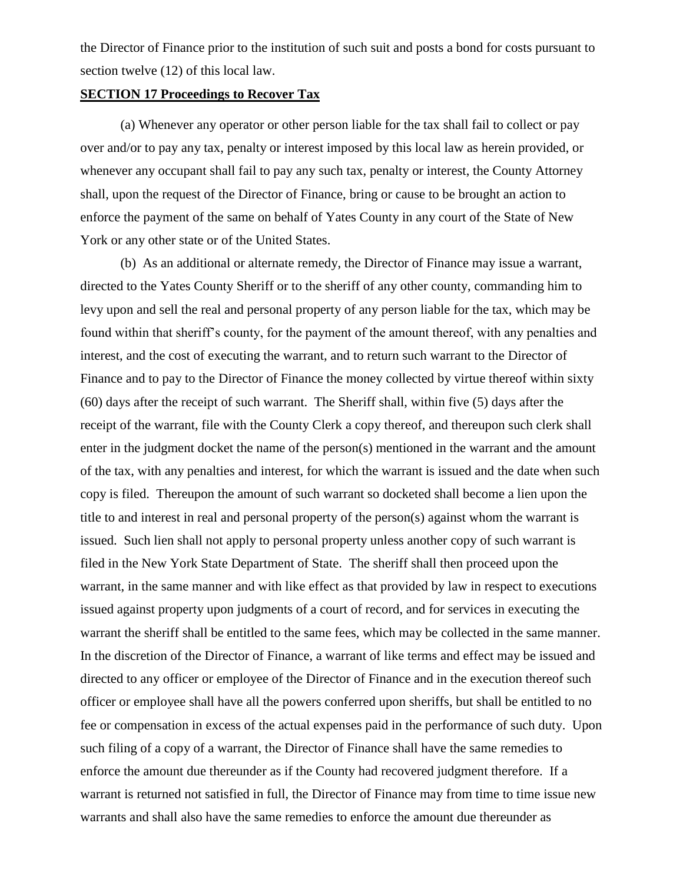the Director of Finance prior to the institution of such suit and posts a bond for costs pursuant to section twelve (12) of this local law.

**SECTION 17 Proceedings to Recover Tax**

(a) Whenever any operator or other person liable for the tax shall fail to collect or pay over and/or to pay any tax, penalty or interest imposed by this local law as herein provided, or whenever any occupant shall fail to pay any such tax, penalty or interest, the County Attorney shall, upon the request of the Director of Finance, bring or cause to be brought an action to enforce the payment of the same on behalf of Yates County in any court of the State of New York or any other state or of the United States.

(b) As an additional or alternate remedy, the Director of Finance may issue a warrant, directed to the Yates County Sheriff or to the sheriff of any other county, commanding him to levy upon and sell the real and personal property of any person liable for the tax, which may be found within that sheriff's county, for the payment of the amount thereof, with any penalties and interest, and the cost of executing the warrant, and to return such warrant to the Director of Finance and to pay to the Director of Finance the money collected by virtue thereof within sixty (60) days after the receipt of such warrant. The Sheriff shall, within five (5) days after the receipt of the warrant, file with the County Clerk a copy thereof, and thereupon such clerk shall enter in the judgment docket the name of the person(s) mentioned in the warrant and the amount of the tax, with any penalties and interest, for which the warrant is issued and the date when such copy is filed. Thereupon the amount of such warrant so docketed shall become a lien upon the title to and interest in real and personal property of the person(s) against whom the warrant is issued. Such lien shall not apply to personal property unless another copy of such warrant is filed in the New York State Department of State. The sheriff shall then proceed upon the warrant, in the same manner and with like effect as that provided by law in respect to executions issued against property upon judgments of a court of record, and for services in executing the warrant the sheriff shall be entitled to the same fees, which may be collected in the same manner. In the discretion of the Director of Finance, a warrant of like terms and effect may be issued and directed to any officer or employee of the Director of Finance and in the execution thereof such officer or employee shall have all the powers conferred upon sheriffs, but shall be entitled to no fee or compensation in excess of the actual expenses paid in the performance of such duty. Upon such filing of a copy of a warrant, the Director of Finance shall have the same remedies to enforce the amount due thereunder as if the County had recovered judgment therefore. If a warrant is returned not satisfied in full, the Director of Finance may from time to time issue new warrants and shall also have the same remedies to enforce the amount due thereunder as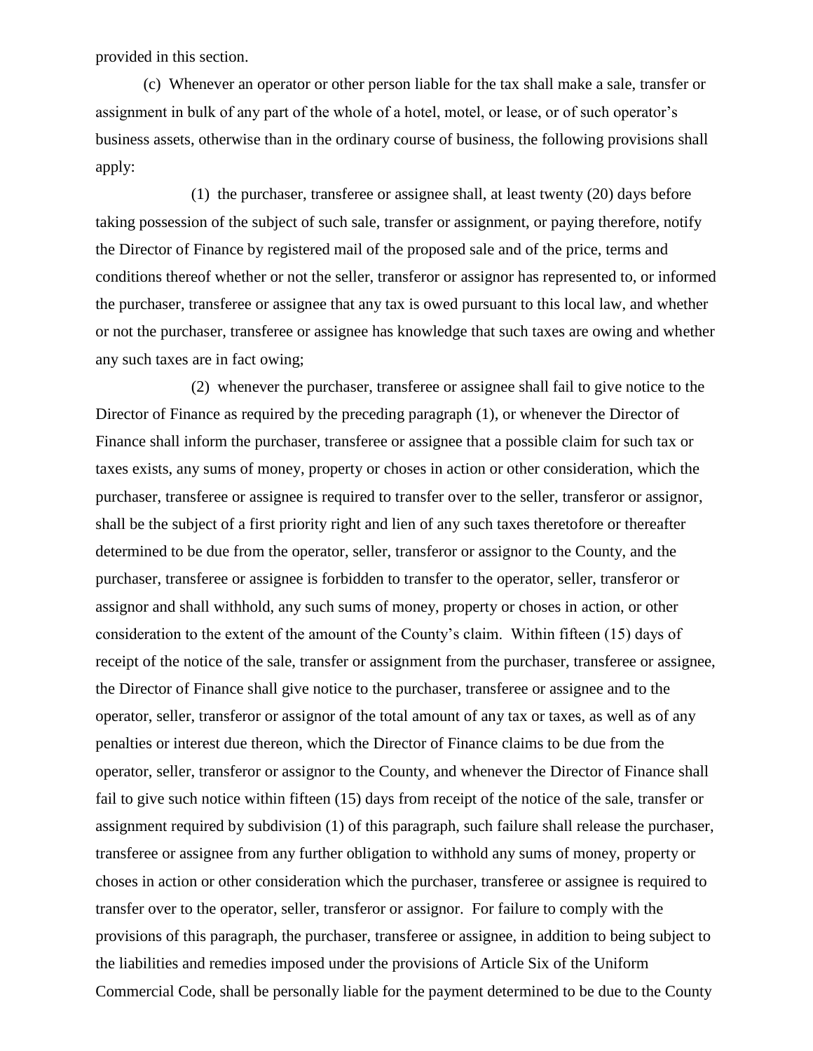provided in this section.

(c) Whenever an operator or other person liable for the tax shall make a sale, transfer or assignment in bulk of any part of the whole of a hotel, motel, or lease, or of such operator's business assets, otherwise than in the ordinary course of business, the following provisions shall apply:

(1) the purchaser, transferee or assignee shall, at least twenty (20) days before taking possession of the subject of such sale, transfer or assignment, or paying therefore, notify the Director of Finance by registered mail of the proposed sale and of the price, terms and conditions thereof whether or not the seller, transferor or assignor has represented to, or informed the purchaser, transferee or assignee that any tax is owed pursuant to this local law, and whether or not the purchaser, transferee or assignee has knowledge that such taxes are owing and whether any such taxes are in fact owing;

(2) whenever the purchaser, transferee or assignee shall fail to give notice to the Director of Finance as required by the preceding paragraph (1), or whenever the Director of Finance shall inform the purchaser, transferee or assignee that a possible claim for such tax or taxes exists, any sums of money, property or choses in action or other consideration, which the purchaser, transferee or assignee is required to transfer over to the seller, transferor or assignor, shall be the subject of a first priority right and lien of any such taxes theretofore or thereafter determined to be due from the operator, seller, transferor or assignor to the County, and the purchaser, transferee or assignee is forbidden to transfer to the operator, seller, transferor or assignor and shall withhold, any such sums of money, property or choses in action, or other consideration to the extent of the amount of the County's claim. Within fifteen (15) days of receipt of the notice of the sale, transfer or assignment from the purchaser, transferee or assignee, the Director of Finance shall give notice to the purchaser, transferee or assignee and to the operator, seller, transferor or assignor of the total amount of any tax or taxes, as well as of any penalties or interest due thereon, which the Director of Finance claims to be due from the operator, seller, transferor or assignor to the County, and whenever the Director of Finance shall fail to give such notice within fifteen (15) days from receipt of the notice of the sale, transfer or assignment required by subdivision (1) of this paragraph, such failure shall release the purchaser, transferee or assignee from any further obligation to withhold any sums of money, property or choses in action or other consideration which the purchaser, transferee or assignee is required to transfer over to the operator, seller, transferor or assignor. For failure to comply with the provisions of this paragraph, the purchaser, transferee or assignee, in addition to being subject to the liabilities and remedies imposed under the provisions of Article Six of the Uniform Commercial Code, shall be personally liable for the payment determined to be due to the County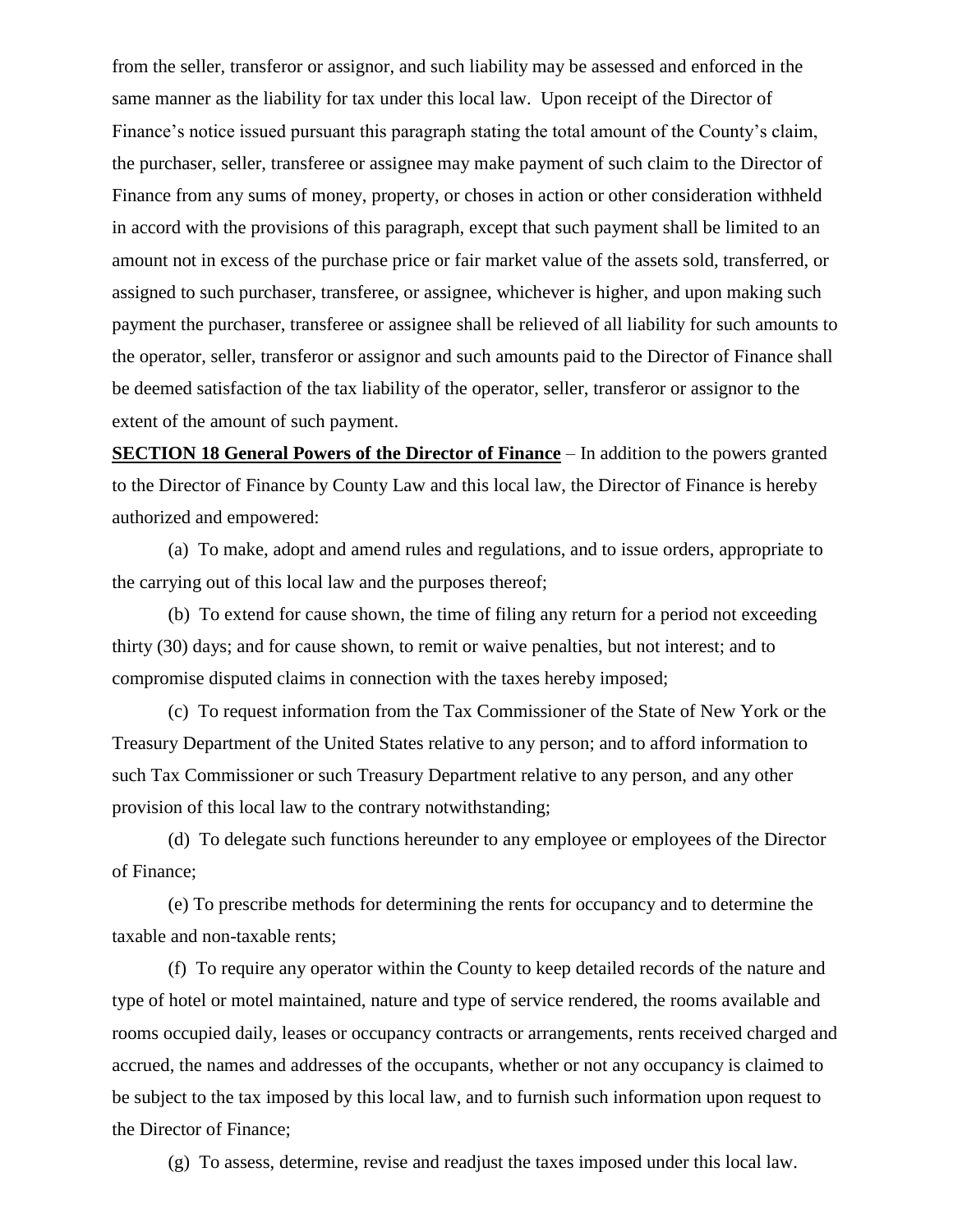from the seller, transferor or assignor, and such liability may be assessed and enforced in the same manner as the liability for tax under this local law. Upon receipt of the Director of Finance's notice issued pursuant this paragraph stating the total amount of the County's claim, the purchaser, seller, transferee or assignee may make payment of such claim to the Director of Finance from any sums of money, property, or choses in action or other consideration withheld in accord with the provisions of this paragraph, except that such payment shall be limited to an amount not in excess of the purchase price or fair market value of the assets sold, transferred, or assigned to such purchaser, transferee, or assignee, whichever is higher, and upon making such payment the purchaser, transferee or assignee shall be relieved of all liability for such amounts to the operator, seller, transferor or assignor and such amounts paid to the Director of Finance shall be deemed satisfaction of the tax liability of the operator, seller, transferor or assignor to the extent of the amount of such payment.

**SECTION 18 General Powers of the Director of Finance** – In addition to the powers granted to the Director of Finance by County Law and this local law, the Director of Finance is hereby authorized and empowered:

(a) To make, adopt and amend rules and regulations, and to issue orders, appropriate to the carrying out of this local law and the purposes thereof;

(b) To extend for cause shown, the time of filing any return for a period not exceeding thirty (30) days; and for cause shown, to remit or waive penalties, but not interest; and to compromise disputed claims in connection with the taxes hereby imposed;

(c) To request information from the Tax Commissioner of the State of New York or the Treasury Department of the United States relative to any person; and to afford information to such Tax Commissioner or such Treasury Department relative to any person, and any other provision of this local law to the contrary notwithstanding;

(d) To delegate such functions hereunder to any employee or employees of the Director of Finance;

(e) To prescribe methods for determining the rents for occupancy and to determine the taxable and non-taxable rents;

(f) To require any operator within the County to keep detailed records of the nature and type of hotel or motel maintained, nature and type of service rendered, the rooms available and rooms occupied daily, leases or occupancy contracts or arrangements, rents received charged and accrued, the names and addresses of the occupants, whether or not any occupancy is claimed to be subject to the tax imposed by this local law, and to furnish such information upon request to the Director of Finance;

(g) To assess, determine, revise and readjust the taxes imposed under this local law.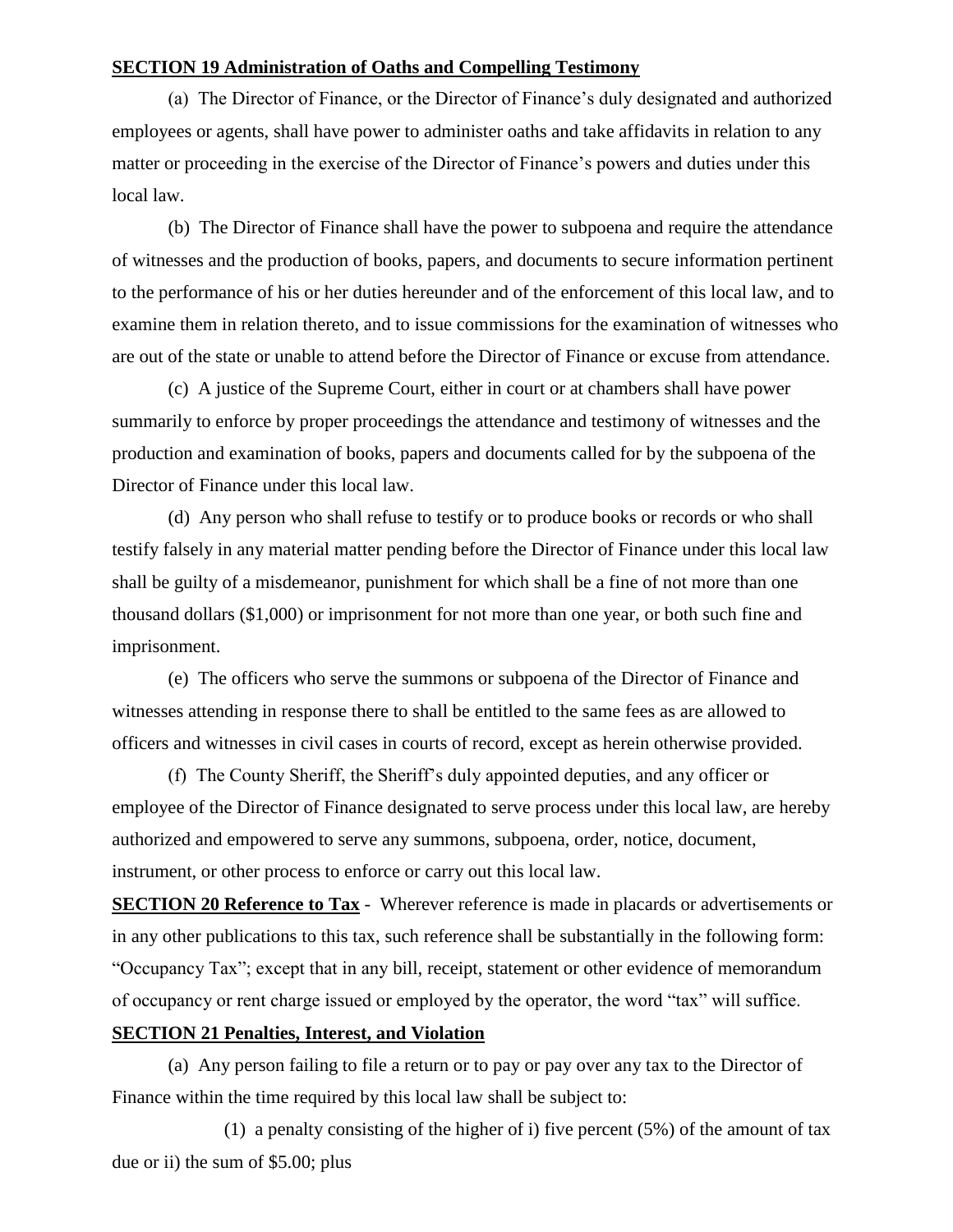**SECTION 19 Administration of Oaths and Compelling Testimony**

(a) The Director of Finance, or the Director of Finance's duly designated and authorized employees or agents, shall have power to administer oaths and take affidavits in relation to any matter or proceeding in the exercise of the Director of Finance's powers and duties under this local law.

(b) The Director of Finance shall have the power to subpoena and require the attendance of witnesses and the production of books, papers, and documents to secure information pertinent to the performance of his or her duties hereunder and of the enforcement of this local law, and to examine them in relation thereto, and to issue commissions for the examination of witnesses who are out of the state or unable to attend before the Director of Finance or excuse from attendance.

(c) A justice of the Supreme Court, either in court or at chambers shall have power summarily to enforce by proper proceedings the attendance and testimony of witnesses and the production and examination of books, papers and documents called for by the subpoena of the Director of Finance under this local law.

(d) Any person who shall refuse to testify or to produce books or records or who shall testify falsely in any material matter pending before the Director of Finance under this local law shall be guilty of a misdemeanor, punishment for which shall be a fine of not more than one thousand dollars ($1,000) or imprisonment for not more than one year, or both such fine and imprisonment.

(e) The officers who serve the summons or subpoena of the Director of Finance and witnesses attending in response there to shall be entitled to the same fees as are allowed to officers and witnesses in civil cases in courts of record, except as herein otherwise provided.

(f) The County Sheriff, the Sheriff's duly appointed deputies, and any officer or employee of the Director of Finance designated to serve process under this local law, are hereby authorized and empowered to serve any summons, subpoena, order, notice, document, instrument, or other process to enforce or carry out this local law.

**SECTION 20 Reference to Tax** - Wherever reference is made in placards or advertisements or in any other publications to this tax, such reference shall be substantially in the following form: "Occupancy Tax"; except that in any bill, receipt, statement or other evidence of memorandum of occupancy or rent charge issued or employed by the operator, the word "tax" will suffice.

**SECTION 21 Penalties, Interest, and Violation**

(a) Any person failing to file a return or to pay or pay over any tax to the Director of Finance within the time required by this local law shall be subject to:

(1) a penalty consisting of the higher of i) five percent (5%) of the amount of tax due or ii) the sum of $5.00; plus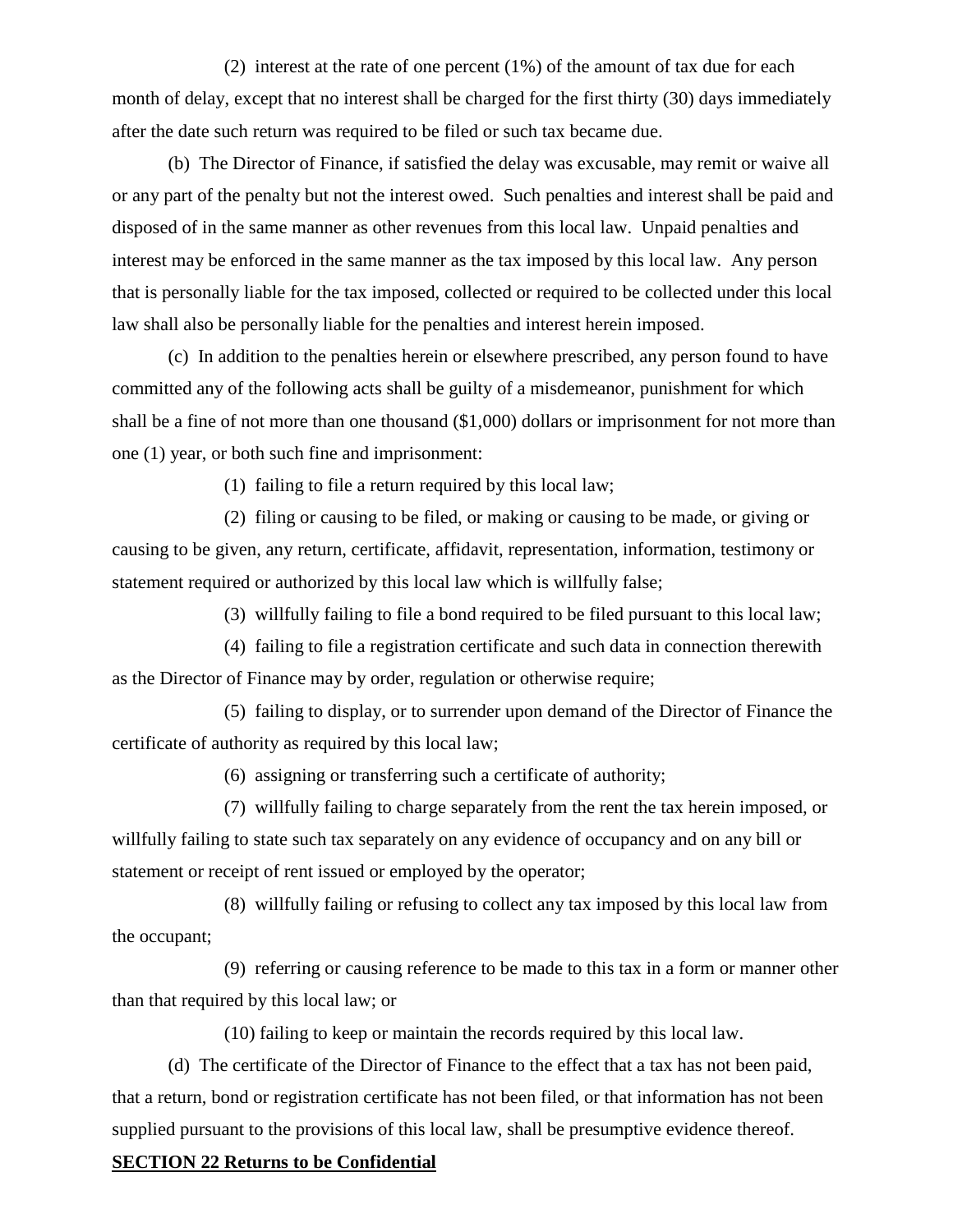(2) interest at the rate of one percent (1%) of the amount of tax due for each month of delay, except that no interest shall be charged for the first thirty (30) days immediately after the date such return was required to be filed or such tax became due.

(b) The Director of Finance, if satisfied the delay was excusable, may remit or waive all or any part of the penalty but not the interest owed. Such penalties and interest shall be paid and disposed of in the same manner as other revenues from this local law. Unpaid penalties and interest may be enforced in the same manner as the tax imposed by this local law. Any person that is personally liable for the tax imposed, collected or required to be collected under this local law shall also be personally liable for the penalties and interest herein imposed.

(c) In addition to the penalties herein or elsewhere prescribed, any person found to have committed any of the following acts shall be guilty of a misdemeanor, punishment for which shall be a fine of not more than one thousand ($1,000) dollars or imprisonment for not more than one (1) year, or both such fine and imprisonment:

(1) failing to file a return required by this local law;

(2) filing or causing to be filed, or making or causing to be made, or giving or causing to be given, any return, certificate, affidavit, representation, information, testimony or statement required or authorized by this local law which is willfully false;

(3) willfully failing to file a bond required to be filed pursuant to this local law;

(4) failing to file a registration certificate and such data in connection therewith as the Director of Finance may by order, regulation or otherwise require;

(5) failing to display, or to surrender upon demand of the Director of Finance the certificate of authority as required by this local law;

(6) assigning or transferring such a certificate of authority;

(7) willfully failing to charge separately from the rent the tax herein imposed, or willfully failing to state such tax separately on any evidence of occupancy and on any bill or statement or receipt of rent issued or employed by the operator;

(8) willfully failing or refusing to collect any tax imposed by this local law from the occupant;

(9) referring or causing reference to be made to this tax in a form or manner other than that required by this local law; or

(10) failing to keep or maintain the records required by this local law.

(d) The certificate of the Director of Finance to the effect that a tax has not been paid, that a return, bond or registration certificate has not been filed, or that information has not been supplied pursuant to the provisions of this local law, shall be presumptive evidence thereof.

**SECTION 22 Returns to be Confidential**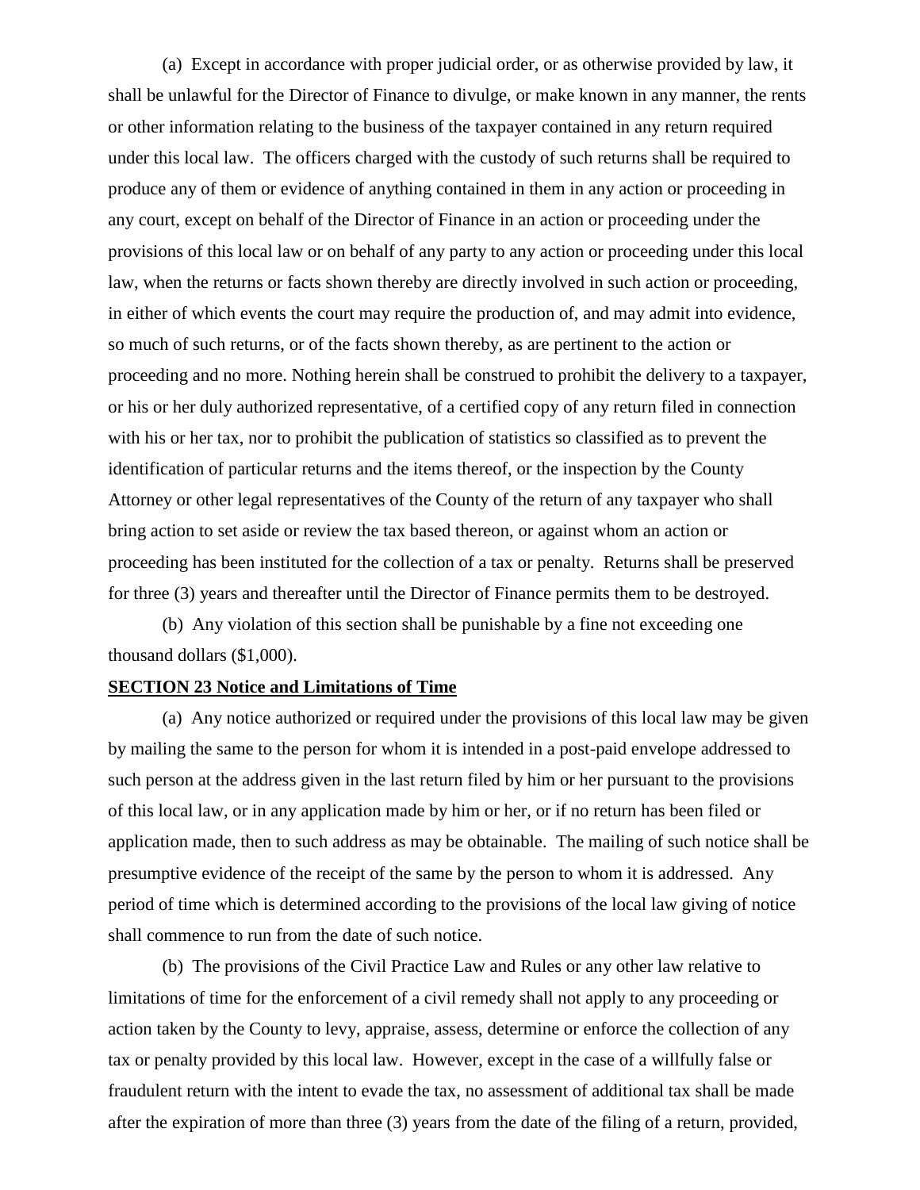(a) Except in accordance with proper judicial order, or as otherwise provided by law, it shall be unlawful for the Director of Finance to divulge, or make known in any manner, the rents or other information relating to the business of the taxpayer contained in any return required under this local law. The officers charged with the custody of such returns shall be required to produce any of them or evidence of anything contained in them in any action or proceeding in any court, except on behalf of the Director of Finance in an action or proceeding under the provisions of this local law or on behalf of any party to any action or proceeding under this local law, when the returns or facts shown thereby are directly involved in such action or proceeding, in either of which events the court may require the production of, and may admit into evidence, so much of such returns, or of the facts shown thereby, as are pertinent to the action or proceeding and no more. Nothing herein shall be construed to prohibit the delivery to a taxpayer, or his or her duly authorized representative, of a certified copy of any return filed in connection with his or her tax, nor to prohibit the publication of statistics so classified as to prevent the identification of particular returns and the items thereof, or the inspection by the County Attorney or other legal representatives of the County of the return of any taxpayer who shall bring action to set aside or review the tax based thereon, or against whom an action or proceeding has been instituted for the collection of a tax or penalty. Returns shall be preserved for three (3) years and thereafter until the Director of Finance permits them to be destroyed.

(b) Any violation of this section shall be punishable by a fine not exceeding one thousand dollars ($1,000).

**SECTION 23 Notice and Limitations of Time**

(a) Any notice authorized or required under the provisions of this local law may be given by mailing the same to the person for whom it is intended in a post-paid envelope addressed to such person at the address given in the last return filed by him or her pursuant to the provisions of this local law, or in any application made by him or her, or if no return has been filed or application made, then to such address as may be obtainable. The mailing of such notice shall be presumptive evidence of the receipt of the same by the person to whom it is addressed. Any period of time which is determined according to the provisions of the local law giving of notice shall commence to run from the date of such notice.

(b) The provisions of the Civil Practice Law and Rules or any other law relative to limitations of time for the enforcement of a civil remedy shall not apply to any proceeding or action taken by the County to levy, appraise, assess, determine or enforce the collection of any tax or penalty provided by this local law. However, except in the case of a willfully false or fraudulent return with the intent to evade the tax, no assessment of additional tax shall be made after the expiration of more than three (3) years from the date of the filing of a return, provided,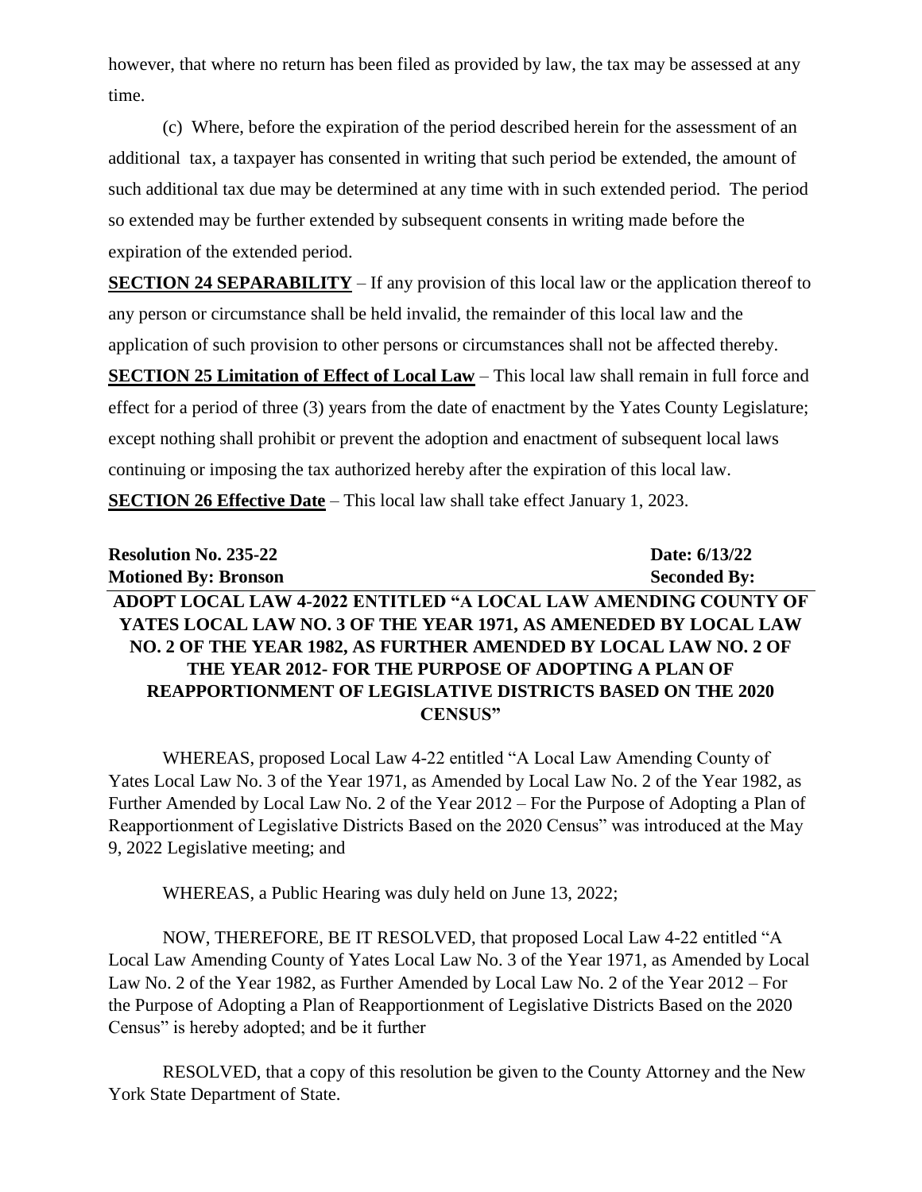however, that where no return has been filed as provided by law, the tax may be assessed at any time.

(c) Where, before the expiration of the period described herein for the assessment of an additional tax, a taxpayer has consented in writing that such period be extended, the amount of such additional tax due may be determined at any time with in such extended period. The period so extended may be further extended by subsequent consents in writing made before the expiration of the extended period.

**SECTION 24 SEPARABILITY** – If any provision of this local law or the application thereof to any person or circumstance shall be held invalid, the remainder of this local law and the application of such provision to other persons or circumstances shall not be affected thereby.

**SECTION 25 Limitation of Effect of Local Law** – This local law shall remain in full force and effect for a period of three (3) years from the date of enactment by the Yates County Legislature; except nothing shall prohibit or prevent the adoption and enactment of subsequent local laws continuing or imposing the tax authorized hereby after the expiration of this local law.

**SECTION 26 Effective Date** – This local law shall take effect January 1, 2023.

**Resolution No. 235-22** **Date: 6/13/22**
**Motioned By: Bronson** **Seconded By:**

**ADOPT LOCAL LAW 4-2022 ENTITLED "A LOCAL LAW AMENDING COUNTY OF YATES LOCAL LAW NO. 3 OF THE YEAR 1971, AS AMENEDED BY LOCAL LAW NO. 2 OF THE YEAR 1982, AS FURTHER AMENDED BY LOCAL LAW NO. 2 OF THE YEAR 2012- FOR THE PURPOSE OF ADOPTING A PLAN OF REAPPORTIONMENT OF LEGISLATIVE DISTRICTS BASED ON THE 2020 CENSUS"**

WHEREAS, proposed Local Law 4-22 entitled "A Local Law Amending County of Yates Local Law No. 3 of the Year 1971, as Amended by Local Law No. 2 of the Year 1982, as Further Amended by Local Law No. 2 of the Year 2012 – For the Purpose of Adopting a Plan of Reapportionment of Legislative Districts Based on the 2020 Census" was introduced at the May 9, 2022 Legislative meeting; and

WHEREAS, a Public Hearing was duly held on June 13, 2022;

NOW, THEREFORE, BE IT RESOLVED, that proposed Local Law 4-22 entitled "A Local Law Amending County of Yates Local Law No. 3 of the Year 1971, as Amended by Local Law No. 2 of the Year 1982, as Further Amended by Local Law No. 2 of the Year 2012 – For the Purpose of Adopting a Plan of Reapportionment of Legislative Districts Based on the 2020 Census" is hereby adopted; and be it further

RESOLVED, that a copy of this resolution be given to the County Attorney and the New York State Department of State.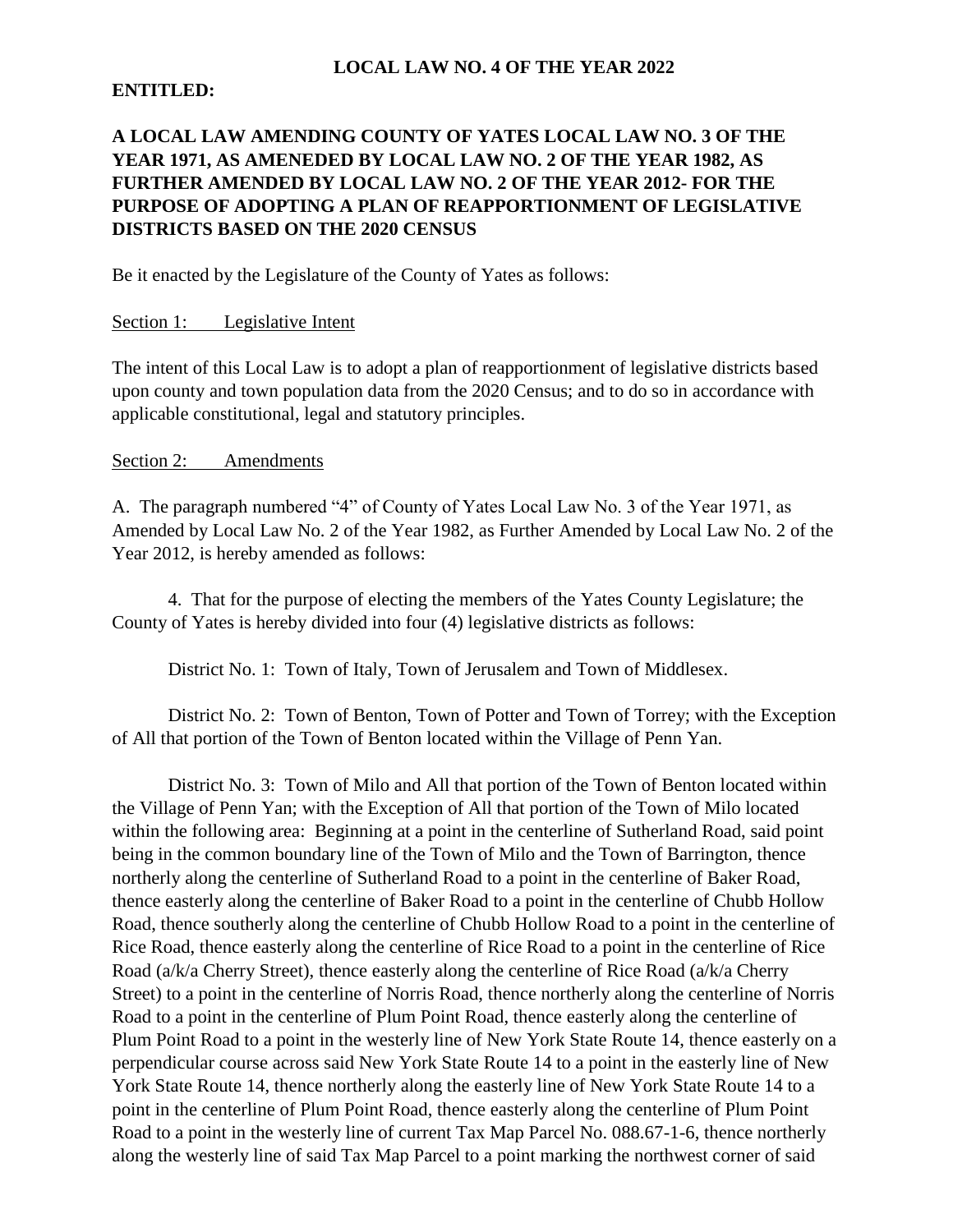**LOCAL LAW NO. 4 OF THE YEAR 2022**

**ENTITLED:**

**A LOCAL LAW AMENDING COUNTY OF YATES LOCAL LAW NO. 3 OF THE YEAR 1971, AS AMENEDED BY LOCAL LAW NO. 2 OF THE YEAR 1982, AS FURTHER AMENDED BY LOCAL LAW NO. 2 OF THE YEAR 2012- FOR THE PURPOSE OF ADOPTING A PLAN OF REAPPORTIONMENT OF LEGISLATIVE DISTRICTS BASED ON THE 2020 CENSUS**

Be it enacted by the Legislature of the County of Yates as follows:

<u>Section 1: Legislative Intent</u>

The intent of this Local Law is to adopt a plan of reapportionment of legislative districts based upon county and town population data from the 2020 Census; and to do so in accordance with applicable constitutional, legal and statutory principles.

<u>Section 2: Amendments</u>

A. The paragraph numbered "4" of County of Yates Local Law No. 3 of the Year 1971, as Amended by Local Law No. 2 of the Year 1982, as Further Amended by Local Law No. 2 of the Year 2012, is hereby amended as follows:

4. That for the purpose of electing the members of the Yates County Legislature; the County of Yates is hereby divided into four (4) legislative districts as follows:

District No. 1: Town of Italy, Town of Jerusalem and Town of Middlesex.

District No. 2: Town of Benton, Town of Potter and Town of Torrey; with the Exception of All that portion of the Town of Benton located within the Village of Penn Yan.

District No. 3: Town of Milo and All that portion of the Town of Benton located within the Village of Penn Yan; with the Exception of All that portion of the Town of Milo located within the following area: Beginning at a point in the centerline of Sutherland Road, said point being in the common boundary line of the Town of Milo and the Town of Barrington, thence northerly along the centerline of Sutherland Road to a point in the centerline of Baker Road, thence easterly along the centerline of Baker Road to a point in the centerline of Chubb Hollow Road, thence southerly along the centerline of Chubb Hollow Road to a point in the centerline of Rice Road, thence easterly along the centerline of Rice Road to a point in the centerline of Rice Road (a/k/a Cherry Street), thence easterly along the centerline of Rice Road (a/k/a Cherry Street) to a point in the centerline of Norris Road, thence northerly along the centerline of Norris Road to a point in the centerline of Plum Point Road, thence easterly along the centerline of Plum Point Road to a point in the westerly line of New York State Route 14, thence easterly on a perpendicular course across said New York State Route 14 to a point in the easterly line of New York State Route 14, thence northerly along the easterly line of New York State Route 14 to a point in the centerline of Plum Point Road, thence easterly along the centerline of Plum Point Road to a point in the westerly line of current Tax Map Parcel No. 088.67-1-6, thence northerly along the westerly line of said Tax Map Parcel to a point marking the northwest corner of said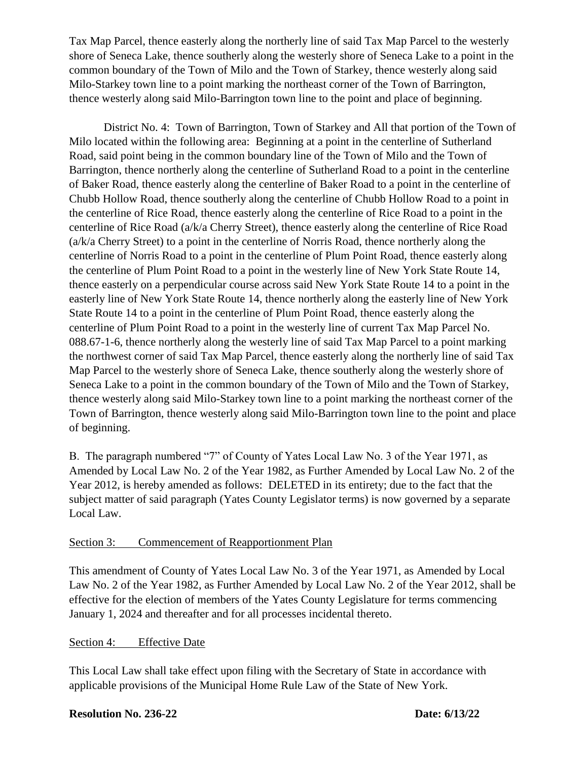Tax Map Parcel, thence easterly along the northerly line of said Tax Map Parcel to the westerly shore of Seneca Lake, thence southerly along the westerly shore of Seneca Lake to a point in the common boundary of the Town of Milo and the Town of Starkey, thence westerly along said Milo-Starkey town line to a point marking the northeast corner of the Town of Barrington, thence westerly along said Milo-Barrington town line to the point and place of beginning.

District No. 4: Town of Barrington, Town of Starkey and All that portion of the Town of Milo located within the following area: Beginning at a point in the centerline of Sutherland Road, said point being in the common boundary line of the Town of Milo and the Town of Barrington, thence northerly along the centerline of Sutherland Road to a point in the centerline of Baker Road, thence easterly along the centerline of Baker Road to a point in the centerline of Chubb Hollow Road, thence southerly along the centerline of Chubb Hollow Road to a point in the centerline of Rice Road, thence easterly along the centerline of Rice Road to a point in the centerline of Rice Road (a/k/a Cherry Street), thence easterly along the centerline of Rice Road (a/k/a Cherry Street) to a point in the centerline of Norris Road, thence northerly along the centerline of Norris Road to a point in the centerline of Plum Point Road, thence easterly along the centerline of Plum Point Road to a point in the westerly line of New York State Route 14, thence easterly on a perpendicular course across said New York State Route 14 to a point in the easterly line of New York State Route 14, thence northerly along the easterly line of New York State Route 14 to a point in the centerline of Plum Point Road, thence easterly along the centerline of Plum Point Road to a point in the westerly line of current Tax Map Parcel No. 088.67-1-6, thence northerly along the westerly line of said Tax Map Parcel to a point marking the northwest corner of said Tax Map Parcel, thence easterly along the northerly line of said Tax Map Parcel to the westerly shore of Seneca Lake, thence southerly along the westerly shore of Seneca Lake to a point in the common boundary of the Town of Milo and the Town of Starkey, thence westerly along said Milo-Starkey town line to a point marking the northeast corner of the Town of Barrington, thence westerly along said Milo-Barrington town line to the point and place of beginning.

B. The paragraph numbered "7" of County of Yates Local Law No. 3 of the Year 1971, as Amended by Local Law No. 2 of the Year 1982, as Further Amended by Local Law No. 2 of the Year 2012, is hereby amended as follows: DELETED in its entirety; due to the fact that the subject matter of said paragraph (Yates County Legislator terms) is now governed by a separate Local Law.

Section 3: Commencement of Reapportionment Plan

This amendment of County of Yates Local Law No. 3 of the Year 1971, as Amended by Local Law No. 2 of the Year 1982, as Further Amended by Local Law No. 2 of the Year 2012, shall be effective for the election of members of the Yates County Legislature for terms commencing January 1, 2024 and thereafter and for all processes incidental thereto.

Section 4: Effective Date

This Local Law shall take effect upon filing with the Secretary of State in accordance with applicable provisions of the Municipal Home Rule Law of the State of New York.

**Resolution No. 236-22** **Date: 6/13/22**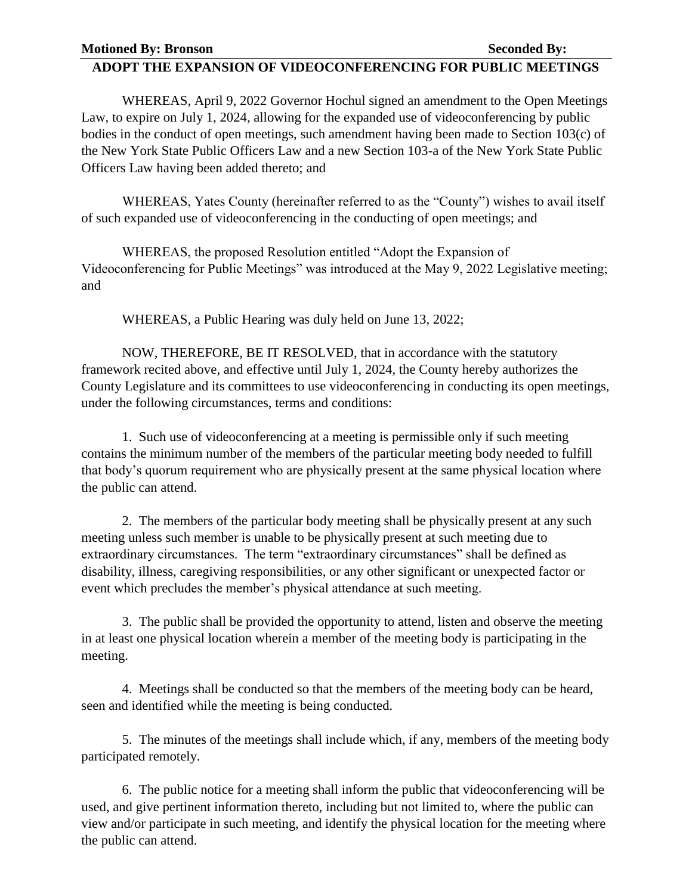**Motioned By: Bronson** **Seconded By:**

**ADOPT THE EXPANSION OF VIDEOCONFERENCING FOR PUBLIC MEETINGS**

WHEREAS, April 9, 2022 Governor Hochul signed an amendment to the Open Meetings Law, to expire on July 1, 2024, allowing for the expanded use of videoconferencing by public bodies in the conduct of open meetings, such amendment having been made to Section 103(c) of the New York State Public Officers Law and a new Section 103-a of the New York State Public Officers Law having been added thereto; and

WHEREAS, Yates County (hereinafter referred to as the "County") wishes to avail itself of such expanded use of videoconferencing in the conducting of open meetings; and

WHEREAS, the proposed Resolution entitled "Adopt the Expansion of Videoconferencing for Public Meetings" was introduced at the May 9, 2022 Legislative meeting; and

WHEREAS, a Public Hearing was duly held on June 13, 2022;

NOW, THEREFORE, BE IT RESOLVED, that in accordance with the statutory framework recited above, and effective until July 1, 2024, the County hereby authorizes the County Legislature and its committees to use videoconferencing in conducting its open meetings, under the following circumstances, terms and conditions:

1. Such use of videoconferencing at a meeting is permissible only if such meeting contains the minimum number of the members of the particular meeting body needed to fulfill that body's quorum requirement who are physically present at the same physical location where the public can attend.

2. The members of the particular body meeting shall be physically present at any such meeting unless such member is unable to be physically present at such meeting due to extraordinary circumstances. The term "extraordinary circumstances" shall be defined as disability, illness, caregiving responsibilities, or any other significant or unexpected factor or event which precludes the member's physical attendance at such meeting.

3. The public shall be provided the opportunity to attend, listen and observe the meeting in at least one physical location wherein a member of the meeting body is participating in the meeting.

4. Meetings shall be conducted so that the members of the meeting body can be heard, seen and identified while the meeting is being conducted.

5. The minutes of the meetings shall include which, if any, members of the meeting body participated remotely.

6. The public notice for a meeting shall inform the public that videoconferencing will be used, and give pertinent information thereto, including but not limited to, where the public can view and/or participate in such meeting, and identify the physical location for the meeting where the public can attend.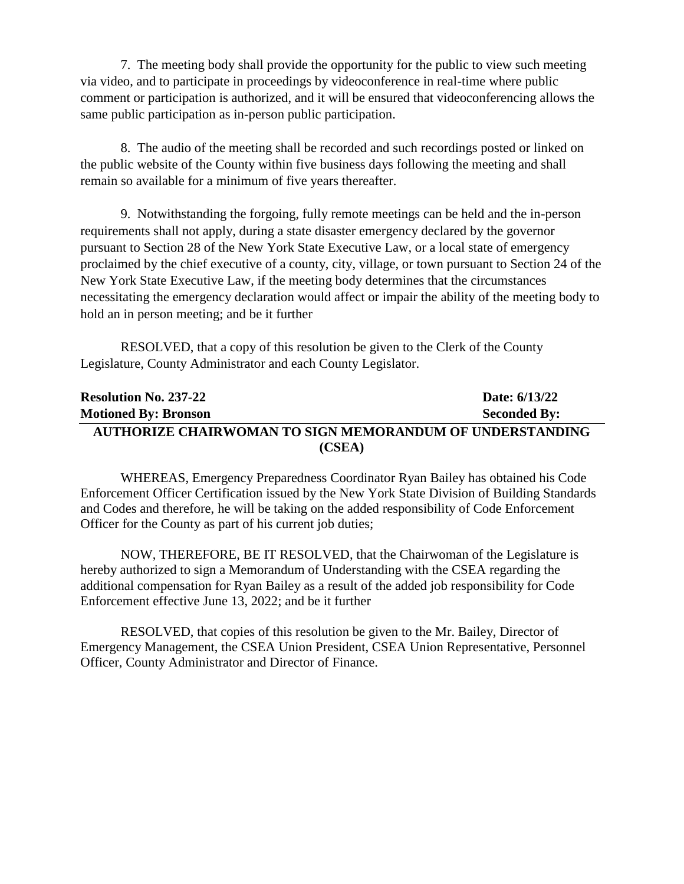7. The meeting body shall provide the opportunity for the public to view such meeting via video, and to participate in proceedings by videoconference in real-time where public comment or participation is authorized, and it will be ensured that videoconferencing allows the same public participation as in-person public participation.

8. The audio of the meeting shall be recorded and such recordings posted or linked on the public website of the County within five business days following the meeting and shall remain so available for a minimum of five years thereafter.

9. Notwithstanding the forgoing, fully remote meetings can be held and the in-person requirements shall not apply, during a state disaster emergency declared by the governor pursuant to Section 28 of the New York State Executive Law, or a local state of emergency proclaimed by the chief executive of a county, city, village, or town pursuant to Section 24 of the New York State Executive Law, if the meeting body determines that the circumstances necessitating the emergency declaration would affect or impair the ability of the meeting body to hold an in person meeting; and be it further

RESOLVED, that a copy of this resolution be given to the Clerk of the County Legislature, County Administrator and each County Legislator.

**Resolution No. 237-22** **Date: 6/13/22**
**Motioned By: Bronson** **Seconded By:**

**AUTHORIZE CHAIRWOMAN TO SIGN MEMORANDUM OF UNDERSTANDING (CSEA)**

WHEREAS, Emergency Preparedness Coordinator Ryan Bailey has obtained his Code Enforcement Officer Certification issued by the New York State Division of Building Standards and Codes and therefore, he will be taking on the added responsibility of Code Enforcement Officer for the County as part of his current job duties;

NOW, THEREFORE, BE IT RESOLVED, that the Chairwoman of the Legislature is hereby authorized to sign a Memorandum of Understanding with the CSEA regarding the additional compensation for Ryan Bailey as a result of the added job responsibility for Code Enforcement effective June 13, 2022; and be it further

RESOLVED, that copies of this resolution be given to the Mr. Bailey, Director of Emergency Management, the CSEA Union President, CSEA Union Representative, Personnel Officer, County Administrator and Director of Finance.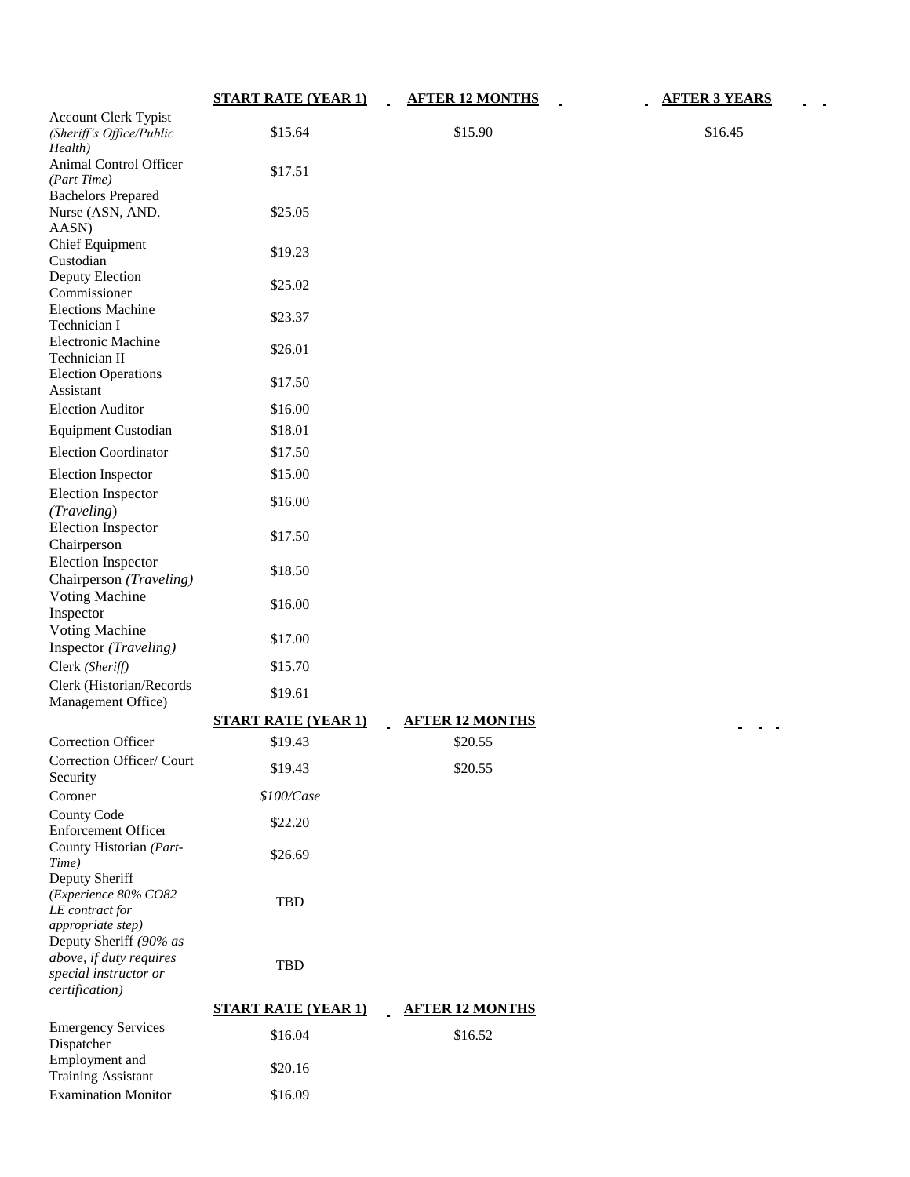| | START RATE (YEAR 1) | AFTER 12 MONTHS | AFTER 3 YEARS |
|---|---|---|---|
| Account Clerk Typist *(Sheriff's Office/Public Health)* | $15.64 | $15.90 | $16.45 |
| Animal Control Officer *(Part Time)* | $17.51 | | |
| Bachelors Prepared Nurse (ASN, AND. AASN) | $25.05 | | |
| Chief Equipment Custodian | $19.23 | | |
| Deputy Election Commissioner | $25.02 | | |
| Elections Machine Technician I | $23.37 | | |
| Electronic Machine Technician II | $26.01 | | |
| Election Operations Assistant | $17.50 | | |
| Election Auditor | $16.00 | | |
| Equipment Custodian | $18.01 | | |
| Election Coordinator | $17.50 | | |
| Election Inspector | $15.00 | | |
| Election Inspector *(Traveling)* | $16.00 | | |
| Election Inspector Chairperson | $17.50 | | |
| Election Inspector Chairperson *(Traveling)* | $18.50 | | |
| Voting Machine Inspector | $16.00 | | |
| Voting Machine Inspector *(Traveling)* | $17.00 | | |
| Clerk *(Sheriff)* | $15.70 | | |
| Clerk (Historian/Records Management Office) | $19.61 | | |

| | START RATE (YEAR 1) | AFTER 12 MONTHS |
|---|---|---|
| Correction Officer | $19.43 | $20.55 |
| Correction Officer/ Court Security | $19.43 | $20.55 |
| Coroner | *$100/Case* | |
| County Code Enforcement Officer | $22.20 | |
| County Historian *(Part-Time)* | $26.69 | |
| Deputy Sheriff *(Experience 80% CO82 LE contract for appropriate step)* | TBD | |
| Deputy Sheriff *(90% as above, if duty requires special instructor or certification)* | TBD | |

| | START RATE (YEAR 1) | AFTER 12 MONTHS |
|---|---|---|
| Emergency Services Dispatcher | $16.04 | $16.52 |
| Employment and Training Assistant | $20.16 | |
| Examination Monitor | $16.09 | |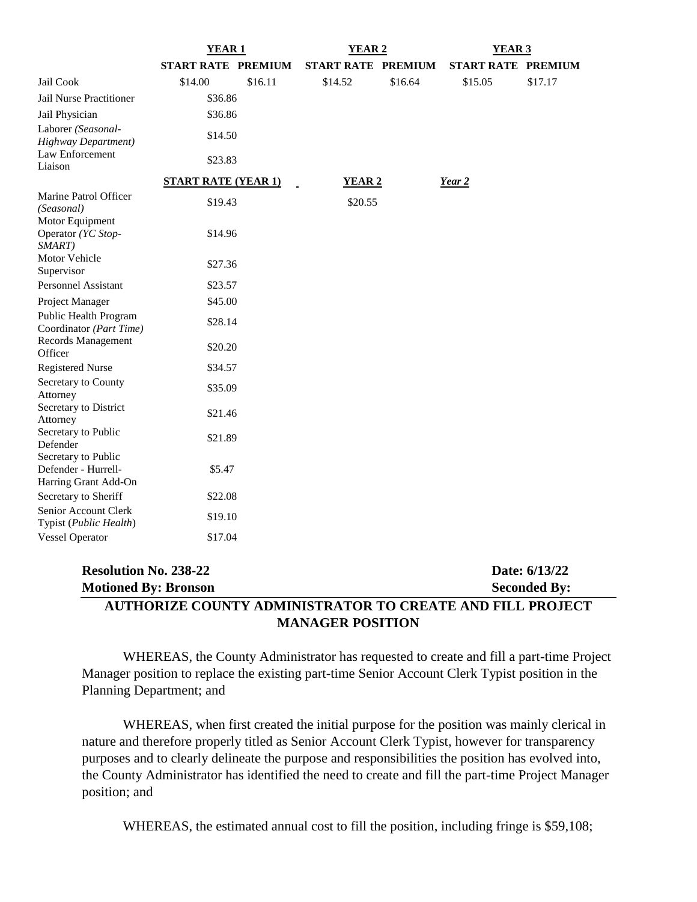| | YEAR 1 | | YEAR 2 | | YEAR 3 | |
|---|---|---|---|---|---|---|
| | START RATE | PREMIUM | START RATE | PREMIUM | START RATE | PREMIUM |
| Jail Cook | $14.00 | $16.11 | $14.52 | $16.64 | $15.05 | $17.17 |
| Jail Nurse Practitioner | $36.86 | | | | | |
| Jail Physician | $36.86 | | | | | |
| Laborer *(Seasonal-Highway Department)* | $14.50 | | | | | |
| Law Enforcement Liaison | $23.83 | | | | | |
| | **START RATE (YEAR 1)** | | **YEAR 2** | | ***Year 2*** | |
| Marine Patrol Officer *(Seasonal)* | $19.43 | | $20.55 | | | |
| Motor Equipment Operator *(YC Stop-SMART)* | $14.96 | | | | | |
| Motor Vehicle Supervisor | $27.36 | | | | | |
| Personnel Assistant | $23.57 | | | | | |
| Project Manager | $45.00 | | | | | |
| Public Health Program Coordinator *(Part Time)* | $28.14 | | | | | |
| Records Management Officer | $20.20 | | | | | |
| Registered Nurse | $34.57 | | | | | |
| Secretary to County Attorney | $35.09 | | | | | |
| Secretary to District Attorney | $21.46 | | | | | |
| Secretary to Public Defender | $21.89 | | | | | |
| Secretary to Public Defender - Hurrell-Harring Grant Add-On | $5.47 | | | | | |
| Secretary to Sheriff | $22.08 | | | | | |
| Senior Account Clerk Typist (*Public Health*) | $19.10 | | | | | |
| Vessel Operator | $17.04 | | | | | |

**Resolution No. 238-22** **Date: 6/13/22**
**Motioned By: Bronson** **Seconded By:**

## AUTHORIZE COUNTY ADMINISTRATOR TO CREATE AND FILL PROJECT MANAGER POSITION

WHEREAS, the County Administrator has requested to create and fill a part-time Project Manager position to replace the existing part-time Senior Account Clerk Typist position in the Planning Department; and

WHEREAS, when first created the initial purpose for the position was mainly clerical in nature and therefore properly titled as Senior Account Clerk Typist, however for transparency purposes and to clearly delineate the purpose and responsibilities the position has evolved into, the County Administrator has identified the need to create and fill the part-time Project Manager position; and

WHEREAS, the estimated annual cost to fill the position, including fringe is $59,108;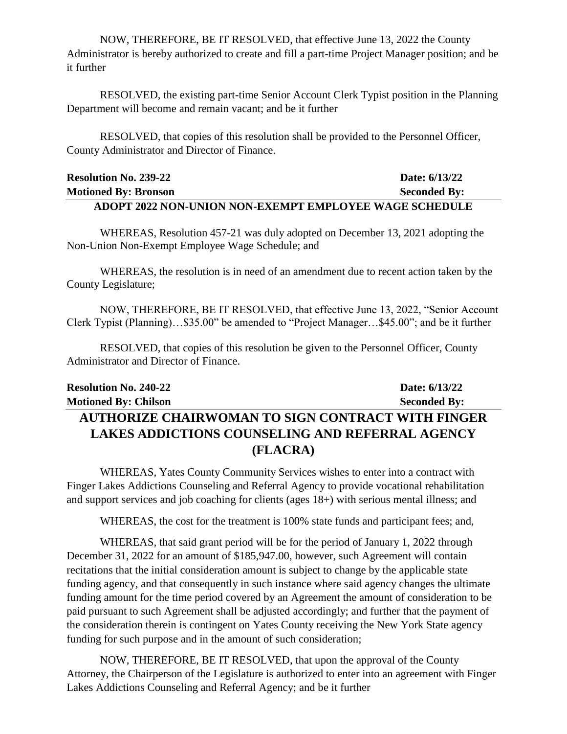NOW, THEREFORE, BE IT RESOLVED, that effective June 13, 2022 the County Administrator is hereby authorized to create and fill a part-time Project Manager position; and be it further

RESOLVED, the existing part-time Senior Account Clerk Typist position in the Planning Department will become and remain vacant; and be it further

RESOLVED, that copies of this resolution shall be provided to the Personnel Officer, County Administrator and Director of Finance.

**Resolution No. 239-22** **Date: 6/13/22**
**Motioned By: Bronson** **Seconded By:**

**ADOPT 2022 NON-UNION NON-EXEMPT EMPLOYEE WAGE SCHEDULE**

WHEREAS, Resolution 457-21 was duly adopted on December 13, 2021 adopting the Non-Union Non-Exempt Employee Wage Schedule; and

WHEREAS, the resolution is in need of an amendment due to recent action taken by the County Legislature;

NOW, THEREFORE, BE IT RESOLVED, that effective June 13, 2022, "Senior Account Clerk Typist (Planning)…$35.00" be amended to "Project Manager…$45.00"; and be it further

RESOLVED, that copies of this resolution be given to the Personnel Officer, County Administrator and Director of Finance.

**Resolution No. 240-22** **Date: 6/13/22**
**Motioned By: Chilson** **Seconded By:**

## AUTHORIZE CHAIRWOMAN TO SIGN CONTRACT WITH FINGER LAKES ADDICTIONS COUNSELING AND REFERRAL AGENCY (FLACRA)

WHEREAS, Yates County Community Services wishes to enter into a contract with Finger Lakes Addictions Counseling and Referral Agency to provide vocational rehabilitation and support services and job coaching for clients (ages 18+) with serious mental illness; and

WHEREAS, the cost for the treatment is 100% state funds and participant fees; and,

WHEREAS, that said grant period will be for the period of January 1, 2022 through December 31, 2022 for an amount of $185,947.00, however, such Agreement will contain recitations that the initial consideration amount is subject to change by the applicable state funding agency, and that consequently in such instance where said agency changes the ultimate funding amount for the time period covered by an Agreement the amount of consideration to be paid pursuant to such Agreement shall be adjusted accordingly; and further that the payment of the consideration therein is contingent on Yates County receiving the New York State agency funding for such purpose and in the amount of such consideration;

NOW, THEREFORE, BE IT RESOLVED, that upon the approval of the County Attorney, the Chairperson of the Legislature is authorized to enter into an agreement with Finger Lakes Addictions Counseling and Referral Agency; and be it further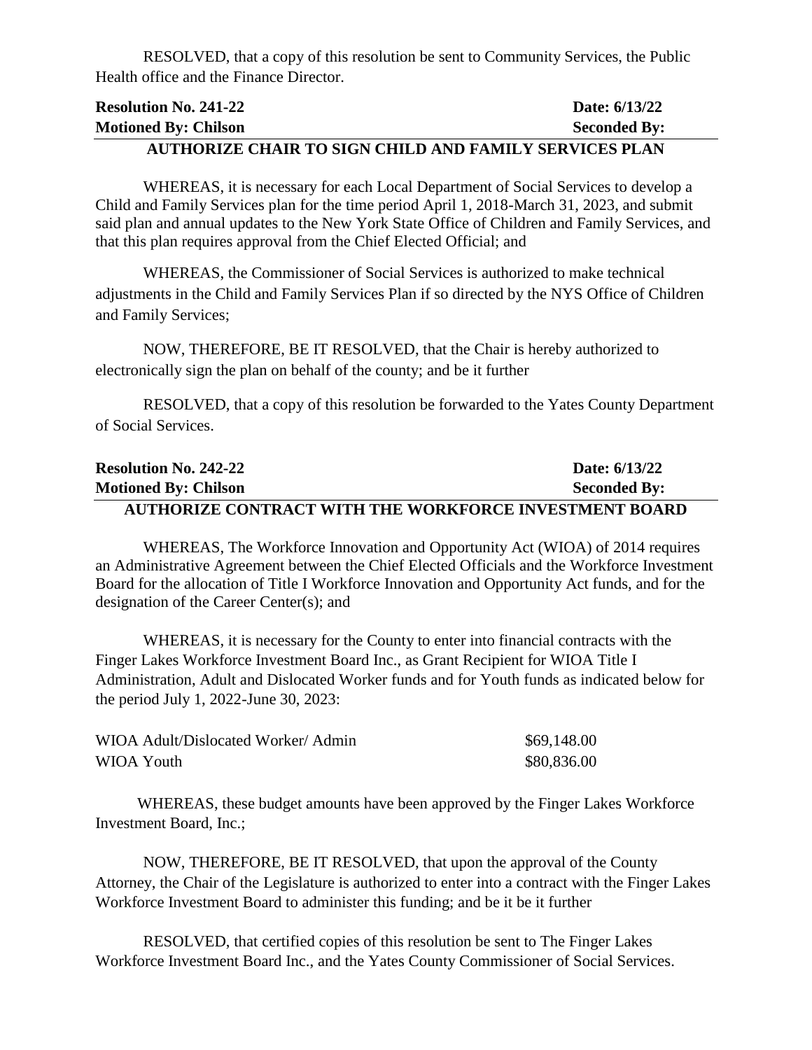RESOLVED, that a copy of this resolution be sent to Community Services, the Public Health office and the Finance Director.

**Resolution No. 241-22** **Date: 6/13/22**
**Motioned By: Chilson** **Seconded By:**

**AUTHORIZE CHAIR TO SIGN CHILD AND FAMILY SERVICES PLAN**

WHEREAS, it is necessary for each Local Department of Social Services to develop a Child and Family Services plan for the time period April 1, 2018-March 31, 2023, and submit said plan and annual updates to the New York State Office of Children and Family Services, and that this plan requires approval from the Chief Elected Official; and

WHEREAS, the Commissioner of Social Services is authorized to make technical adjustments in the Child and Family Services Plan if so directed by the NYS Office of Children and Family Services;

NOW, THEREFORE, BE IT RESOLVED, that the Chair is hereby authorized to electronically sign the plan on behalf of the county; and be it further

RESOLVED, that a copy of this resolution be forwarded to the Yates County Department of Social Services.

**Resolution No. 242-22** **Date: 6/13/22**
**Motioned By: Chilson** **Seconded By:**

**AUTHORIZE CONTRACT WITH THE WORKFORCE INVESTMENT BOARD**

WHEREAS, The Workforce Innovation and Opportunity Act (WIOA) of 2014 requires an Administrative Agreement between the Chief Elected Officials and the Workforce Investment Board for the allocation of Title I Workforce Innovation and Opportunity Act funds, and for the designation of the Career Center(s); and

WHEREAS, it is necessary for the County to enter into financial contracts with the Finger Lakes Workforce Investment Board Inc., as Grant Recipient for WIOA Title I Administration, Adult and Dislocated Worker funds and for Youth funds as indicated below for the period July 1, 2022-June 30, 2023:

| | |
|---|---|
| WIOA Adult/Dislocated Worker/ Admin | $69,148.00 |
| WIOA Youth | $80,836.00 |

WHEREAS, these budget amounts have been approved by the Finger Lakes Workforce Investment Board, Inc.;

NOW, THEREFORE, BE IT RESOLVED, that upon the approval of the County Attorney, the Chair of the Legislature is authorized to enter into a contract with the Finger Lakes Workforce Investment Board to administer this funding; and be it be it further

RESOLVED, that certified copies of this resolution be sent to The Finger Lakes Workforce Investment Board Inc., and the Yates County Commissioner of Social Services.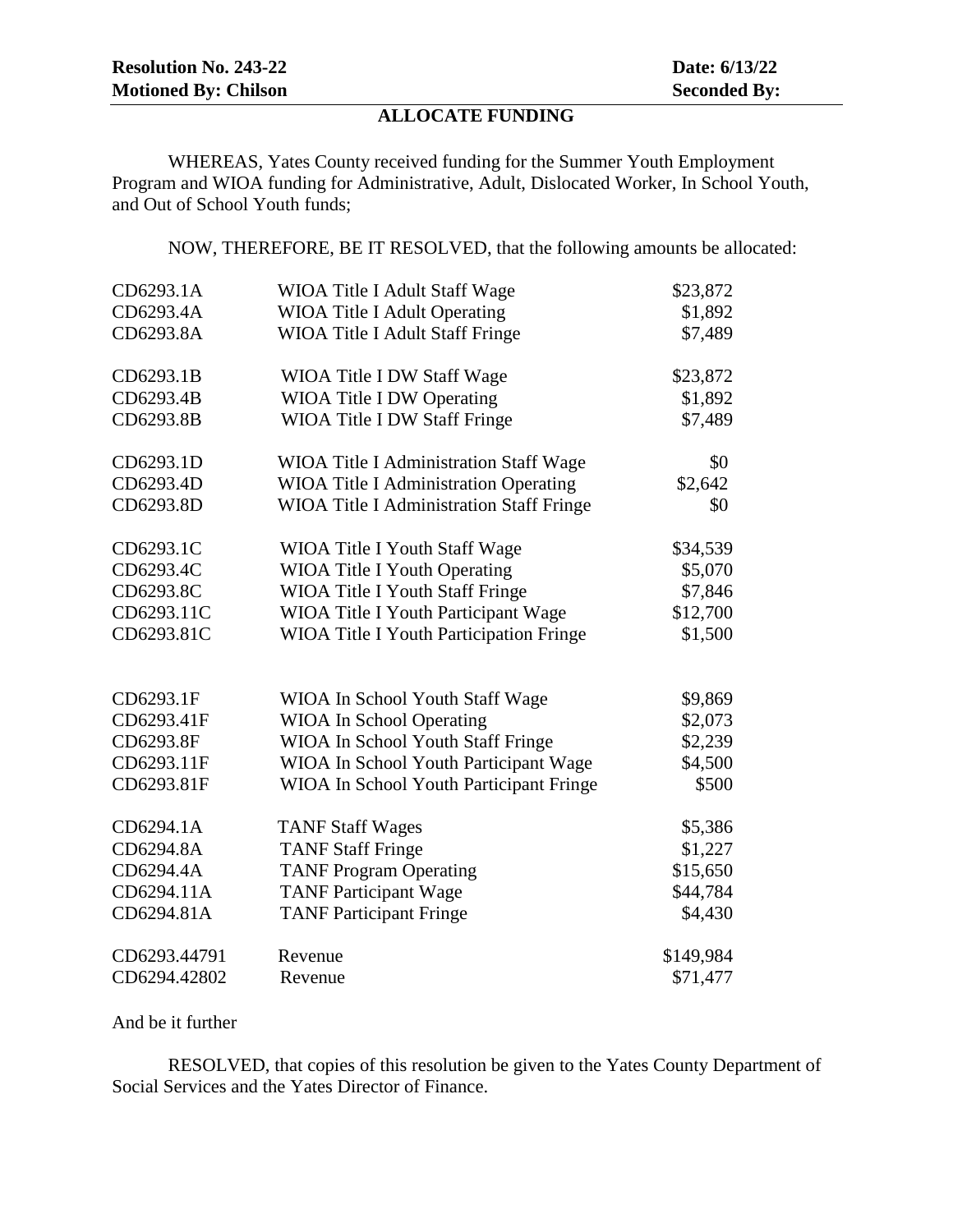**Resolution No. 243-22** | **Date: 6/13/22**
**Motioned By: Chilson** | **Seconded By:**

## ALLOCATE FUNDING

WHEREAS, Yates County received funding for the Summer Youth Employment Program and WIOA funding for Administrative, Adult, Dislocated Worker, In School Youth, and Out of School Youth funds;

NOW, THEREFORE, BE IT RESOLVED, that the following amounts be allocated:

| | | |
|---|---|---|
| CD6293.1A | WIOA Title I Adult Staff Wage | $23,872 |
| CD6293.4A | WIOA Title I Adult Operating | $1,892 |
| CD6293.8A | WIOA Title I Adult Staff Fringe | $7,489 |
| | | |
| CD6293.1B | WIOA Title I DW Staff Wage | $23,872 |
| CD6293.4B | WIOA Title I DW Operating | $1,892 |
| CD6293.8B | WIOA Title I DW Staff Fringe | $7,489 |
| | | |
| CD6293.1D | WIOA Title I Administration Staff Wage | $0 |
| CD6293.4D | WIOA Title I Administration Operating | $2,642 |
| CD6293.8D | WIOA Title I Administration Staff Fringe | $0 |
| | | |
| CD6293.1C | WIOA Title I Youth Staff Wage | $34,539 |
| CD6293.4C | WIOA Title I Youth Operating | $5,070 |
| CD6293.8C | WIOA Title I Youth Staff Fringe | $7,846 |
| CD6293.11C | WIOA Title I Youth Participant Wage | $12,700 |
| CD6293.81C | WIOA Title I Youth Participation Fringe | $1,500 |
| | | |
| CD6293.1F | WIOA In School Youth Staff Wage | $9,869 |
| CD6293.41F | WIOA In School Operating | $2,073 |
| CD6293.8F | WIOA In School Youth Staff Fringe | $2,239 |
| CD6293.11F | WIOA In School Youth Participant Wage | $4,500 |
| CD6293.81F | WIOA In School Youth Participant Fringe | $500 |
| | | |
| CD6294.1A | TANF Staff Wages | $5,386 |
| CD6294.8A | TANF Staff Fringe | $1,227 |
| CD6294.4A | TANF Program Operating | $15,650 |
| CD6294.11A | TANF Participant Wage | $44,784 |
| CD6294.81A | TANF Participant Fringe | $4,430 |
| | | |
| CD6293.44791 | Revenue | $149,984 |
| CD6294.42802 | Revenue | $71,477 |

And be it further

RESOLVED, that copies of this resolution be given to the Yates County Department of Social Services and the Yates Director of Finance.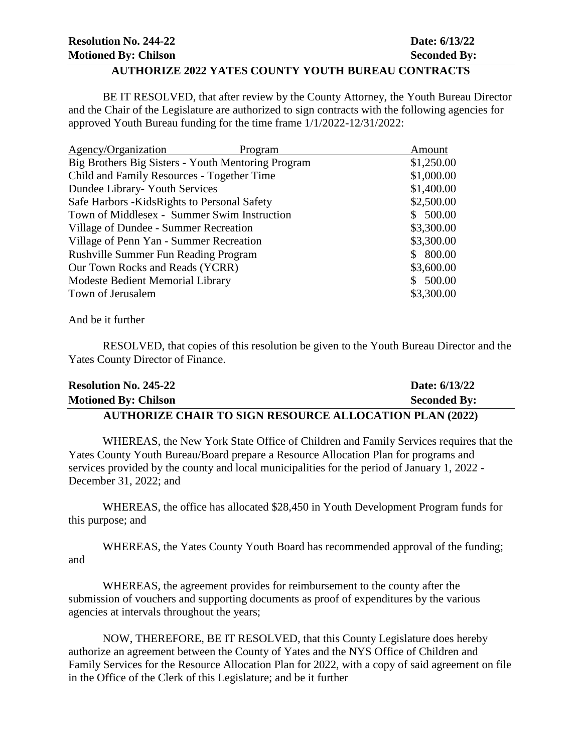**Resolution No. 244-22** **Date: 6/13/22**
**Motioned By: Chilson** **Seconded By:**

## AUTHORIZE 2022 YATES COUNTY YOUTH BUREAU CONTRACTS

BE IT RESOLVED, that after review by the County Attorney, the Youth Bureau Director and the Chair of the Legislature are authorized to sign contracts with the following agencies for approved Youth Bureau funding for the time frame 1/1/2022-12/31/2022:

| Agency/Organization Program | Amount |
|---|---|
| Big Brothers Big Sisters - Youth Mentoring Program | $1,250.00 |
| Child and Family Resources - Together Time | $1,000.00 |
| Dundee Library- Youth Services | $1,400.00 |
| Safe Harbors -KidsRights to Personal Safety | $2,500.00 |
| Town of Middlesex - Summer Swim Instruction | $ 500.00 |
| Village of Dundee - Summer Recreation | $3,300.00 |
| Village of Penn Yan - Summer Recreation | $3,300.00 |
| Rushville Summer Fun Reading Program | $ 800.00 |
| Our Town Rocks and Reads (YCRR) | $3,600.00 |
| Modeste Bedient Memorial Library | $ 500.00 |
| Town of Jerusalem | $3,300.00 |

And be it further

RESOLVED, that copies of this resolution be given to the Youth Bureau Director and the Yates County Director of Finance.

**Resolution No. 245-22** **Date: 6/13/22**
**Motioned By: Chilson** **Seconded By:**

## AUTHORIZE CHAIR TO SIGN RESOURCE ALLOCATION PLAN (2022)

WHEREAS, the New York State Office of Children and Family Services requires that the Yates County Youth Bureau/Board prepare a Resource Allocation Plan for programs and services provided by the county and local municipalities for the period of January 1, 2022 - December 31, 2022; and

WHEREAS, the office has allocated $28,450 in Youth Development Program funds for this purpose; and

WHEREAS, the Yates County Youth Board has recommended approval of the funding; and

WHEREAS, the agreement provides for reimbursement to the county after the submission of vouchers and supporting documents as proof of expenditures by the various agencies at intervals throughout the years;

NOW, THEREFORE, BE IT RESOLVED, that this County Legislature does hereby authorize an agreement between the County of Yates and the NYS Office of Children and Family Services for the Resource Allocation Plan for 2022, with a copy of said agreement on file in the Office of the Clerk of this Legislature; and be it further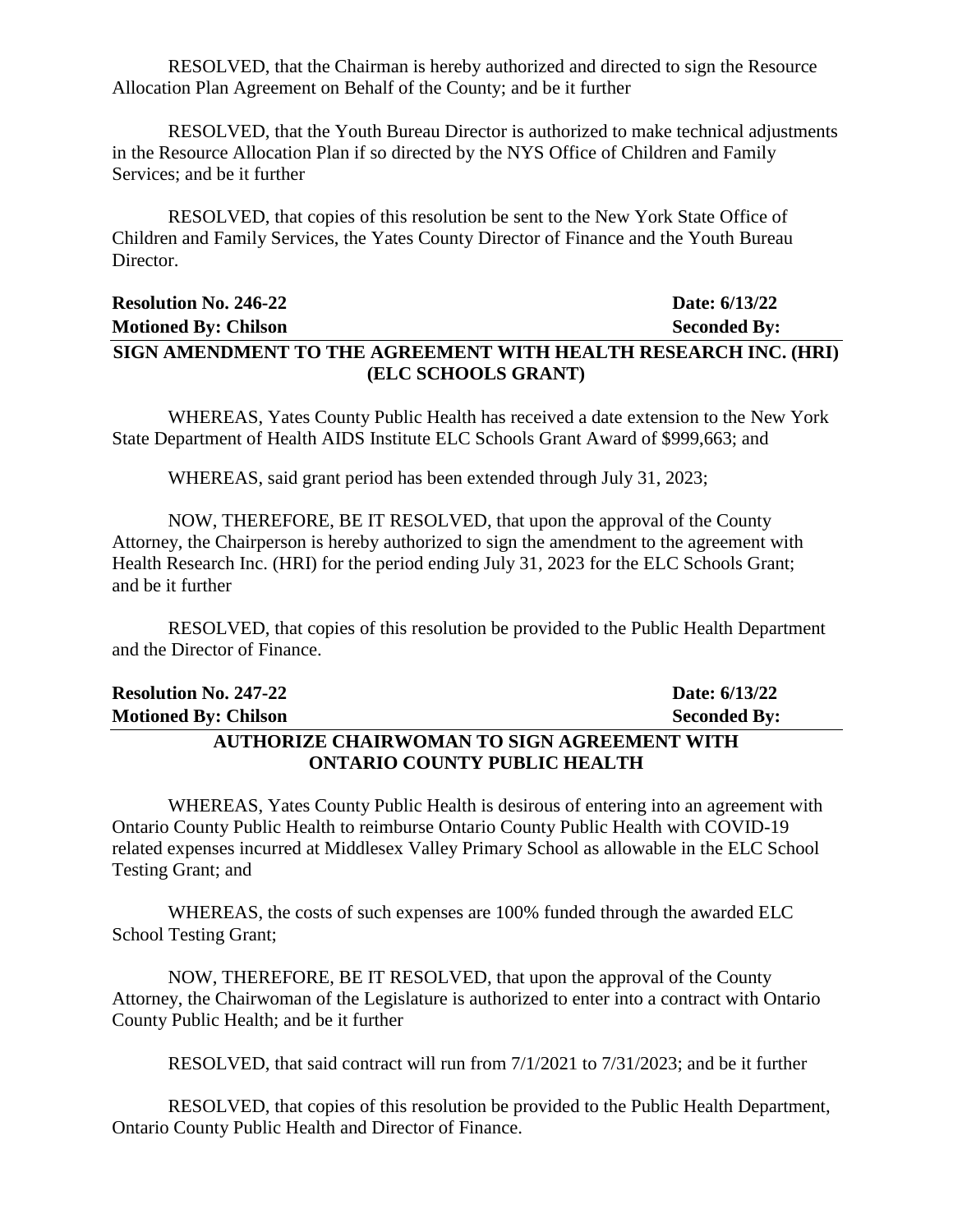RESOLVED, that the Chairman is hereby authorized and directed to sign the Resource Allocation Plan Agreement on Behalf of the County; and be it further

RESOLVED, that the Youth Bureau Director is authorized to make technical adjustments in the Resource Allocation Plan if so directed by the NYS Office of Children and Family Services; and be it further

RESOLVED, that copies of this resolution be sent to the New York State Office of Children and Family Services, the Yates County Director of Finance and the Youth Bureau Director.

**Resolution No. 246-22** **Date: 6/13/22**
**Motioned By: Chilson** **Seconded By:**

**SIGN AMENDMENT TO THE AGREEMENT WITH HEALTH RESEARCH INC. (HRI) (ELC SCHOOLS GRANT)**

WHEREAS, Yates County Public Health has received a date extension to the New York State Department of Health AIDS Institute ELC Schools Grant Award of $999,663; and

WHEREAS, said grant period has been extended through July 31, 2023;

NOW, THEREFORE, BE IT RESOLVED, that upon the approval of the County Attorney, the Chairperson is hereby authorized to sign the amendment to the agreement with Health Research Inc. (HRI) for the period ending July 31, 2023 for the ELC Schools Grant; and be it further

RESOLVED, that copies of this resolution be provided to the Public Health Department and the Director of Finance.

**Resolution No. 247-22** **Date: 6/13/22**
**Motioned By: Chilson** **Seconded By:**

**AUTHORIZE CHAIRWOMAN TO SIGN AGREEMENT WITH ONTARIO COUNTY PUBLIC HEALTH**

WHEREAS, Yates County Public Health is desirous of entering into an agreement with Ontario County Public Health to reimburse Ontario County Public Health with COVID-19 related expenses incurred at Middlesex Valley Primary School as allowable in the ELC School Testing Grant; and

WHEREAS, the costs of such expenses are 100% funded through the awarded ELC School Testing Grant;

NOW, THEREFORE, BE IT RESOLVED, that upon the approval of the County Attorney, the Chairwoman of the Legislature is authorized to enter into a contract with Ontario County Public Health; and be it further

RESOLVED, that said contract will run from 7/1/2021 to 7/31/2023; and be it further

RESOLVED, that copies of this resolution be provided to the Public Health Department, Ontario County Public Health and Director of Finance.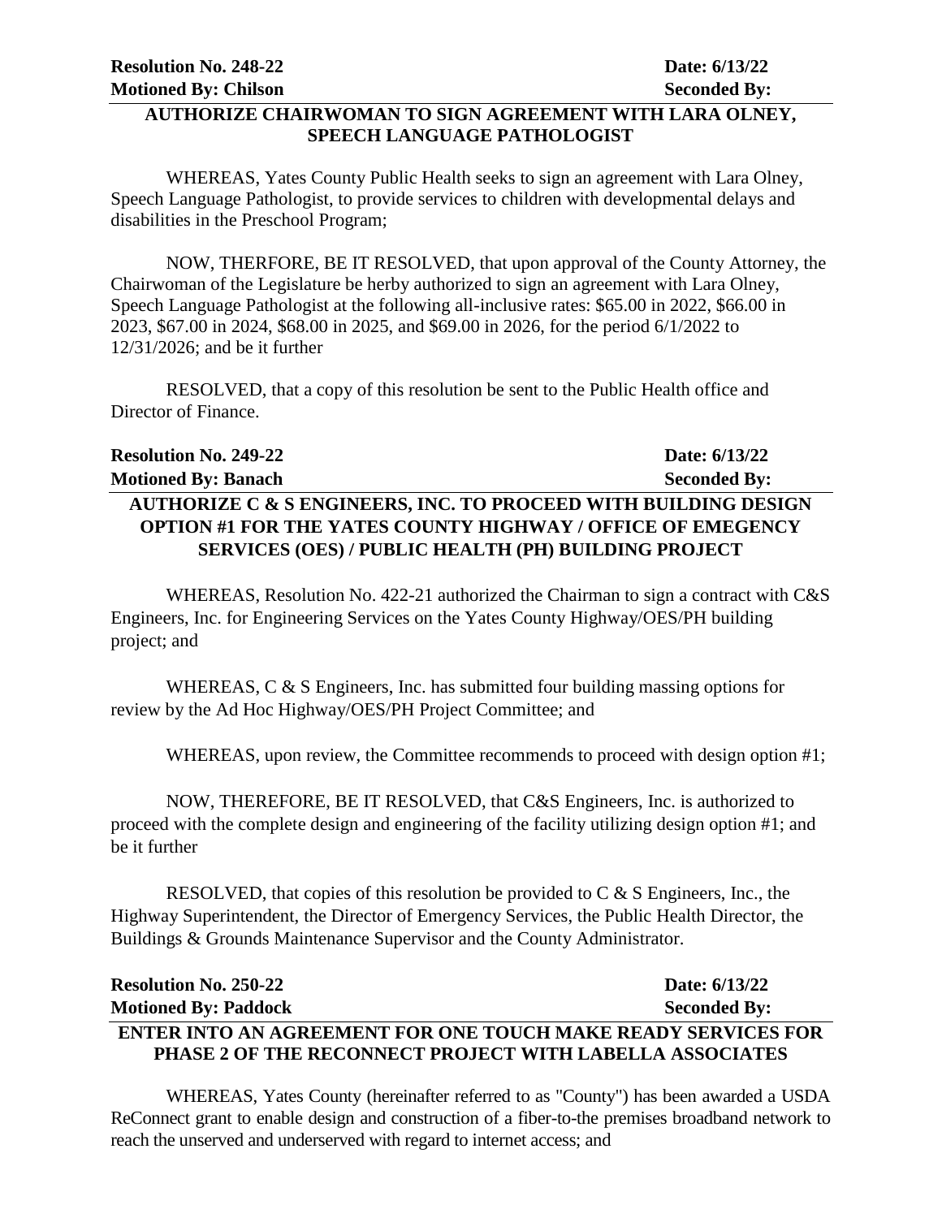**Resolution No. 248-22** **Date: 6/13/22**
**Motioned By: Chilson** **Seconded By:**

**AUTHORIZE CHAIRWOMAN TO SIGN AGREEMENT WITH LARA OLNEY, SPEECH LANGUAGE PATHOLOGIST**

WHEREAS, Yates County Public Health seeks to sign an agreement with Lara Olney, Speech Language Pathologist, to provide services to children with developmental delays and disabilities in the Preschool Program;

NOW, THERFORE, BE IT RESOLVED, that upon approval of the County Attorney, the Chairwoman of the Legislature be herby authorized to sign an agreement with Lara Olney, Speech Language Pathologist at the following all-inclusive rates: $65.00 in 2022, $66.00 in 2023, $67.00 in 2024, $68.00 in 2025, and $69.00 in 2026, for the period 6/1/2022 to 12/31/2026; and be it further

RESOLVED, that a copy of this resolution be sent to the Public Health office and Director of Finance.

**Resolution No. 249-22** **Date: 6/13/22**
**Motioned By: Banach** **Seconded By:**

**AUTHORIZE C & S ENGINEERS, INC. TO PROCEED WITH BUILDING DESIGN OPTION #1 FOR THE YATES COUNTY HIGHWAY / OFFICE OF EMEGENCY SERVICES (OES) / PUBLIC HEALTH (PH) BUILDING PROJECT**

WHEREAS, Resolution No. 422-21 authorized the Chairman to sign a contract with C&S Engineers, Inc. for Engineering Services on the Yates County Highway/OES/PH building project; and

WHEREAS, C & S Engineers, Inc. has submitted four building massing options for review by the Ad Hoc Highway/OES/PH Project Committee; and

WHEREAS, upon review, the Committee recommends to proceed with design option #1;

NOW, THEREFORE, BE IT RESOLVED, that C&S Engineers, Inc. is authorized to proceed with the complete design and engineering of the facility utilizing design option #1; and be it further

RESOLVED, that copies of this resolution be provided to C & S Engineers, Inc., the Highway Superintendent, the Director of Emergency Services, the Public Health Director, the Buildings & Grounds Maintenance Supervisor and the County Administrator.

**Resolution No. 250-22** **Date: 6/13/22**
**Motioned By: Paddock** **Seconded By:**

**ENTER INTO AN AGREEMENT FOR ONE TOUCH MAKE READY SERVICES FOR PHASE 2 OF THE RECONNECT PROJECT WITH LABELLA ASSOCIATES**

WHEREAS, Yates County (hereinafter referred to as "County") has been awarded a USDA ReConnect grant to enable design and construction of a fiber-to-the premises broadband network to reach the unserved and underserved with regard to internet access; and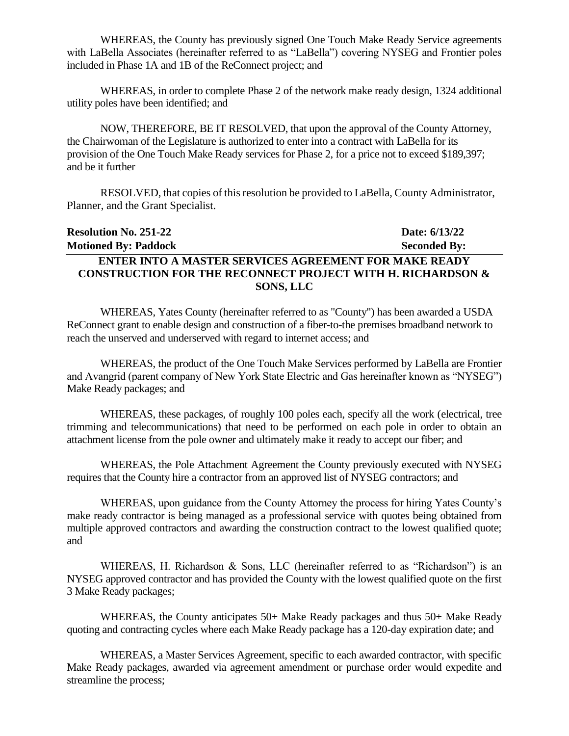WHEREAS, the County has previously signed One Touch Make Ready Service agreements with LaBella Associates (hereinafter referred to as "LaBella") covering NYSEG and Frontier poles included in Phase 1A and 1B of the ReConnect project; and

WHEREAS, in order to complete Phase 2 of the network make ready design, 1324 additional utility poles have been identified; and

NOW, THEREFORE, BE IT RESOLVED, that upon the approval of the County Attorney, the Chairwoman of the Legislature is authorized to enter into a contract with LaBella for its provision of the One Touch Make Ready services for Phase 2, for a price not to exceed $189,397; and be it further

RESOLVED, that copies of this resolution be provided to LaBella, County Administrator, Planner, and the Grant Specialist.

**Resolution No. 251-22** **Date: 6/13/22**
**Motioned By: Paddock** **Seconded By:**

**ENTER INTO A MASTER SERVICES AGREEMENT FOR MAKE READY CONSTRUCTION FOR THE RECONNECT PROJECT WITH H. RICHARDSON & SONS, LLC**

WHEREAS, Yates County (hereinafter referred to as "County") has been awarded a USDA ReConnect grant to enable design and construction of a fiber-to-the premises broadband network to reach the unserved and underserved with regard to internet access; and

WHEREAS, the product of the One Touch Make Services performed by LaBella are Frontier and Avangrid (parent company of New York State Electric and Gas hereinafter known as "NYSEG") Make Ready packages; and

WHEREAS, these packages, of roughly 100 poles each, specify all the work (electrical, tree trimming and telecommunications) that need to be performed on each pole in order to obtain an attachment license from the pole owner and ultimately make it ready to accept our fiber; and

WHEREAS, the Pole Attachment Agreement the County previously executed with NYSEG requires that the County hire a contractor from an approved list of NYSEG contractors; and

WHEREAS, upon guidance from the County Attorney the process for hiring Yates County's make ready contractor is being managed as a professional service with quotes being obtained from multiple approved contractors and awarding the construction contract to the lowest qualified quote; and

WHEREAS, H. Richardson & Sons, LLC (hereinafter referred to as "Richardson") is an NYSEG approved contractor and has provided the County with the lowest qualified quote on the first 3 Make Ready packages;

WHEREAS, the County anticipates 50+ Make Ready packages and thus 50+ Make Ready quoting and contracting cycles where each Make Ready package has a 120-day expiration date; and

WHEREAS, a Master Services Agreement, specific to each awarded contractor, with specific Make Ready packages, awarded via agreement amendment or purchase order would expedite and streamline the process;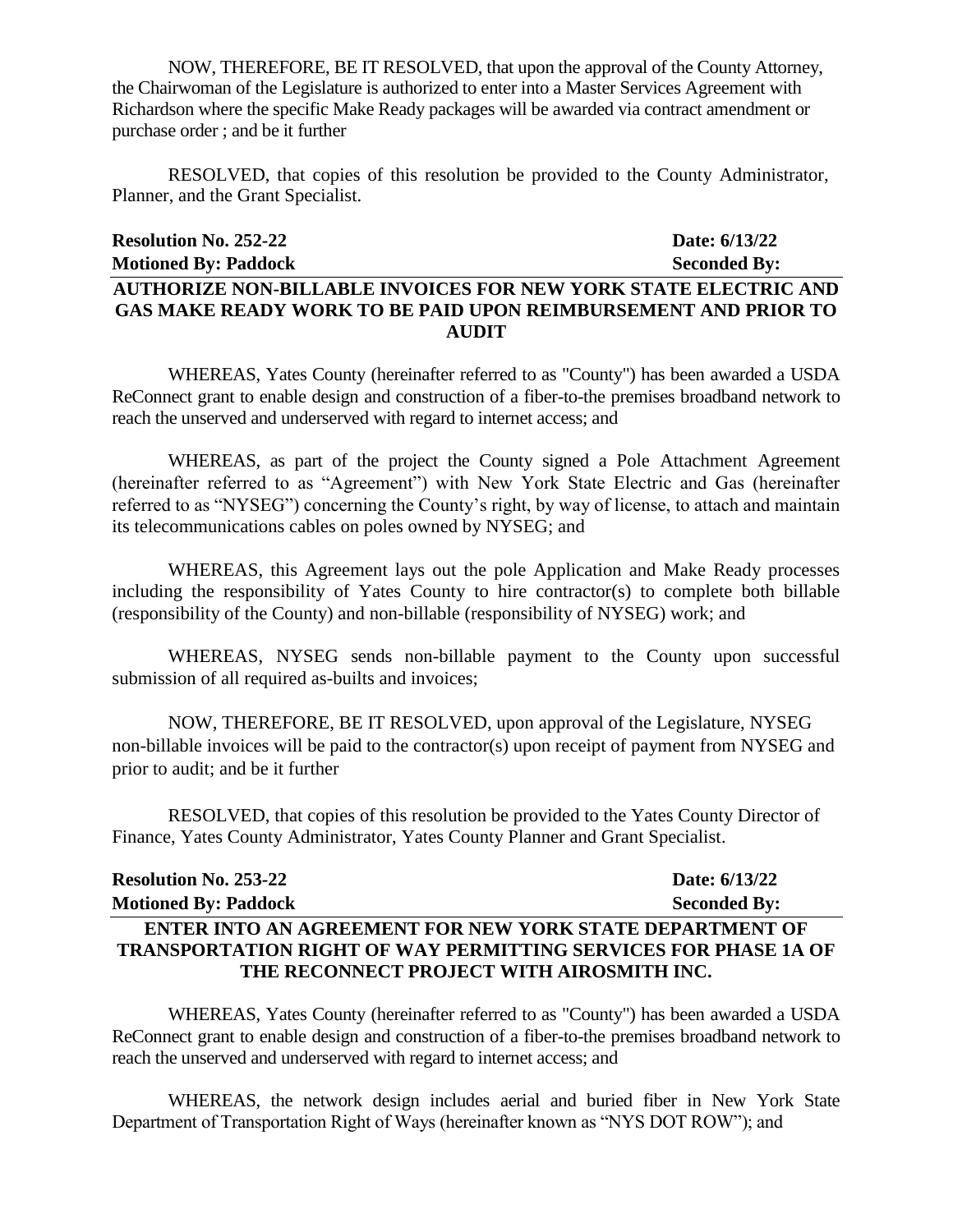NOW, THEREFORE, BE IT RESOLVED, that upon the approval of the County Attorney, the Chairwoman of the Legislature is authorized to enter into a Master Services Agreement with Richardson where the specific Make Ready packages will be awarded via contract amendment or purchase order ; and be it further

RESOLVED, that copies of this resolution be provided to the County Administrator, Planner, and the Grant Specialist.

**Resolution No. 252-22** **Date: 6/13/22**
**Motioned By: Paddock** **Seconded By:**

**AUTHORIZE NON-BILLABLE INVOICES FOR NEW YORK STATE ELECTRIC AND GAS MAKE READY WORK TO BE PAID UPON REIMBURSEMENT AND PRIOR TO AUDIT**

WHEREAS, Yates County (hereinafter referred to as "County") has been awarded a USDA ReConnect grant to enable design and construction of a fiber-to-the premises broadband network to reach the unserved and underserved with regard to internet access; and

WHEREAS, as part of the project the County signed a Pole Attachment Agreement (hereinafter referred to as "Agreement") with New York State Electric and Gas (hereinafter referred to as "NYSEG") concerning the County's right, by way of license, to attach and maintain its telecommunications cables on poles owned by NYSEG; and

WHEREAS, this Agreement lays out the pole Application and Make Ready processes including the responsibility of Yates County to hire contractor(s) to complete both billable (responsibility of the County) and non-billable (responsibility of NYSEG) work; and

WHEREAS, NYSEG sends non-billable payment to the County upon successful submission of all required as-builts and invoices;

NOW, THEREFORE, BE IT RESOLVED, upon approval of the Legislature, NYSEG non-billable invoices will be paid to the contractor(s) upon receipt of payment from NYSEG and prior to audit; and be it further

RESOLVED, that copies of this resolution be provided to the Yates County Director of Finance, Yates County Administrator, Yates County Planner and Grant Specialist.

**Resolution No. 253-22** **Date: 6/13/22**
**Motioned By: Paddock** **Seconded By:**

**ENTER INTO AN AGREEMENT FOR NEW YORK STATE DEPARTMENT OF TRANSPORTATION RIGHT OF WAY PERMITTING SERVICES FOR PHASE 1A OF THE RECONNECT PROJECT WITH AIROSMITH INC.**

WHEREAS, Yates County (hereinafter referred to as "County") has been awarded a USDA ReConnect grant to enable design and construction of a fiber-to-the premises broadband network to reach the unserved and underserved with regard to internet access; and

WHEREAS, the network design includes aerial and buried fiber in New York State Department of Transportation Right of Ways (hereinafter known as "NYS DOT ROW"); and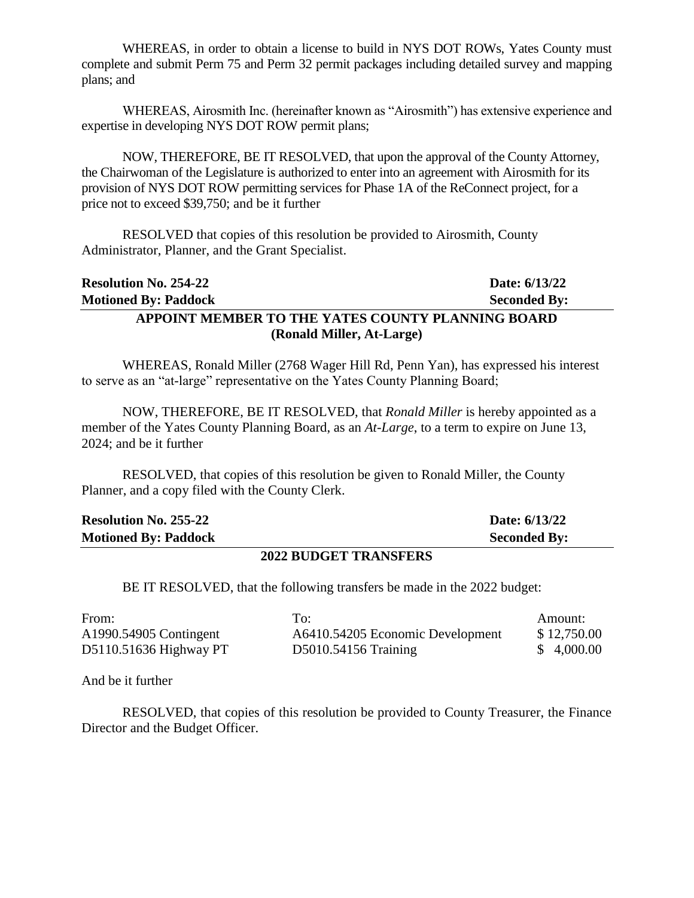WHEREAS, in order to obtain a license to build in NYS DOT ROWs, Yates County must complete and submit Perm 75 and Perm 32 permit packages including detailed survey and mapping plans; and

WHEREAS, Airosmith Inc. (hereinafter known as "Airosmith") has extensive experience and expertise in developing NYS DOT ROW permit plans;

NOW, THEREFORE, BE IT RESOLVED, that upon the approval of the County Attorney, the Chairwoman of the Legislature is authorized to enter into an agreement with Airosmith for its provision of NYS DOT ROW permitting services for Phase 1A of the ReConnect project, for a price not to exceed $39,750; and be it further

RESOLVED that copies of this resolution be provided to Airosmith, County Administrator, Planner, and the Grant Specialist.

**Resolution No. 254-22** **Date: 6/13/22**
**Motioned By: Paddock** **Seconded By:**

## APPOINT MEMBER TO THE YATES COUNTY PLANNING BOARD (Ronald Miller, At-Large)

WHEREAS, Ronald Miller (2768 Wager Hill Rd, Penn Yan), has expressed his interest to serve as an "at-large" representative on the Yates County Planning Board;

NOW, THEREFORE, BE IT RESOLVED, that *Ronald Miller* is hereby appointed as a member of the Yates County Planning Board, as an *At-Large*, to a term to expire on June 13, 2024; and be it further

RESOLVED, that copies of this resolution be given to Ronald Miller, the County Planner, and a copy filed with the County Clerk.

**Resolution No. 255-22** **Date: 6/13/22**
**Motioned By: Paddock** **Seconded By:**

## 2022 BUDGET TRANSFERS

BE IT RESOLVED, that the following transfers be made in the 2022 budget:

| From: | To: | Amount: |
|---|---|---|
| A1990.54905 Contingent | A6410.54205 Economic Development | $ 12,750.00 |
| D5110.51636 Highway PT | D5010.54156 Training | $ 4,000.00 |

And be it further

RESOLVED, that copies of this resolution be provided to County Treasurer, the Finance Director and the Budget Officer.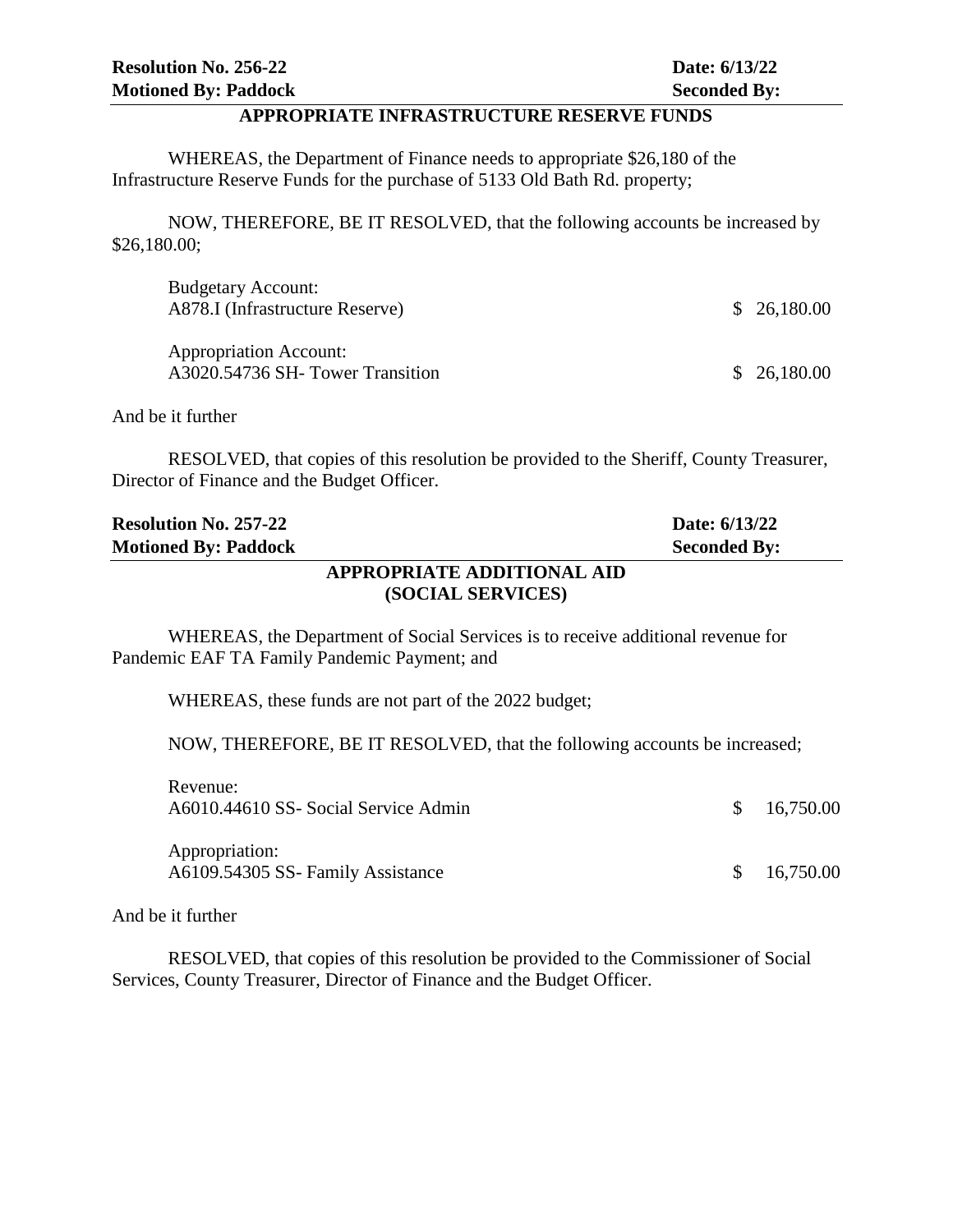**Resolution No. 256-22** **Date: 6/13/22**
**Motioned By: Paddock** **Seconded By:**

**APPROPRIATE INFRASTRUCTURE RESERVE FUNDS**

WHEREAS, the Department of Finance needs to appropriate $26,180 of the Infrastructure Reserve Funds for the purchase of 5133 Old Bath Rd. property;

NOW, THEREFORE, BE IT RESOLVED, that the following accounts be increased by $26,180.00;

| | |
|---|---|
| Budgetary Account: | |
| A878.I (Infrastructure Reserve) | $ 26,180.00 |
| Appropriation Account: | |
| A3020.54736 SH- Tower Transition | $ 26,180.00 |

And be it further

RESOLVED, that copies of this resolution be provided to the Sheriff, County Treasurer, Director of Finance and the Budget Officer.

**Resolution No. 257-22** **Date: 6/13/22**
**Motioned By: Paddock** **Seconded By:**

**APPROPRIATE ADDITIONAL AID (SOCIAL SERVICES)**

WHEREAS, the Department of Social Services is to receive additional revenue for Pandemic EAF TA Family Pandemic Payment; and

WHEREAS, these funds are not part of the 2022 budget;

NOW, THEREFORE, BE IT RESOLVED, that the following accounts be increased;

| | |
|---|---|
| Revenue: | |
| A6010.44610 SS- Social Service Admin | $ 16,750.00 |
| Appropriation: | |
| A6109.54305 SS- Family Assistance | $ 16,750.00 |

And be it further

RESOLVED, that copies of this resolution be provided to the Commissioner of Social Services, County Treasurer, Director of Finance and the Budget Officer.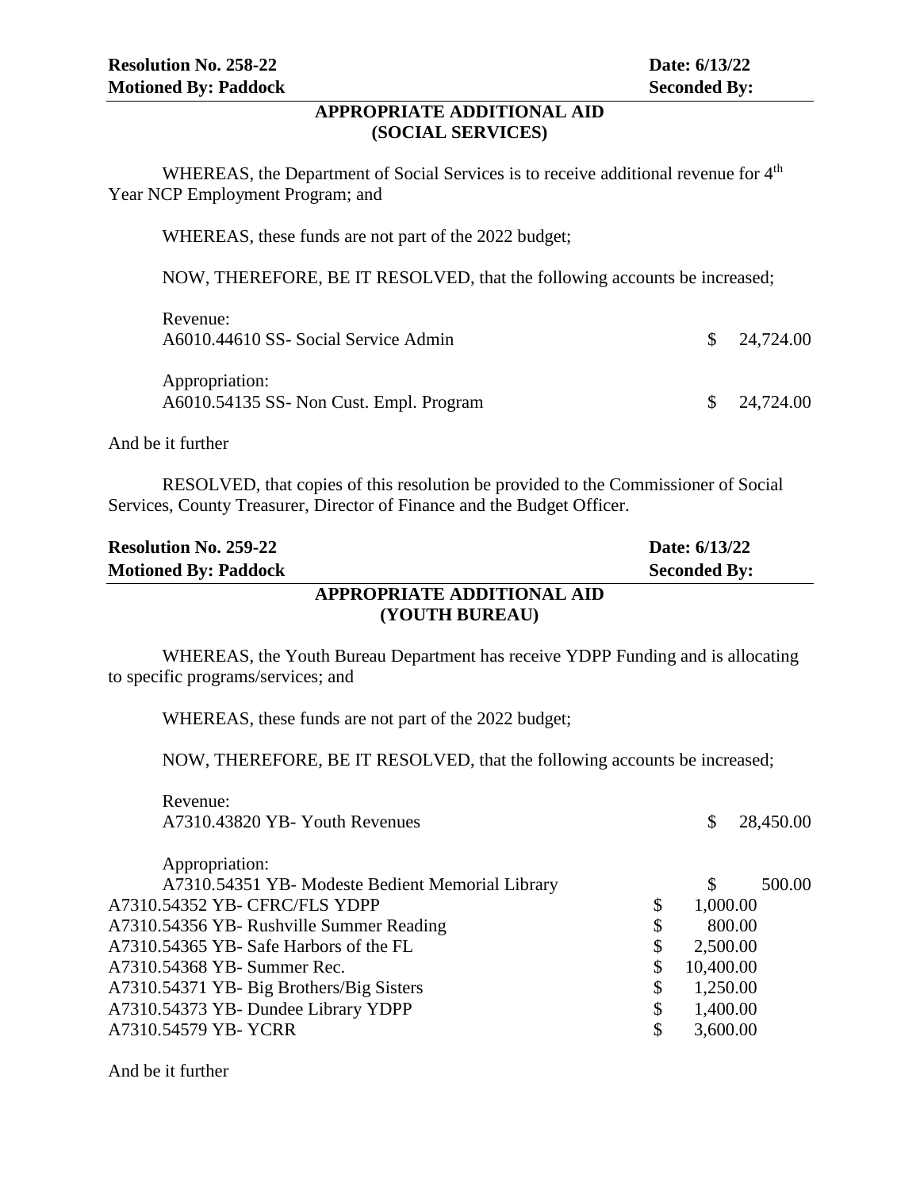**Resolution No. 258-22** | **Date: 6/13/22**
**Motioned By: Paddock** | **Seconded By:**

## APPROPRIATE ADDITIONAL AID
## (SOCIAL SERVICES)

WHEREAS, the Department of Social Services is to receive additional revenue for 4th Year NCP Employment Program; and

WHEREAS, these funds are not part of the 2022 budget;

NOW, THEREFORE, BE IT RESOLVED, that the following accounts be increased;

| | |
|---|---|
| Revenue: | |
| A6010.44610 SS- Social Service Admin | $ 24,724.00 |
| Appropriation: | |
| A6010.54135 SS- Non Cust. Empl. Program | $ 24,724.00 |

And be it further

RESOLVED, that copies of this resolution be provided to the Commissioner of Social Services, County Treasurer, Director of Finance and the Budget Officer.

**Resolution No. 259-22** | **Date: 6/13/22**
**Motioned By: Paddock** | **Seconded By:**

## APPROPRIATE ADDITIONAL AID
## (YOUTH BUREAU)

WHEREAS, the Youth Bureau Department has receive YDPP Funding and is allocating to specific programs/services; and

WHEREAS, these funds are not part of the 2022 budget;

NOW, THEREFORE, BE IT RESOLVED, that the following accounts be increased;

| | |
|---|---|
| Revenue: | |
| A7310.43820 YB- Youth Revenues | $ 28,450.00 |
| Appropriation: | |
| A7310.54351 YB- Modeste Bedient Memorial Library | $ 500.00 |
| A7310.54352 YB- CFRC/FLS YDPP | $ 1,000.00 |
| A7310.54356 YB- Rushville Summer Reading | $ 800.00 |
| A7310.54365 YB- Safe Harbors of the FL | $ 2,500.00 |
| A7310.54368 YB- Summer Rec. | $ 10,400.00 |
| A7310.54371 YB- Big Brothers/Big Sisters | $ 1,250.00 |
| A7310.54373 YB- Dundee Library YDPP | $ 1,400.00 |
| A7310.54579 YB- YCRR | $ 3,600.00 |

And be it further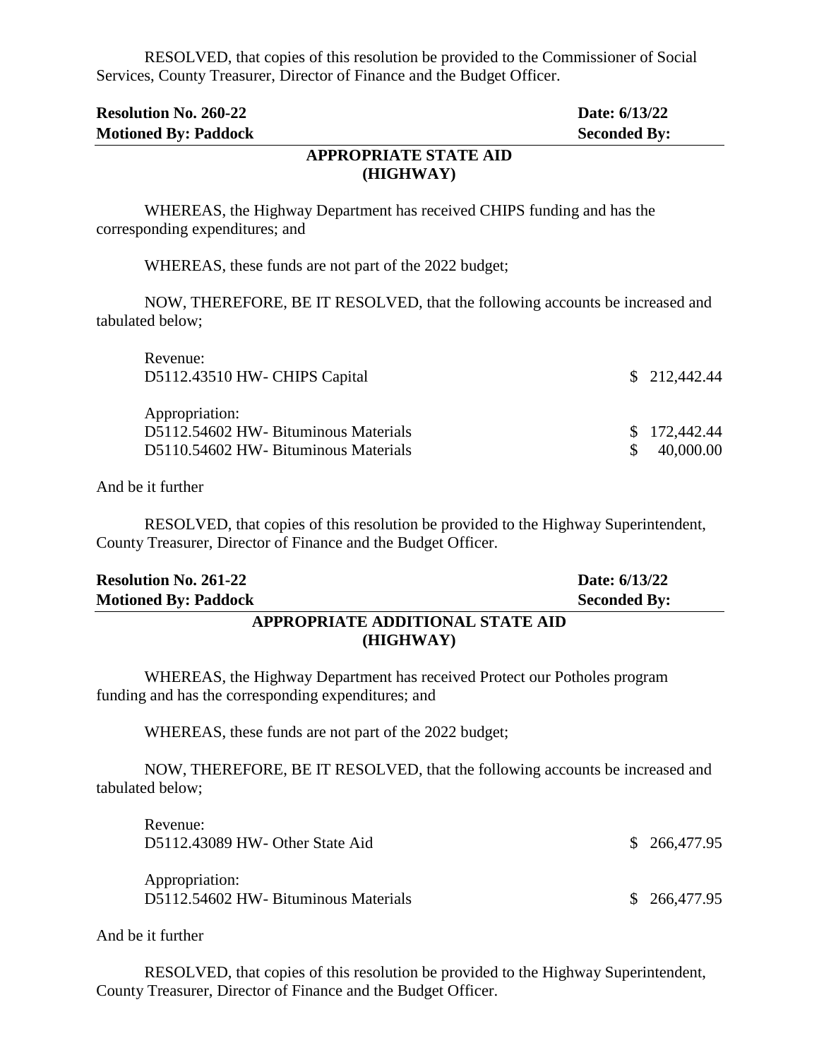RESOLVED, that copies of this resolution be provided to the Commissioner of Social Services, County Treasurer, Director of Finance and the Budget Officer.

| **Resolution No. 260-22** | **Date: 6/13/22** |
|---|---|
| **Motioned By: Paddock** | **Seconded By:** |

### APPROPRIATE STATE AID (HIGHWAY)

WHEREAS, the Highway Department has received CHIPS funding and has the corresponding expenditures; and

WHEREAS, these funds are not part of the 2022 budget;

NOW, THEREFORE, BE IT RESOLVED, that the following accounts be increased and tabulated below;

| | |
|---|---|
| Revenue: | |
| D5112.43510 HW- CHIPS Capital | $ 212,442.44 |
| Appropriation: | |
| D5112.54602 HW- Bituminous Materials | $ 172,442.44 |
| D5110.54602 HW- Bituminous Materials | $ 40,000.00 |

And be it further

RESOLVED, that copies of this resolution be provided to the Highway Superintendent, County Treasurer, Director of Finance and the Budget Officer.

| **Resolution No. 261-22** | **Date: 6/13/22** |
|---|---|
| **Motioned By: Paddock** | **Seconded By:** |

### APPROPRIATE ADDITIONAL STATE AID (HIGHWAY)

WHEREAS, the Highway Department has received Protect our Potholes program funding and has the corresponding expenditures; and

WHEREAS, these funds are not part of the 2022 budget;

NOW, THEREFORE, BE IT RESOLVED, that the following accounts be increased and tabulated below;

| | |
|---|---|
| Revenue: | |
| D5112.43089 HW- Other State Aid | $ 266,477.95 |
| Appropriation: | |
| D5112.54602 HW- Bituminous Materials | $ 266,477.95 |

And be it further

RESOLVED, that copies of this resolution be provided to the Highway Superintendent, County Treasurer, Director of Finance and the Budget Officer.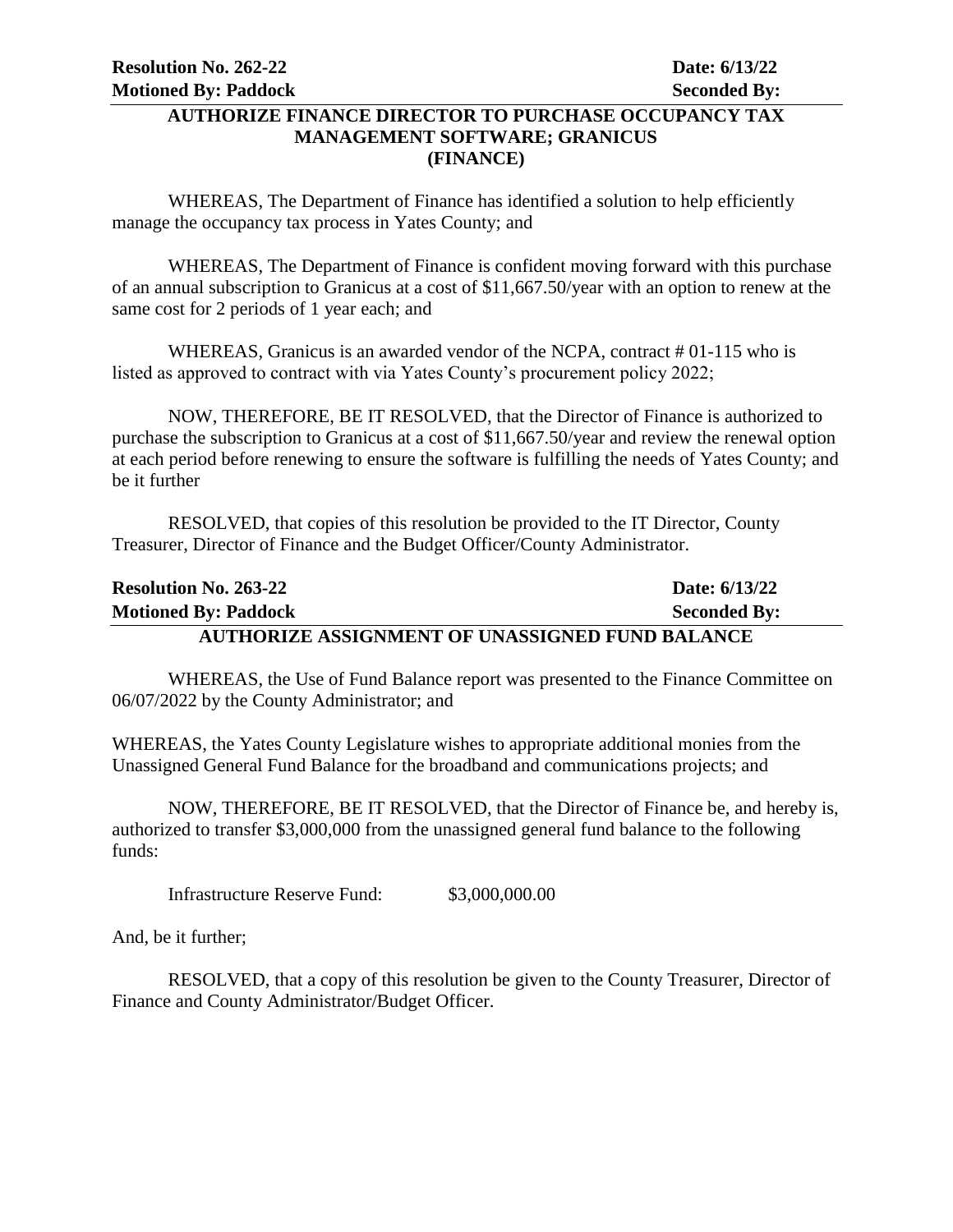**Resolution No. 262-22** **Date: 6/13/22**
**Motioned By: Paddock** **Seconded By:**

## AUTHORIZE FINANCE DIRECTOR TO PURCHASE OCCUPANCY TAX MANAGEMENT SOFTWARE; GRANICUS (FINANCE)

WHEREAS, The Department of Finance has identified a solution to help efficiently manage the occupancy tax process in Yates County; and

WHEREAS, The Department of Finance is confident moving forward with this purchase of an annual subscription to Granicus at a cost of $11,667.50/year with an option to renew at the same cost for 2 periods of 1 year each; and

WHEREAS, Granicus is an awarded vendor of the NCPA, contract # 01-115 who is listed as approved to contract with via Yates County's procurement policy 2022;

NOW, THEREFORE, BE IT RESOLVED, that the Director of Finance is authorized to purchase the subscription to Granicus at a cost of $11,667.50/year and review the renewal option at each period before renewing to ensure the software is fulfilling the needs of Yates County; and be it further

RESOLVED, that copies of this resolution be provided to the IT Director, County Treasurer, Director of Finance and the Budget Officer/County Administrator.

**Resolution No. 263-22** **Date: 6/13/22**
**Motioned By: Paddock** **Seconded By:**

## AUTHORIZE ASSIGNMENT OF UNASSIGNED FUND BALANCE

WHEREAS, the Use of Fund Balance report was presented to the Finance Committee on 06/07/2022 by the County Administrator; and

WHEREAS, the Yates County Legislature wishes to appropriate additional monies from the Unassigned General Fund Balance for the broadband and communications projects; and

NOW, THEREFORE, BE IT RESOLVED, that the Director of Finance be, and hereby is, authorized to transfer $3,000,000 from the unassigned general fund balance to the following funds:

Infrastructure Reserve Fund: $3,000,000.00

And, be it further;

RESOLVED, that a copy of this resolution be given to the County Treasurer, Director of Finance and County Administrator/Budget Officer.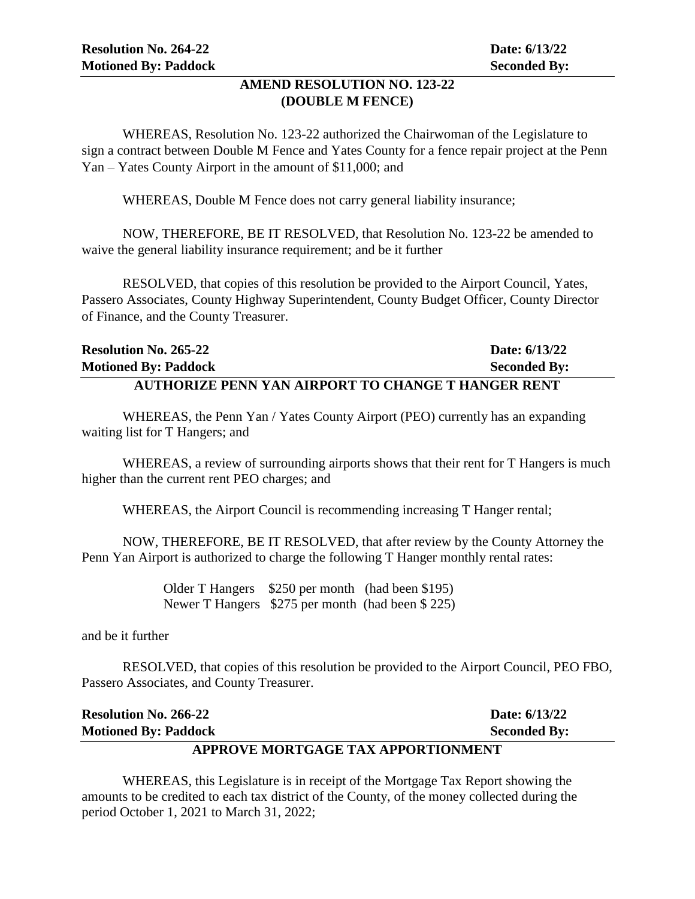**Resolution No. 264-22** **Date: 6/13/22**
**Motioned By: Paddock** **Seconded By:**

## AMEND RESOLUTION NO. 123-22 (DOUBLE M FENCE)

WHEREAS, Resolution No. 123-22 authorized the Chairwoman of the Legislature to sign a contract between Double M Fence and Yates County for a fence repair project at the Penn Yan – Yates County Airport in the amount of $11,000; and

WHEREAS, Double M Fence does not carry general liability insurance;

NOW, THEREFORE, BE IT RESOLVED, that Resolution No. 123-22 be amended to waive the general liability insurance requirement; and be it further

RESOLVED, that copies of this resolution be provided to the Airport Council, Yates, Passero Associates, County Highway Superintendent, County Budget Officer, County Director of Finance, and the County Treasurer.

**Resolution No. 265-22** **Date: 6/13/22**
**Motioned By: Paddock** **Seconded By:**

## AUTHORIZE PENN YAN AIRPORT TO CHANGE T HANGER RENT

WHEREAS, the Penn Yan / Yates County Airport (PEO) currently has an expanding waiting list for T Hangers; and

WHEREAS, a review of surrounding airports shows that their rent for T Hangers is much higher than the current rent PEO charges; and

WHEREAS, the Airport Council is recommending increasing T Hanger rental;

NOW, THEREFORE, BE IT RESOLVED, that after review by the County Attorney the Penn Yan Airport is authorized to charge the following T Hanger monthly rental rates:

Older T Hangers $250 per month (had been $195)
Newer T Hangers $275 per month (had been $ 225)

and be it further

RESOLVED, that copies of this resolution be provided to the Airport Council, PEO FBO, Passero Associates, and County Treasurer.

**Resolution No. 266-22** **Date: 6/13/22**
**Motioned By: Paddock** **Seconded By:**

## APPROVE MORTGAGE TAX APPORTIONMENT

WHEREAS, this Legislature is in receipt of the Mortgage Tax Report showing the amounts to be credited to each tax district of the County, of the money collected during the period October 1, 2021 to March 31, 2022;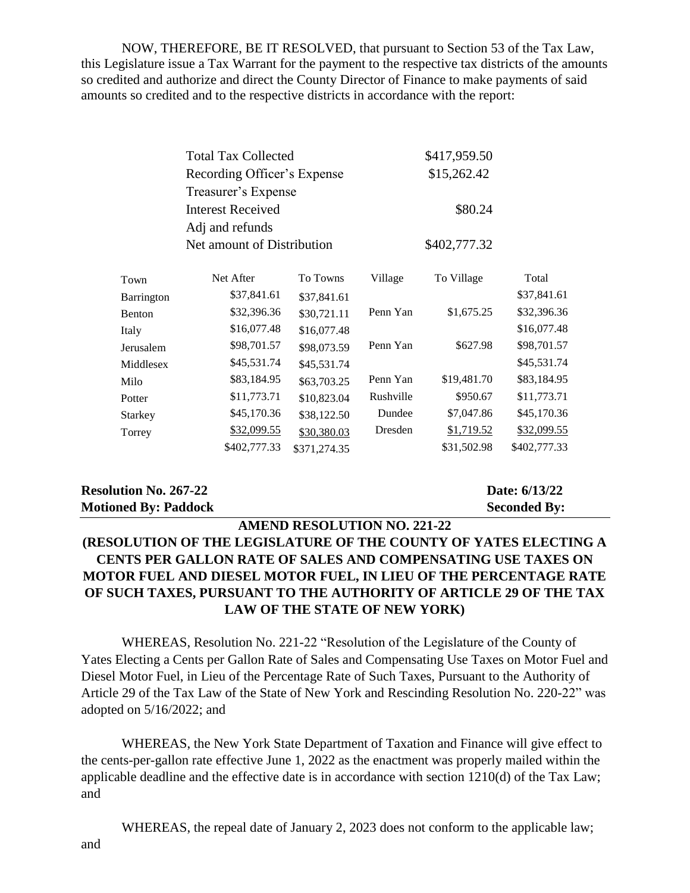NOW, THEREFORE, BE IT RESOLVED, that pursuant to Section 53 of the Tax Law, this Legislature issue a Tax Warrant for the payment to the respective tax districts of the amounts so credited and authorize and direct the County Director of Finance to make payments of said amounts so credited and to the respective districts in accordance with the report:

| | |
|---|---|
| Total Tax Collected | $417,959.50 |
| Recording Officer's Expense | $15,262.42 |
| Treasurer's Expense | |
| Interest Received | $80.24 |
| Adj and refunds | |
| Net amount of Distribution | $402,777.32 |

| Town | Net After | To Towns | Village | To Village | Total |
|---|---|---|---|---|---|
| Barrington | $37,841.61 | $37,841.61 | | | $37,841.61 |
| Benton | $32,396.36 | $30,721.11 | Penn Yan | $1,675.25 | $32,396.36 |
| Italy | $16,077.48 | $16,077.48 | | | $16,077.48 |
| Jerusalem | $98,701.57 | $98,073.59 | Penn Yan | $627.98 | $98,701.57 |
| Middlesex | $45,531.74 | $45,531.74 | | | $45,531.74 |
| Milo | $83,184.95 | $63,703.25 | Penn Yan | $19,481.70 | $83,184.95 |
| Potter | $11,773.71 | $10,823.04 | Rushville | $950.67 | $11,773.71 |
| Starkey | $45,170.36 | $38,122.50 | Dundee | $7,047.86 | $45,170.36 |
| Torrey | $32,099.55 | $30,380.03 | Dresden | $1,719.52 | $32,099.55 |
| | $402,777.33 | $371,274.35 | | $31,502.98 | $402,777.33 |

**Resolution No. 267-22** **Date: 6/13/22**
**Motioned By: Paddock** **Seconded By:**

**AMEND RESOLUTION NO. 221-22**

**(RESOLUTION OF THE LEGISLATURE OF THE COUNTY OF YATES ELECTING A CENTS PER GALLON RATE OF SALES AND COMPENSATING USE TAXES ON MOTOR FUEL AND DIESEL MOTOR FUEL, IN LIEU OF THE PERCENTAGE RATE OF SUCH TAXES, PURSUANT TO THE AUTHORITY OF ARTICLE 29 OF THE TAX LAW OF THE STATE OF NEW YORK)**

WHEREAS, Resolution No. 221-22 "Resolution of the Legislature of the County of Yates Electing a Cents per Gallon Rate of Sales and Compensating Use Taxes on Motor Fuel and Diesel Motor Fuel, in Lieu of the Percentage Rate of Such Taxes, Pursuant to the Authority of Article 29 of the Tax Law of the State of New York and Rescinding Resolution No. 220-22" was adopted on 5/16/2022; and

WHEREAS, the New York State Department of Taxation and Finance will give effect to the cents-per-gallon rate effective June 1, 2022 as the enactment was properly mailed within the applicable deadline and the effective date is in accordance with section 1210(d) of the Tax Law; and

WHEREAS, the repeal date of January 2, 2023 does not conform to the applicable law; and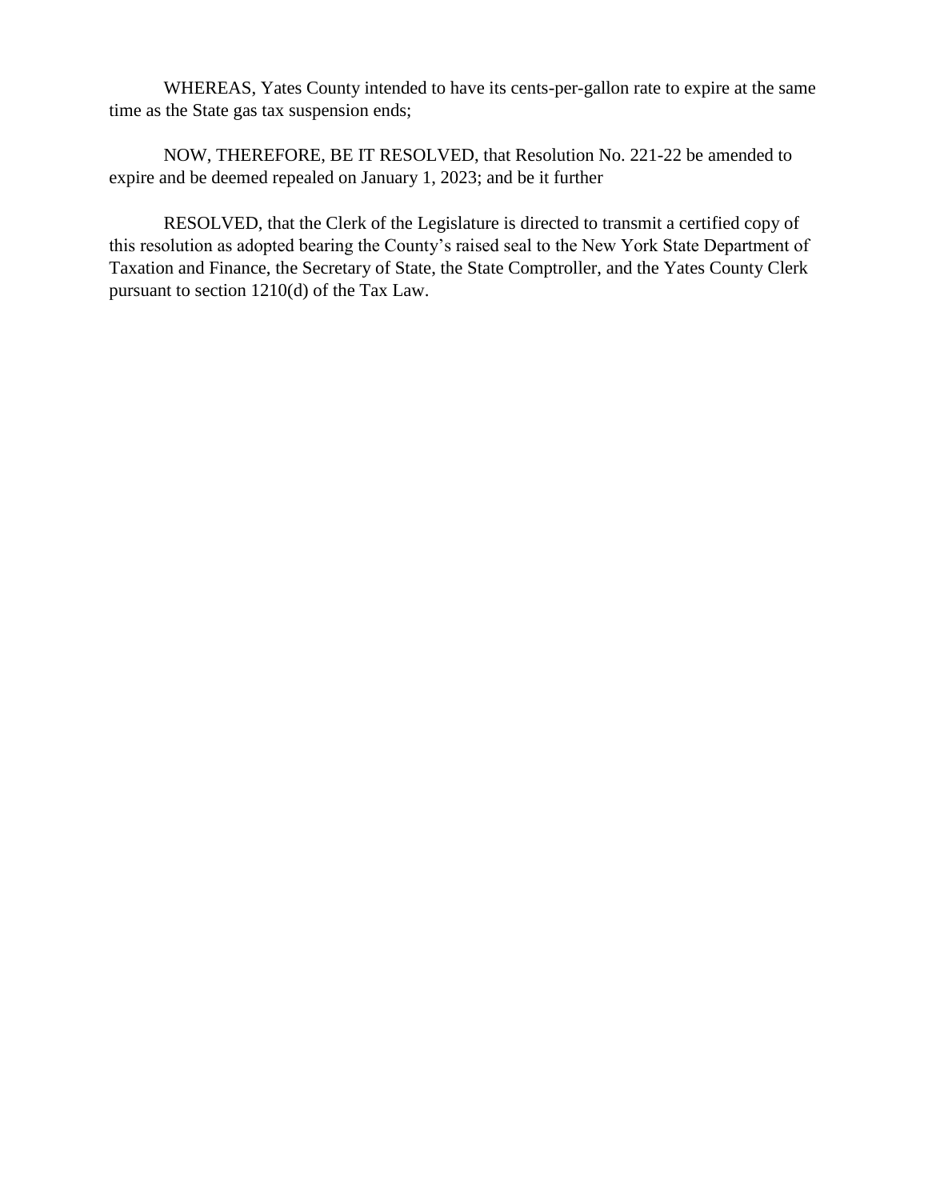WHEREAS, Yates County intended to have its cents-per-gallon rate to expire at the same time as the State gas tax suspension ends;

NOW, THEREFORE, BE IT RESOLVED, that Resolution No. 221-22 be amended to expire and be deemed repealed on January 1, 2023; and be it further

RESOLVED, that the Clerk of the Legislature is directed to transmit a certified copy of this resolution as adopted bearing the County's raised seal to the New York State Department of Taxation and Finance, the Secretary of State, the State Comptroller, and the Yates County Clerk pursuant to section 1210(d) of the Tax Law.